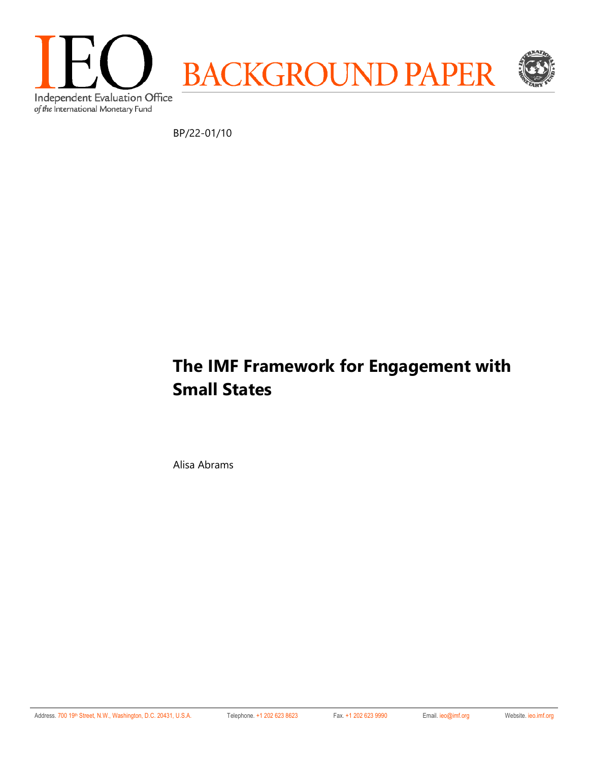IEO

Independent Evaluation Office
*of the* International Monetary Fund

BACKGROUND PAPER

BP/22-01/10

# The IMF Framework for Engagement with Small States

Alisa Abrams

Address. 700 19th Street, N.W., Washington, D.C. 20431, U.S.A. Telephone. +1 202 623 8623 Fax. +1 202 623 9990 Email. ieo@imf.org Website. ieo.imf.org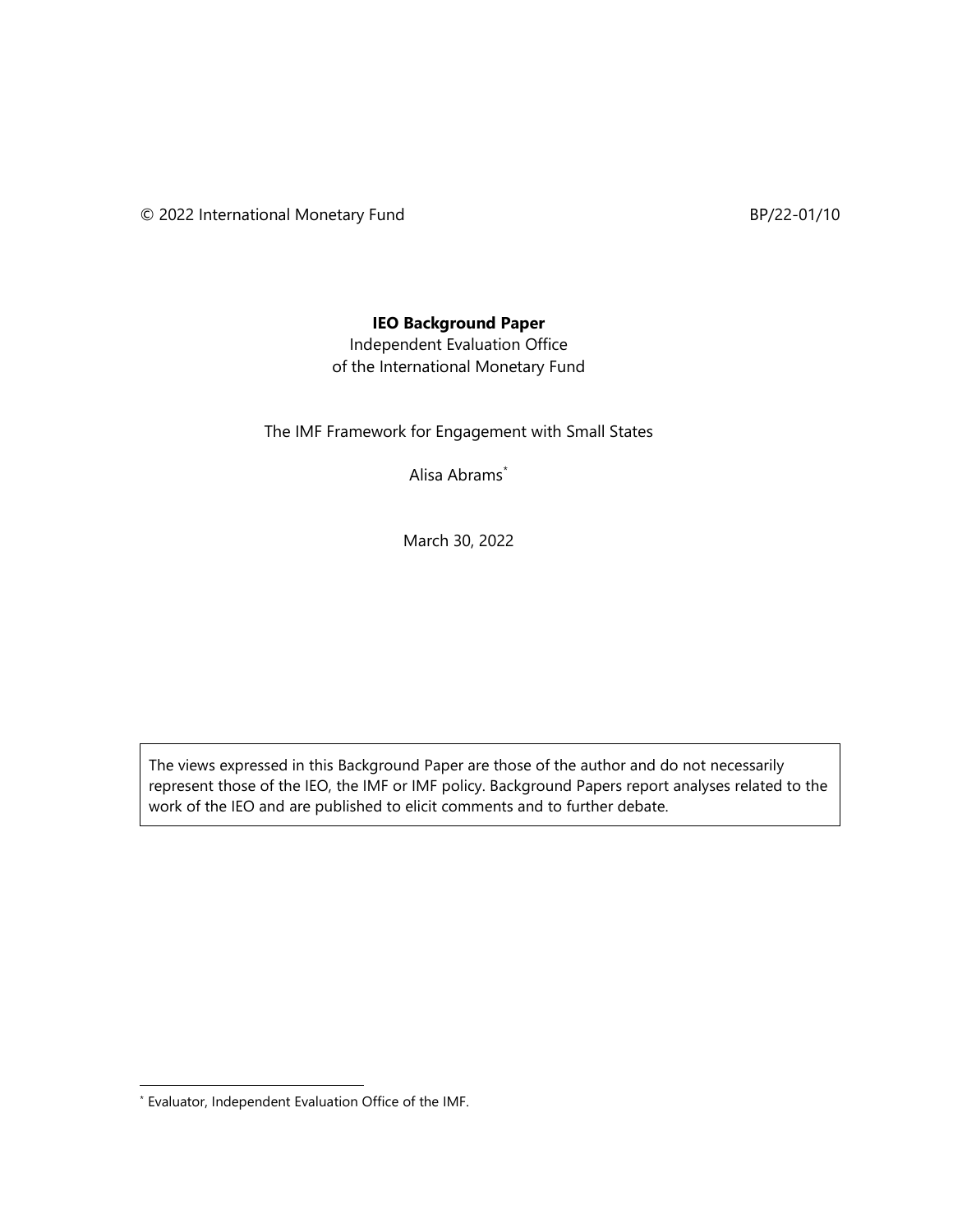© 2022 International Monetary Fund BP/22-01/10

**IEO Background Paper**

Independent Evaluation Office
of the International Monetary Fund

The IMF Framework for Engagement with Small States

Alisa Abrams[*]

March 30, 2022

The views expressed in this Background Paper are those of the author and do not necessarily represent those of the IEO, the IMF or IMF policy. Background Papers report analyses related to the work of the IEO and are published to elicit comments and to further debate.

[*] Evaluator, Independent Evaluation Office of the IMF.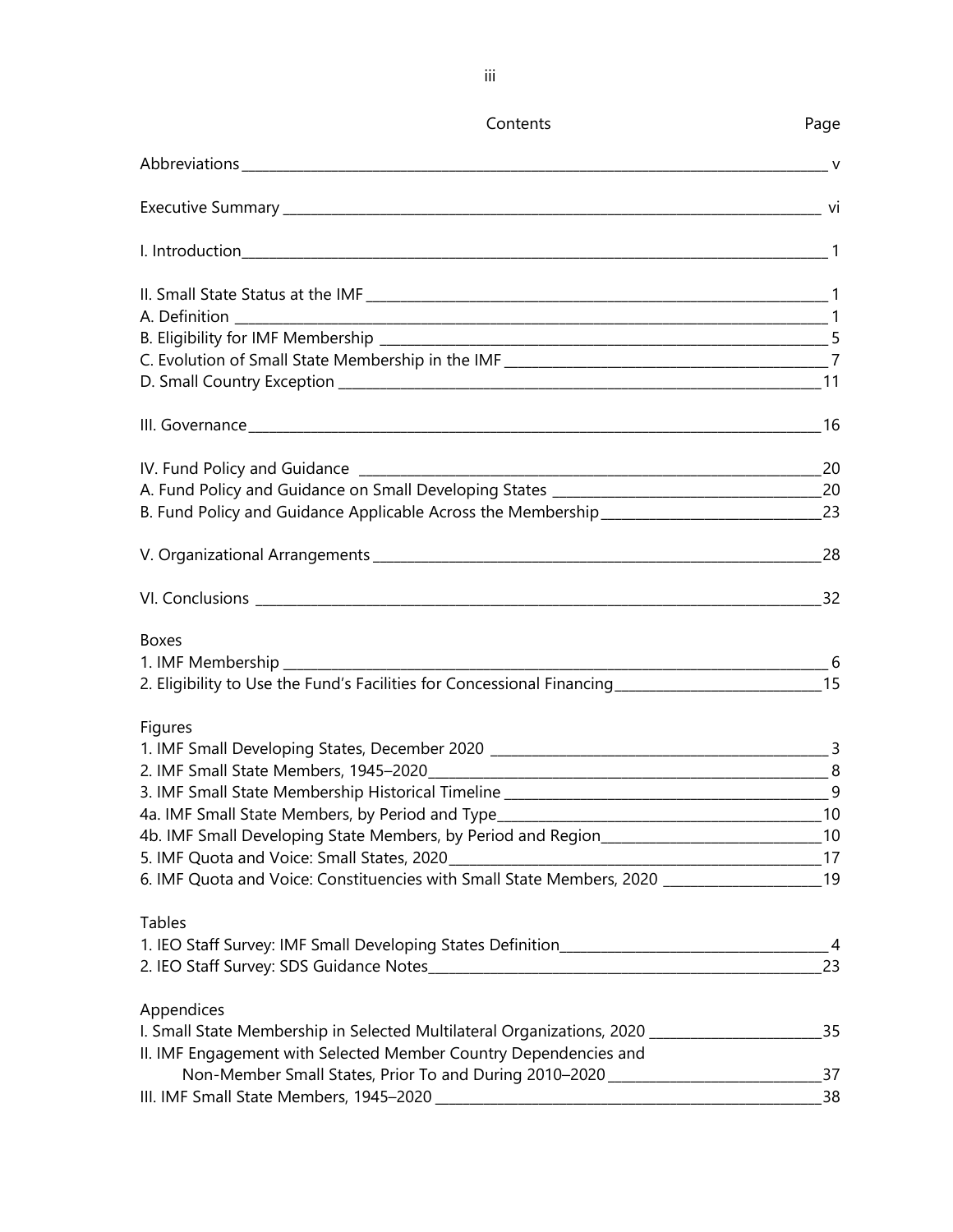# Contents

| | Page |
|---|---|
| Abbreviations | v |
| Executive Summary | vi |
| I. Introduction | 1 |
| II. Small State Status at the IMF | 1 |
| A. Definition | 1 |
| B. Eligibility for IMF Membership | 5 |
| C. Evolution of Small State Membership in the IMF | 7 |
| D. Small Country Exception | 11 |
| III. Governance | 16 |
| IV. Fund Policy and Guidance | 20 |
| A. Fund Policy and Guidance on Small Developing States | 20 |
| B. Fund Policy and Guidance Applicable Across the Membership | 23 |
| V. Organizational Arrangements | 28 |
| VI. Conclusions | 32 |

**Boxes**

| | |
|---|---|
| 1. IMF Membership | 6 |
| 2. Eligibility to Use the Fund's Facilities for Concessional Financing | 15 |

**Figures**

| | |
|---|---|
| 1. IMF Small Developing States, December 2020 | 3 |
| 2. IMF Small State Members, 1945–2020 | 8 |
| 3. IMF Small State Membership Historical Timeline | 9 |
| 4a. IMF Small State Members, by Period and Type | 10 |
| 4b. IMF Small Developing State Members, by Period and Region | 10 |
| 5. IMF Quota and Voice: Small States, 2020 | 17 |
| 6. IMF Quota and Voice: Constituencies with Small State Members, 2020 | 19 |

**Tables**

| | |
|---|---|
| 1. IEO Staff Survey: IMF Small Developing States Definition | 4 |
| 2. IEO Staff Survey: SDS Guidance Notes | 23 |

**Appendices**

| | |
|---|---|
| I. Small State Membership in Selected Multilateral Organizations, 2020 | 35 |
| II. IMF Engagement with Selected Member Country Dependencies and Non-Member Small States, Prior To and During 2010–2020 | 37 |
| III. IMF Small State Members, 1945–2020 | 38 |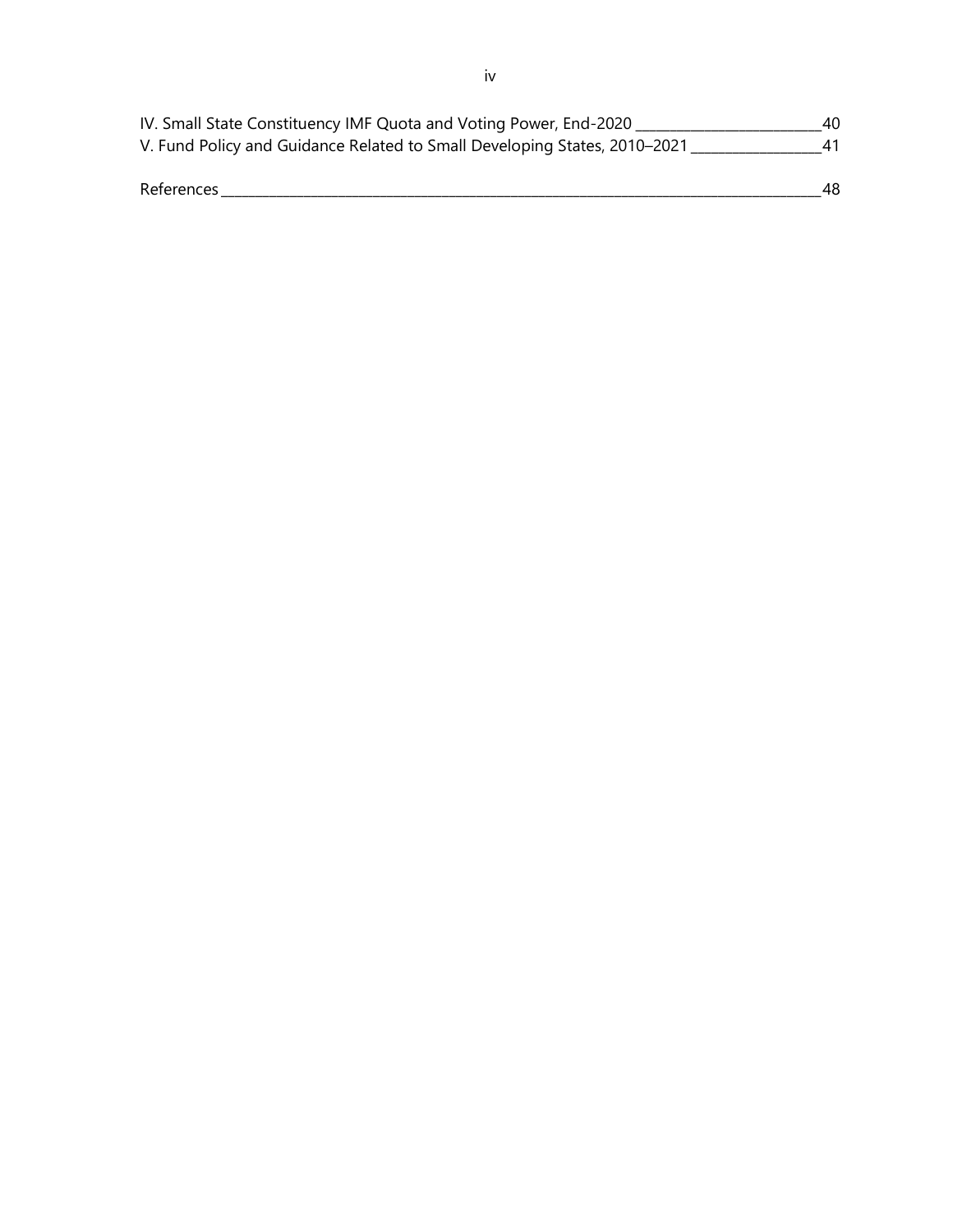IV. Small State Constituency IMF Quota and Voting Power, End-2020 ___ 40
V. Fund Policy and Guidance Related to Small Developing States, 2010–2021 ___ 41

References ___ 48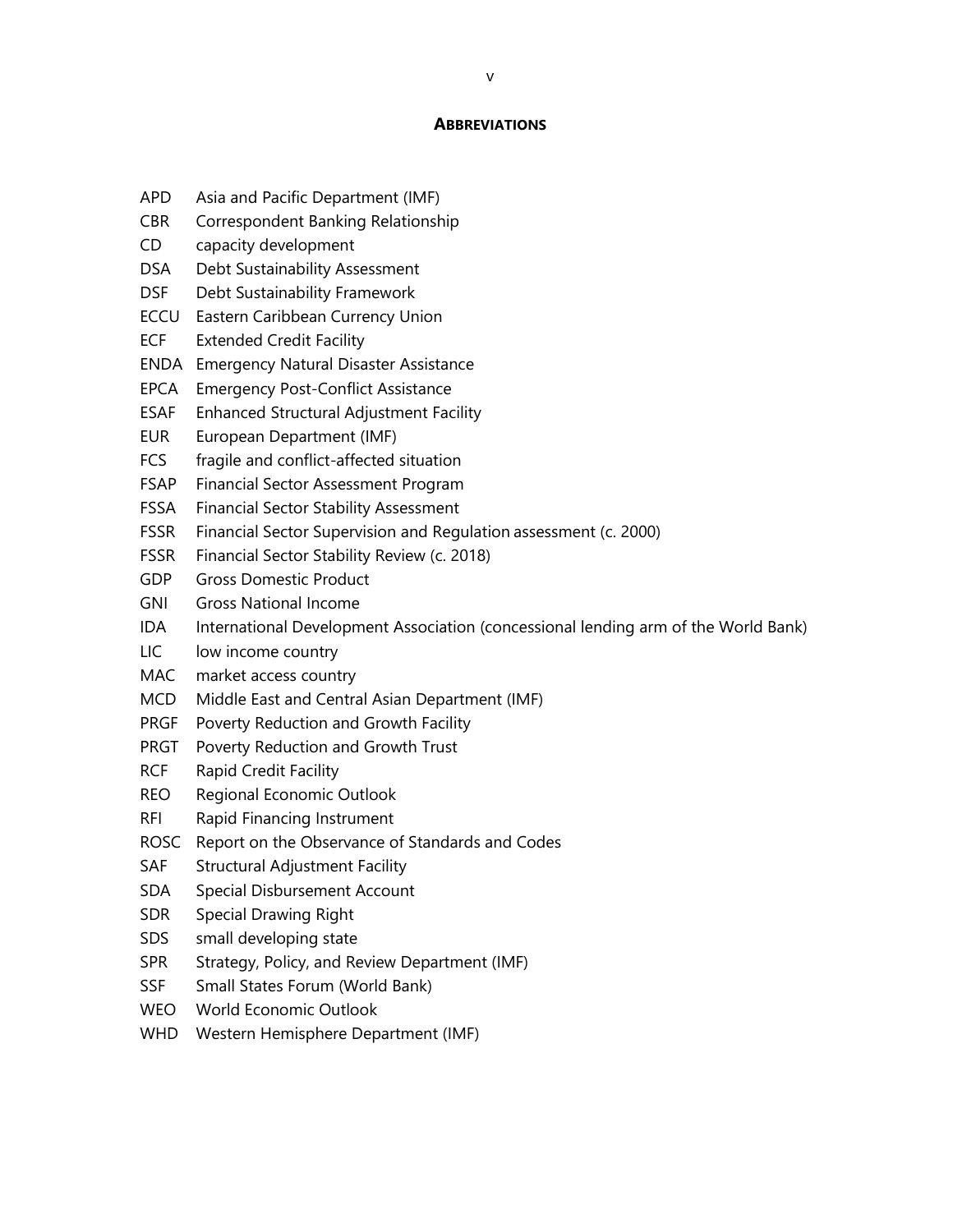## ABBREVIATIONS

| | |
|---|---|
| APD | Asia and Pacific Department (IMF) |
| CBR | Correspondent Banking Relationship |
| CD | capacity development |
| DSA | Debt Sustainability Assessment |
| DSF | Debt Sustainability Framework |
| ECCU | Eastern Caribbean Currency Union |
| ECF | Extended Credit Facility |
| ENDA | Emergency Natural Disaster Assistance |
| EPCA | Emergency Post-Conflict Assistance |
| ESAF | Enhanced Structural Adjustment Facility |
| EUR | European Department (IMF) |
| FCS | fragile and conflict-affected situation |
| FSAP | Financial Sector Assessment Program |
| FSSA | Financial Sector Stability Assessment |
| FSSR | Financial Sector Supervision and Regulation assessment (c. 2000) |
| FSSR | Financial Sector Stability Review (c. 2018) |
| GDP | Gross Domestic Product |
| GNI | Gross National Income |
| IDA | International Development Association (concessional lending arm of the World Bank) |
| LIC | low income country |
| MAC | market access country |
| MCD | Middle East and Central Asian Department (IMF) |
| PRGF | Poverty Reduction and Growth Facility |
| PRGT | Poverty Reduction and Growth Trust |
| RCF | Rapid Credit Facility |
| REO | Regional Economic Outlook |
| RFI | Rapid Financing Instrument |
| ROSC | Report on the Observance of Standards and Codes |
| SAF | Structural Adjustment Facility |
| SDA | Special Disbursement Account |
| SDR | Special Drawing Right |
| SDS | small developing state |
| SPR | Strategy, Policy, and Review Department (IMF) |
| SSF | Small States Forum (World Bank) |
| WEO | World Economic Outlook |
| WHD | Western Hemisphere Department (IMF) |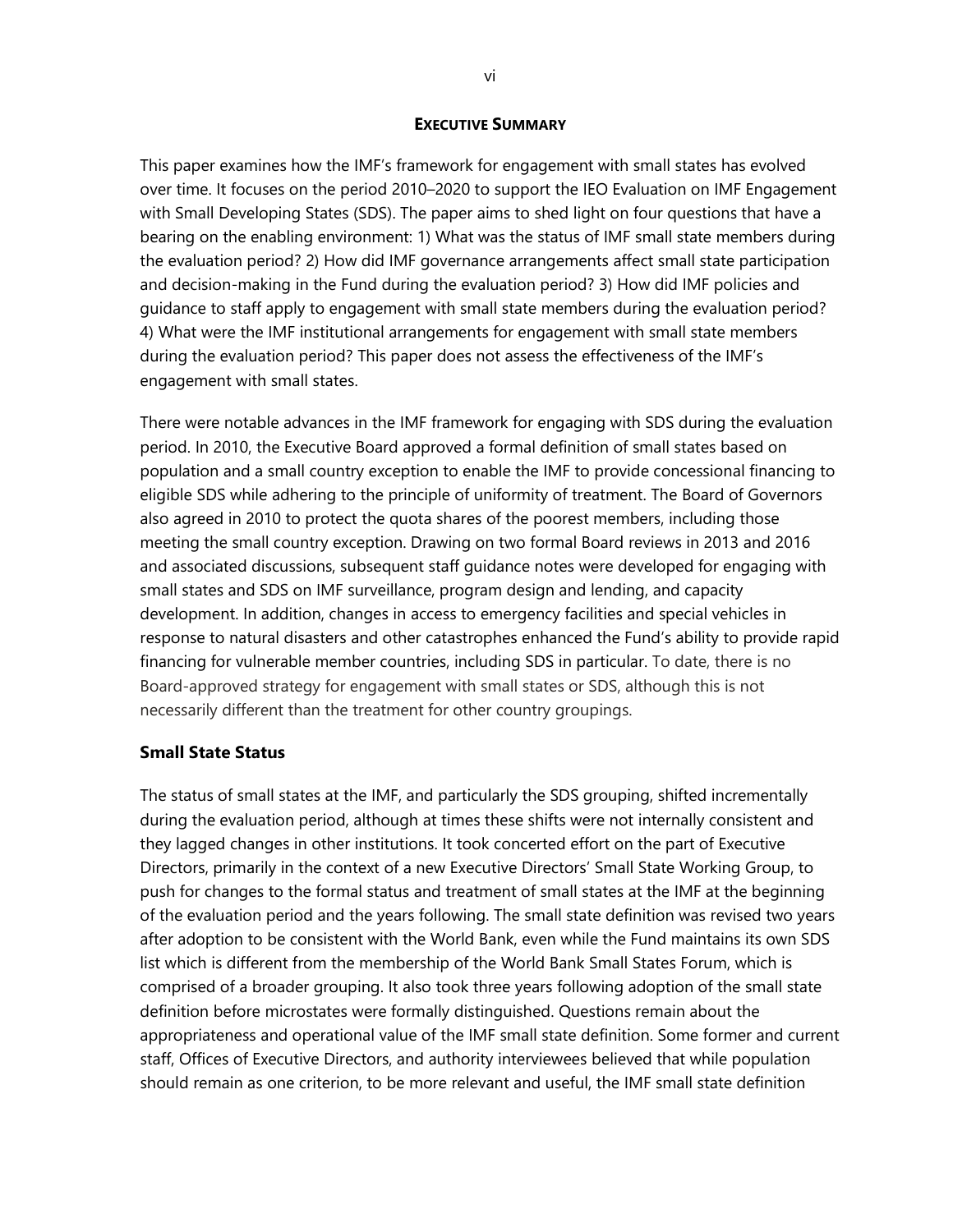## EXECUTIVE SUMMARY

This paper examines how the IMF's framework for engagement with small states has evolved over time. It focuses on the period 2010–2020 to support the IEO Evaluation on IMF Engagement with Small Developing States (SDS). The paper aims to shed light on four questions that have a bearing on the enabling environment: 1) What was the status of IMF small state members during the evaluation period? 2) How did IMF governance arrangements affect small state participation and decision-making in the Fund during the evaluation period? 3) How did IMF policies and guidance to staff apply to engagement with small state members during the evaluation period? 4) What were the IMF institutional arrangements for engagement with small state members during the evaluation period? This paper does not assess the effectiveness of the IMF's engagement with small states.

There were notable advances in the IMF framework for engaging with SDS during the evaluation period. In 2010, the Executive Board approved a formal definition of small states based on population and a small country exception to enable the IMF to provide concessional financing to eligible SDS while adhering to the principle of uniformity of treatment. The Board of Governors also agreed in 2010 to protect the quota shares of the poorest members, including those meeting the small country exception. Drawing on two formal Board reviews in 2013 and 2016 and associated discussions, subsequent staff guidance notes were developed for engaging with small states and SDS on IMF surveillance, program design and lending, and capacity development. In addition, changes in access to emergency facilities and special vehicles in response to natural disasters and other catastrophes enhanced the Fund's ability to provide rapid financing for vulnerable member countries, including SDS in particular. To date, there is no Board-approved strategy for engagement with small states or SDS, although this is not necessarily different than the treatment for other country groupings.

### Small State Status

The status of small states at the IMF, and particularly the SDS grouping, shifted incrementally during the evaluation period, although at times these shifts were not internally consistent and they lagged changes in other institutions. It took concerted effort on the part of Executive Directors, primarily in the context of a new Executive Directors' Small State Working Group, to push for changes to the formal status and treatment of small states at the IMF at the beginning of the evaluation period and the years following. The small state definition was revised two years after adoption to be consistent with the World Bank, even while the Fund maintains its own SDS list which is different from the membership of the World Bank Small States Forum, which is comprised of a broader grouping. It also took three years following adoption of the small state definition before microstates were formally distinguished. Questions remain about the appropriateness and operational value of the IMF small state definition. Some former and current staff, Offices of Executive Directors, and authority interviewees believed that while population should remain as one criterion, to be more relevant and useful, the IMF small state definition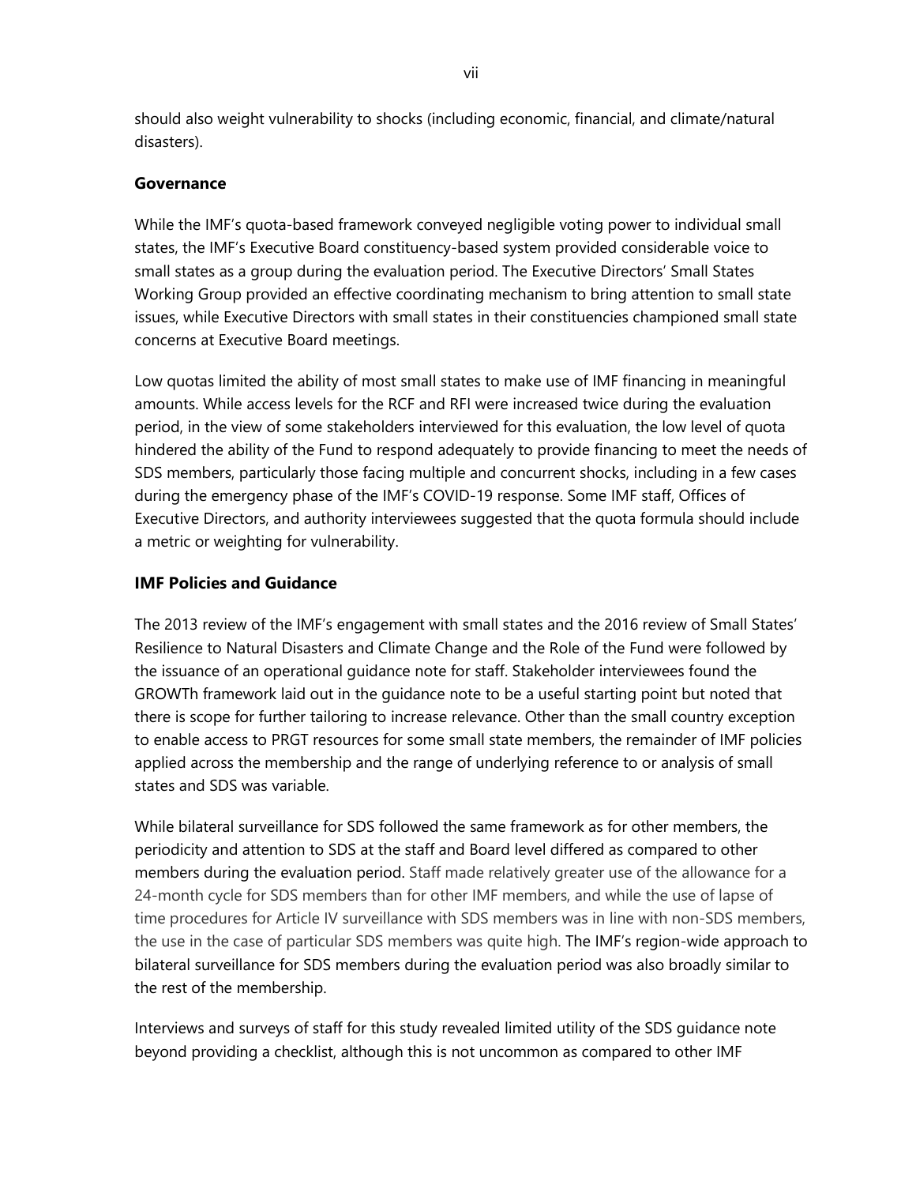should also weight vulnerability to shocks (including economic, financial, and climate/natural disasters).

### Governance

While the IMF's quota-based framework conveyed negligible voting power to individual small states, the IMF's Executive Board constituency-based system provided considerable voice to small states as a group during the evaluation period. The Executive Directors' Small States Working Group provided an effective coordinating mechanism to bring attention to small state issues, while Executive Directors with small states in their constituencies championed small state concerns at Executive Board meetings.

Low quotas limited the ability of most small states to make use of IMF financing in meaningful amounts. While access levels for the RCF and RFI were increased twice during the evaluation period, in the view of some stakeholders interviewed for this evaluation, the low level of quota hindered the ability of the Fund to respond adequately to provide financing to meet the needs of SDS members, particularly those facing multiple and concurrent shocks, including in a few cases during the emergency phase of the IMF's COVID-19 response. Some IMF staff, Offices of Executive Directors, and authority interviewees suggested that the quota formula should include a metric or weighting for vulnerability.

### IMF Policies and Guidance

The 2013 review of the IMF's engagement with small states and the 2016 review of Small States' Resilience to Natural Disasters and Climate Change and the Role of the Fund were followed by the issuance of an operational guidance note for staff. Stakeholder interviewees found the GROWTh framework laid out in the guidance note to be a useful starting point but noted that there is scope for further tailoring to increase relevance. Other than the small country exception to enable access to PRGT resources for some small state members, the remainder of IMF policies applied across the membership and the range of underlying reference to or analysis of small states and SDS was variable.

While bilateral surveillance for SDS followed the same framework as for other members, the periodicity and attention to SDS at the staff and Board level differed as compared to other members during the evaluation period. Staff made relatively greater use of the allowance for a 24-month cycle for SDS members than for other IMF members, and while the use of lapse of time procedures for Article IV surveillance with SDS members was in line with non-SDS members, the use in the case of particular SDS members was quite high. The IMF's region-wide approach to bilateral surveillance for SDS members during the evaluation period was also broadly similar to the rest of the membership.

Interviews and surveys of staff for this study revealed limited utility of the SDS guidance note beyond providing a checklist, although this is not uncommon as compared to other IMF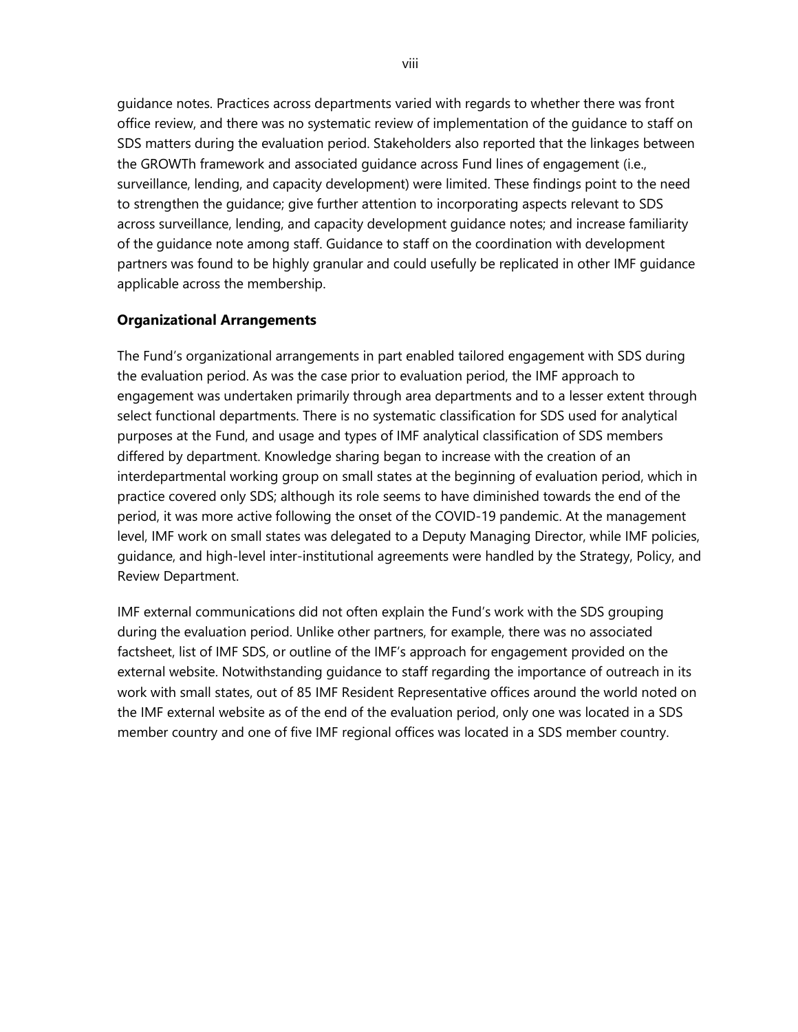guidance notes. Practices across departments varied with regards to whether there was front office review, and there was no systematic review of implementation of the guidance to staff on SDS matters during the evaluation period. Stakeholders also reported that the linkages between the GROWTh framework and associated guidance across Fund lines of engagement (i.e., surveillance, lending, and capacity development) were limited. These findings point to the need to strengthen the guidance; give further attention to incorporating aspects relevant to SDS across surveillance, lending, and capacity development guidance notes; and increase familiarity of the guidance note among staff. Guidance to staff on the coordination with development partners was found to be highly granular and could usefully be replicated in other IMF guidance applicable across the membership.

**Organizational Arrangements**

The Fund's organizational arrangements in part enabled tailored engagement with SDS during the evaluation period. As was the case prior to evaluation period, the IMF approach to engagement was undertaken primarily through area departments and to a lesser extent through select functional departments. There is no systematic classification for SDS used for analytical purposes at the Fund, and usage and types of IMF analytical classification of SDS members differed by department. Knowledge sharing began to increase with the creation of an interdepartmental working group on small states at the beginning of evaluation period, which in practice covered only SDS; although its role seems to have diminished towards the end of the period, it was more active following the onset of the COVID-19 pandemic. At the management level, IMF work on small states was delegated to a Deputy Managing Director, while IMF policies, guidance, and high-level inter-institutional agreements were handled by the Strategy, Policy, and Review Department.

IMF external communications did not often explain the Fund's work with the SDS grouping during the evaluation period. Unlike other partners, for example, there was no associated factsheet, list of IMF SDS, or outline of the IMF's approach for engagement provided on the external website. Notwithstanding guidance to staff regarding the importance of outreach in its work with small states, out of 85 IMF Resident Representative offices around the world noted on the IMF external website as of the end of the evaluation period, only one was located in a SDS member country and one of five IMF regional offices was located in a SDS member country.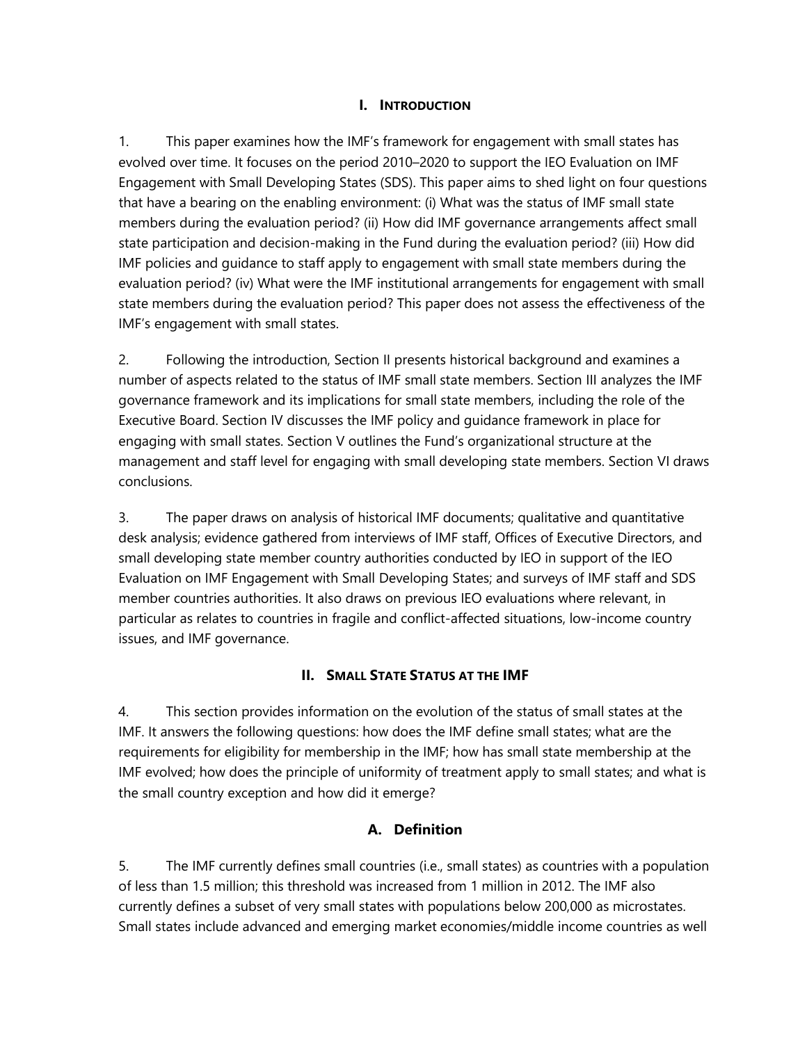## I. INTRODUCTION

1. This paper examines how the IMF's framework for engagement with small states has evolved over time. It focuses on the period 2010–2020 to support the IEO Evaluation on IMF Engagement with Small Developing States (SDS). This paper aims to shed light on four questions that have a bearing on the enabling environment: (i) What was the status of IMF small state members during the evaluation period? (ii) How did IMF governance arrangements affect small state participation and decision-making in the Fund during the evaluation period? (iii) How did IMF policies and guidance to staff apply to engagement with small state members during the evaluation period? (iv) What were the IMF institutional arrangements for engagement with small state members during the evaluation period? This paper does not assess the effectiveness of the IMF's engagement with small states.

2. Following the introduction, Section II presents historical background and examines a number of aspects related to the status of IMF small state members. Section III analyzes the IMF governance framework and its implications for small state members, including the role of the Executive Board. Section IV discusses the IMF policy and guidance framework in place for engaging with small states. Section V outlines the Fund's organizational structure at the management and staff level for engaging with small developing state members. Section VI draws conclusions.

3. The paper draws on analysis of historical IMF documents; qualitative and quantitative desk analysis; evidence gathered from interviews of IMF staff, Offices of Executive Directors, and small developing state member country authorities conducted by IEO in support of the IEO Evaluation on IMF Engagement with Small Developing States; and surveys of IMF staff and SDS member countries authorities. It also draws on previous IEO evaluations where relevant, in particular as relates to countries in fragile and conflict-affected situations, low-income country issues, and IMF governance.

## II. SMALL STATE STATUS AT THE IMF

4. This section provides information on the evolution of the status of small states at the IMF. It answers the following questions: how does the IMF define small states; what are the requirements for eligibility for membership in the IMF; how has small state membership at the IMF evolved; how does the principle of uniformity of treatment apply to small states; and what is the small country exception and how did it emerge?

### A. Definition

5. The IMF currently defines small countries (i.e., small states) as countries with a population of less than 1.5 million; this threshold was increased from 1 million in 2012. The IMF also currently defines a subset of very small states with populations below 200,000 as microstates. Small states include advanced and emerging market economies/middle income countries as well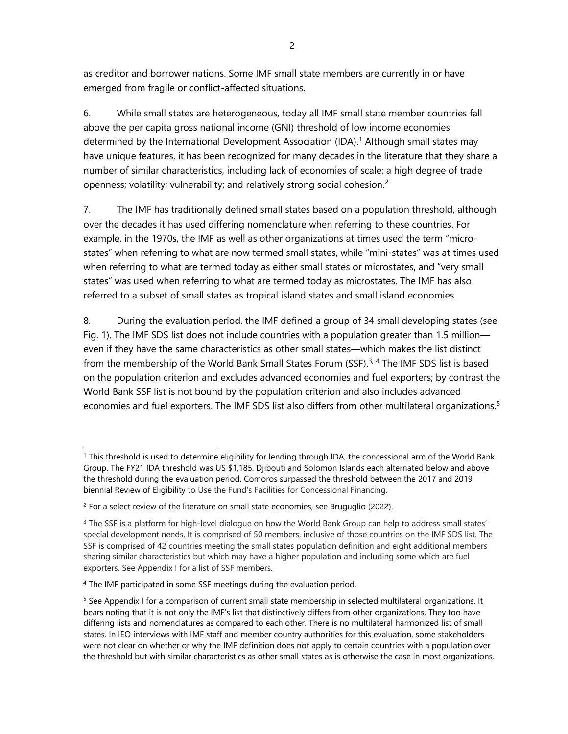as creditor and borrower nations. Some IMF small state members are currently in or have emerged from fragile or conflict-affected situations.

6. While small states are heterogeneous, today all IMF small state member countries fall above the per capita gross national income (GNI) threshold of low income economies determined by the International Development Association (IDA).[1] Although small states may have unique features, it has been recognized for many decades in the literature that they share a number of similar characteristics, including lack of economies of scale; a high degree of trade openness; volatility; vulnerability; and relatively strong social cohesion.[2]

7. The IMF has traditionally defined small states based on a population threshold, although over the decades it has used differing nomenclature when referring to these countries. For example, in the 1970s, the IMF as well as other organizations at times used the term "micro-states" when referring to what are now termed small states, while "mini-states" was at times used when referring to what are termed today as either small states or microstates, and "very small states" was used when referring to what are termed today as microstates. The IMF has also referred to a subset of small states as tropical island states and small island economies.

8. During the evaluation period, the IMF defined a group of 34 small developing states (see Fig. 1). The IMF SDS list does not include countries with a population greater than 1.5 million—even if they have the same characteristics as other small states—which makes the list distinct from the membership of the World Bank Small States Forum (SSF).[3, 4] The IMF SDS list is based on the population criterion and excludes advanced economies and fuel exporters; by contrast the World Bank SSF list is not bound by the population criterion and also includes advanced economies and fuel exporters. The IMF SDS list also differs from other multilateral organizations.[5]

---

[1] This threshold is used to determine eligibility for lending through IDA, the concessional arm of the World Bank Group. The FY21 IDA threshold was US $1,185. Djibouti and Solomon Islands each alternated below and above the threshold during the evaluation period. Comoros surpassed the threshold between the 2017 and 2019 biennial Review of Eligibility to Use the Fund's Facilities for Concessional Financing.

[2] For a select review of the literature on small state economies, see Bruguglio (2022).

[3] The SSF is a platform for high-level dialogue on how the World Bank Group can help to address small states' special development needs. It is comprised of 50 members, inclusive of those countries on the IMF SDS list. The SSF is comprised of 42 countries meeting the small states population definition and eight additional members sharing similar characteristics but which may have a higher population and including some which are fuel exporters. See Appendix I for a list of SSF members.

[4] The IMF participated in some SSF meetings during the evaluation period.

[5] See Appendix I for a comparison of current small state membership in selected multilateral organizations. It bears noting that it is not only the IMF's list that distinctively differs from other organizations. They too have differing lists and nomenclatures as compared to each other. There is no multilateral harmonized list of small states. In IEO interviews with IMF staff and member country authorities for this evaluation, some stakeholders were not clear on whether or why the IMF definition does not apply to certain countries with a population over the threshold but with similar characteristics as other small states as is otherwise the case in most organizations.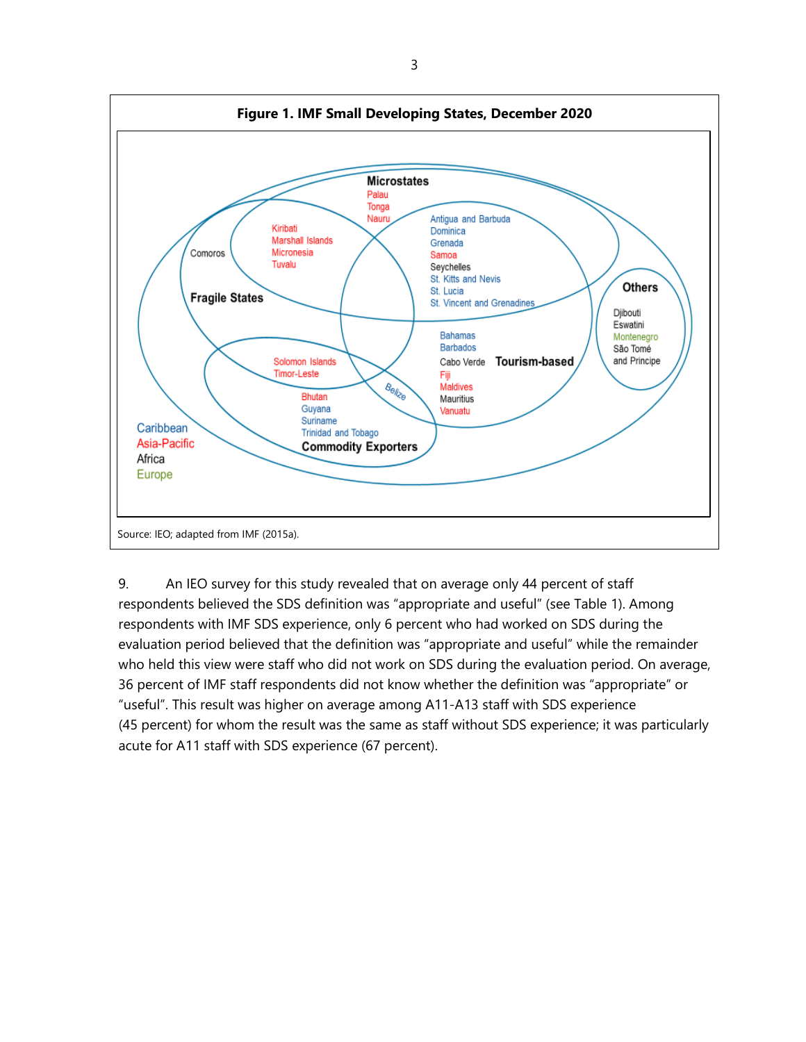**Figure 1. IMF Small Developing States, December 2020**

Microstates: Palau, Tonga, Nauru

Microstates and Fragile States: Kiribati, Marshall Islands, Micronesia, Tuvalu

Fragile States: Comoros

Microstates and Tourism-based: Antigua and Barbuda, Dominica, Grenada, Samoa, Seychelles, St. Kitts and Nevis, St. Lucia, St. Vincent and Grenadines

Tourism-based: Bahamas, Barbados, Cabo Verde, Fiji, Maldives, Mauritius, Vanuatu

Fragile States and Commodity Exporters: Solomon Islands, Timor-Leste

Tourism-based and Commodity Exporters: Belize

Commodity Exporters: Bhutan, Guyana, Suriname, Trinidad and Tobago

Others: Djibouti, Eswatini, Montenegro, São Tomé and Principe

Legend: Caribbean, Asia-Pacific, Africa, Europe

Source: IEO; adapted from IMF (2015a).

9. An IEO survey for this study revealed that on average only 44 percent of staff respondents believed the SDS definition was "appropriate and useful" (see Table 1). Among respondents with IMF SDS experience, only 6 percent who had worked on SDS during the evaluation period believed that the definition was "appropriate and useful" while the remainder who held this view were staff who did not work on SDS during the evaluation period. On average, 36 percent of IMF staff respondents did not know whether the definition was "appropriate" or "useful". This result was higher on average among A11-A13 staff with SDS experience (45 percent) for whom the result was the same as staff without SDS experience; it was particularly acute for A11 staff with SDS experience (67 percent).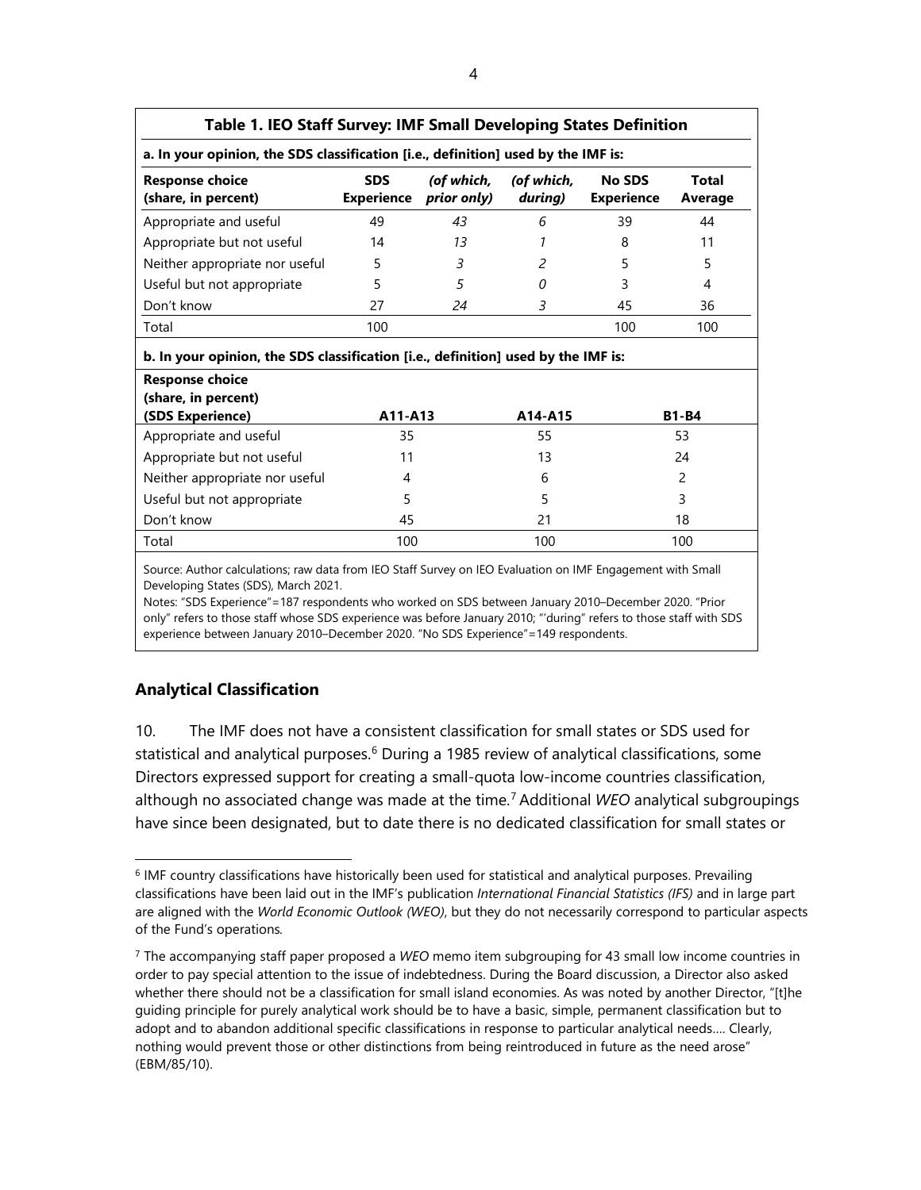**Table 1. IEO Staff Survey: IMF Small Developing States Definition**

**a. In your opinion, the SDS classification [i.e., definition] used by the IMF is:**

| Response choice (share, in percent) | SDS Experience | *(of which, prior only)* | *(of which, during)* | No SDS Experience | Total Average |
|---|---|---|---|---|---|
| Appropriate and useful | 49 | *43* | *6* | 39 | 44 |
| Appropriate but not useful | 14 | *13* | *1* | 8 | 11 |
| Neither appropriate nor useful | 5 | *3* | *2* | 5 | 5 |
| Useful but not appropriate | 5 | *5* | *0* | 3 | 4 |
| Don't know | 27 | *24* | *3* | 45 | 36 |
| Total | 100 | | | 100 | 100 |

**b. In your opinion, the SDS classification [i.e., definition] used by the IMF is:**

| Response choice (share, in percent) (SDS Experience) | A11-A13 | A14-A15 | B1-B4 |
|---|---|---|---|
| Appropriate and useful | 35 | 55 | 53 |
| Appropriate but not useful | 11 | 13 | 24 |
| Neither appropriate nor useful | 4 | 6 | 2 |
| Useful but not appropriate | 5 | 5 | 3 |
| Don't know | 45 | 21 | 18 |
| Total | 100 | 100 | 100 |

Source: Author calculations; raw data from IEO Staff Survey on IEO Evaluation on IMF Engagement with Small Developing States (SDS), March 2021.

Notes: "SDS Experience"=187 respondents who worked on SDS between January 2010–December 2020. "Prior only" refers to those staff whose SDS experience was before January 2010; "'during" refers to those staff with SDS experience between January 2010–December 2020. "No SDS Experience"=149 respondents.

## Analytical Classification

10. The IMF does not have a consistent classification for small states or SDS used for statistical and analytical purposes.[6] During a 1985 review of analytical classifications, some Directors expressed support for creating a small-quota low-income countries classification, although no associated change was made at the time.[7] Additional *WEO* analytical subgroupings have since been designated, but to date there is no dedicated classification for small states or

[6] IMF country classifications have historically been used for statistical and analytical purposes. Prevailing classifications have been laid out in the IMF's publication *International Financial Statistics (IFS)* and in large part are aligned with the *World Economic Outlook (WEO)*, but they do not necessarily correspond to particular aspects of the Fund's operations.

[7] The accompanying staff paper proposed a *WEO* memo item subgrouping for 43 small low income countries in order to pay special attention to the issue of indebtedness. During the Board discussion, a Director also asked whether there should not be a classification for small island economies. As was noted by another Director, "[t]he guiding principle for purely analytical work should be to have a basic, simple, permanent classification but to adopt and to abandon additional specific classifications in response to particular analytical needs.... Clearly, nothing would prevent those or other distinctions from being reintroduced in future as the need arose" (EBM/85/10).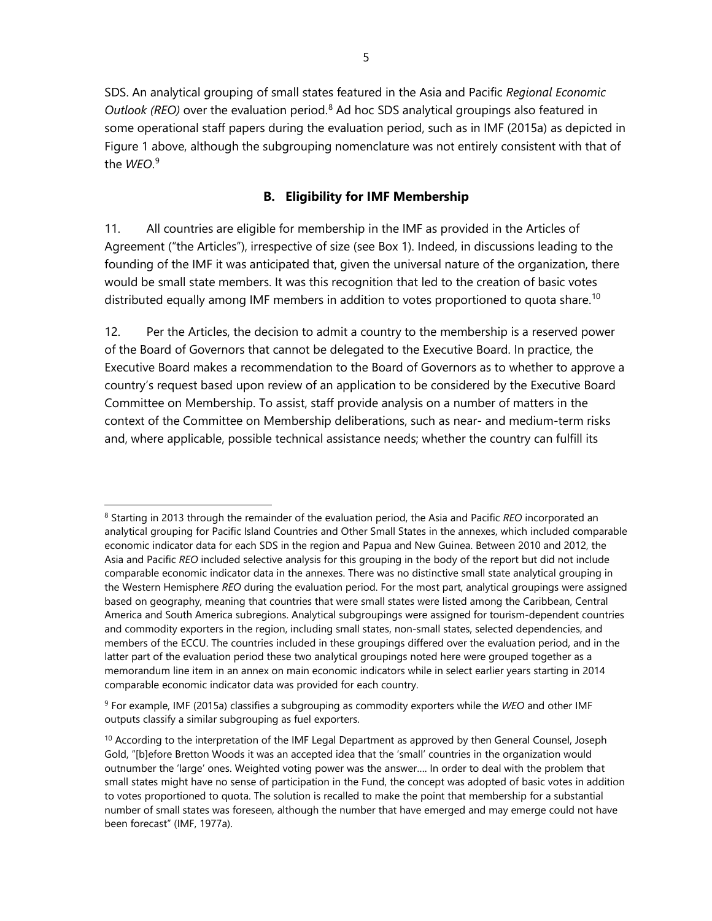SDS. An analytical grouping of small states featured in the Asia and Pacific *Regional Economic Outlook (REO)* over the evaluation period.[8] Ad hoc SDS analytical groupings also featured in some operational staff papers during the evaluation period, such as in IMF (2015a) as depicted in Figure 1 above, although the subgrouping nomenclature was not entirely consistent with that of the *WEO*.[9]

## B. Eligibility for IMF Membership

11. All countries are eligible for membership in the IMF as provided in the Articles of Agreement ("the Articles"), irrespective of size (see Box 1). Indeed, in discussions leading to the founding of the IMF it was anticipated that, given the universal nature of the organization, there would be small state members. It was this recognition that led to the creation of basic votes distributed equally among IMF members in addition to votes proportioned to quota share.[10]

12. Per the Articles, the decision to admit a country to the membership is a reserved power of the Board of Governors that cannot be delegated to the Executive Board. In practice, the Executive Board makes a recommendation to the Board of Governors as to whether to approve a country's request based upon review of an application to be considered by the Executive Board Committee on Membership. To assist, staff provide analysis on a number of matters in the context of the Committee on Membership deliberations, such as near- and medium-term risks and, where applicable, possible technical assistance needs; whether the country can fulfill its

---

[8] Starting in 2013 through the remainder of the evaluation period, the Asia and Pacific *REO* incorporated an analytical grouping for Pacific Island Countries and Other Small States in the annexes, which included comparable economic indicator data for each SDS in the region and Papua and New Guinea. Between 2010 and 2012, the Asia and Pacific *REO* included selective analysis for this grouping in the body of the report but did not include comparable economic indicator data in the annexes. There was no distinctive small state analytical grouping in the Western Hemisphere *REO* during the evaluation period. For the most part, analytical groupings were assigned based on geography, meaning that countries that were small states were listed among the Caribbean, Central America and South America subregions. Analytical subgroupings were assigned for tourism-dependent countries and commodity exporters in the region, including small states, non-small states, selected dependencies, and members of the ECCU. The countries included in these groupings differed over the evaluation period, and in the latter part of the evaluation period these two analytical groupings noted here were grouped together as a memorandum line item in an annex on main economic indicators while in select earlier years starting in 2014 comparable economic indicator data was provided for each country.

[9] For example, IMF (2015a) classifies a subgrouping as commodity exporters while the *WEO* and other IMF outputs classify a similar subgrouping as fuel exporters.

[10] According to the interpretation of the IMF Legal Department as approved by then General Counsel, Joseph Gold, "[b]efore Bretton Woods it was an accepted idea that the 'small' countries in the organization would outnumber the 'large' ones. Weighted voting power was the answer…. In order to deal with the problem that small states might have no sense of participation in the Fund, the concept was adopted of basic votes in addition to votes proportioned to quota. The solution is recalled to make the point that membership for a substantial number of small states was foreseen, although the number that have emerged and may emerge could not have been forecast" (IMF, 1977a).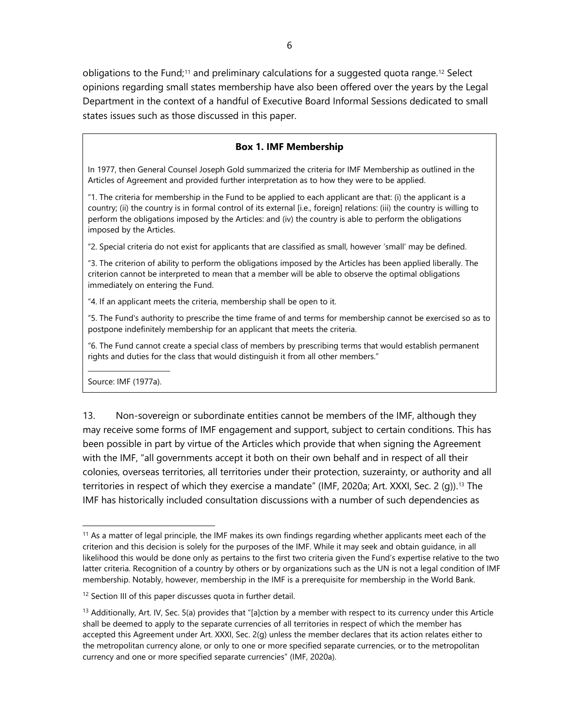obligations to the Fund;[11] and preliminary calculations for a suggested quota range.[12] Select opinions regarding small states membership have also been offered over the years by the Legal Department in the context of a handful of Executive Board Informal Sessions dedicated to small states issues such as those discussed in this paper.

**Box 1. IMF Membership**

In 1977, then General Counsel Joseph Gold summarized the criteria for IMF Membership as outlined in the Articles of Agreement and provided further interpretation as to how they were to be applied.

"1. The criteria for membership in the Fund to be applied to each applicant are that: (i) the applicant is a country; (ii) the country is in formal control of its external [i.e., foreign] relations: (iii) the country is willing to perform the obligations imposed by the Articles: and (iv) the country is able to perform the obligations imposed by the Articles.

"2. Special criteria do not exist for applicants that are classified as small, however 'small' may be defined.

"3. The criterion of ability to perform the obligations imposed by the Articles has been applied liberally. The criterion cannot be interpreted to mean that a member will be able to observe the optimal obligations immediately on entering the Fund.

"4. If an applicant meets the criteria, membership shall be open to it.

"5. The Fund's authority to prescribe the time frame of and terms for membership cannot be exercised so as to postpone indefinitely membership for an applicant that meets the criteria.

"6. The Fund cannot create a special class of members by prescribing terms that would establish permanent rights and duties for the class that would distinguish it from all other members."

Source: IMF (1977a).

13. Non-sovereign or subordinate entities cannot be members of the IMF, although they may receive some forms of IMF engagement and support, subject to certain conditions. This has been possible in part by virtue of the Articles which provide that when signing the Agreement with the IMF, "all governments accept it both on their own behalf and in respect of all their colonies, overseas territories, all territories under their protection, suzerainty, or authority and all territories in respect of which they exercise a mandate" (IMF, 2020a; Art. XXXI, Sec. 2 (g)).[13] The IMF has historically included consultation discussions with a number of such dependencies as

[11] As a matter of legal principle, the IMF makes its own findings regarding whether applicants meet each of the criterion and this decision is solely for the purposes of the IMF. While it may seek and obtain guidance, in all likelihood this would be done only as pertains to the first two criteria given the Fund's expertise relative to the two latter criteria. Recognition of a country by others or by organizations such as the UN is not a legal condition of IMF membership. Notably, however, membership in the IMF is a prerequisite for membership in the World Bank.

[12] Section III of this paper discusses quota in further detail.

[13] Additionally, Art. IV, Sec. 5(a) provides that "[a]ction by a member with respect to its currency under this Article shall be deemed to apply to the separate currencies of all territories in respect of which the member has accepted this Agreement under Art. XXXI, Sec. 2(g) unless the member declares that its action relates either to the metropolitan currency alone, or only to one or more specified separate currencies, or to the metropolitan currency and one or more specified separate currencies" (IMF, 2020a).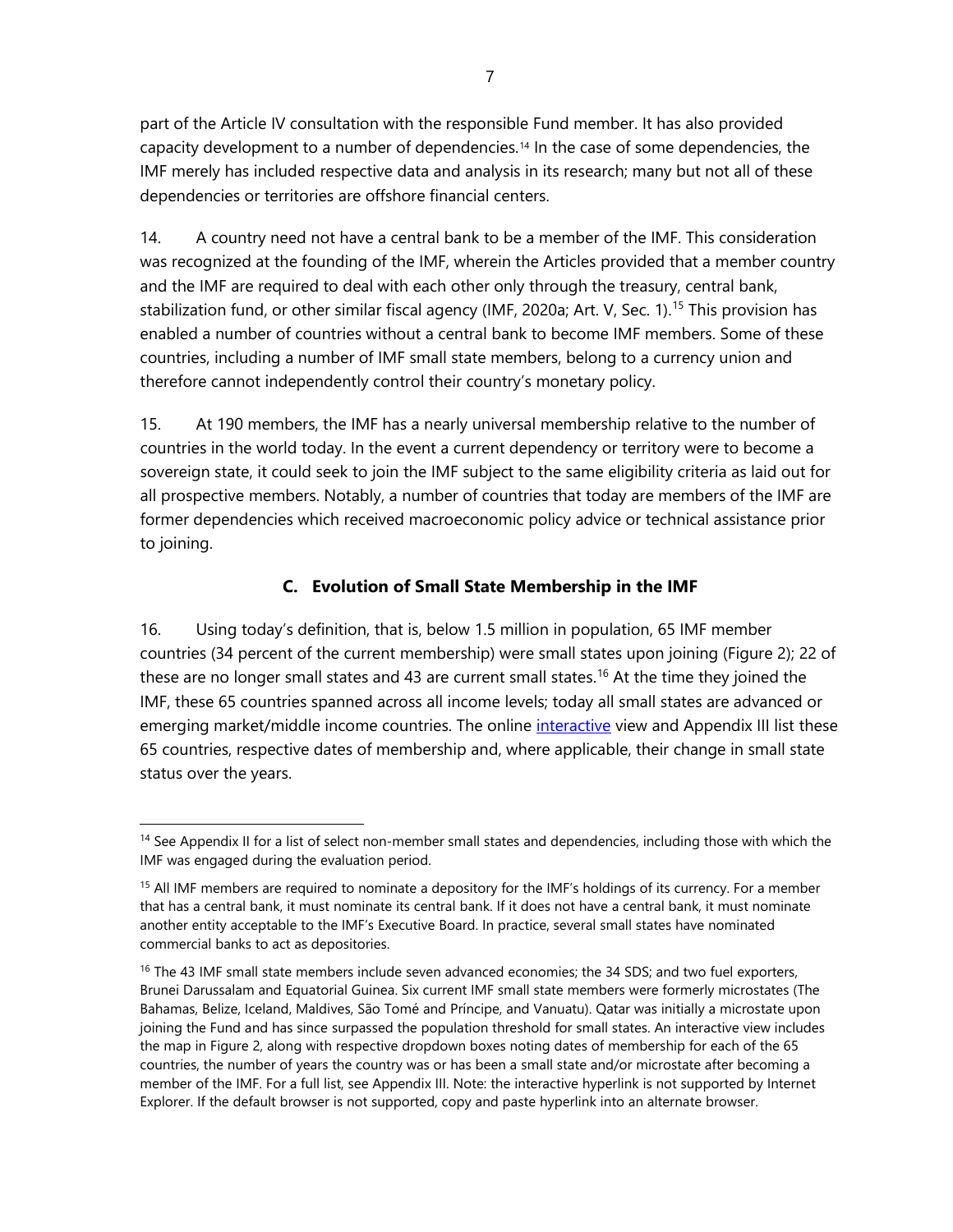part of the Article IV consultation with the responsible Fund member. It has also provided capacity development to a number of dependencies.[14] In the case of some dependencies, the IMF merely has included respective data and analysis in its research; many but not all of these dependencies or territories are offshore financial centers.

14. A country need not have a central bank to be a member of the IMF. This consideration was recognized at the founding of the IMF, wherein the Articles provided that a member country and the IMF are required to deal with each other only through the treasury, central bank, stabilization fund, or other similar fiscal agency (IMF, 2020a; Art. V, Sec. 1).[15] This provision has enabled a number of countries without a central bank to become IMF members. Some of these countries, including a number of IMF small state members, belong to a currency union and therefore cannot independently control their country's monetary policy.

15. At 190 members, the IMF has a nearly universal membership relative to the number of countries in the world today. In the event a current dependency or territory were to become a sovereign state, it could seek to join the IMF subject to the same eligibility criteria as laid out for all prospective members. Notably, a number of countries that today are members of the IMF are former dependencies which received macroeconomic policy advice or technical assistance prior to joining.

## C. Evolution of Small State Membership in the IMF

16. Using today's definition, that is, below 1.5 million in population, 65 IMF member countries (34 percent of the current membership) were small states upon joining (Figure 2); 22 of these are no longer small states and 43 are current small states.[16] At the time they joined the IMF, these 65 countries spanned across all income levels; today all small states are advanced or emerging market/middle income countries. The online interactive view and Appendix III list these 65 countries, respective dates of membership and, where applicable, their change in small state status over the years.

---

[14] See Appendix II for a list of select non-member small states and dependencies, including those with which the IMF was engaged during the evaluation period.

[15] All IMF members are required to nominate a depository for the IMF's holdings of its currency. For a member that has a central bank, it must nominate its central bank. If it does not have a central bank, it must nominate another entity acceptable to the IMF's Executive Board. In practice, several small states have nominated commercial banks to act as depositories.

[16] The 43 IMF small state members include seven advanced economies; the 34 SDS; and two fuel exporters, Brunei Darussalam and Equatorial Guinea. Six current IMF small state members were formerly microstates (The Bahamas, Belize, Iceland, Maldives, São Tomé and Príncipe, and Vanuatu). Qatar was initially a microstate upon joining the Fund and has since surpassed the population threshold for small states. An interactive view includes the map in Figure 2, along with respective dropdown boxes noting dates of membership for each of the 65 countries, the number of years the country was or has been a small state and/or microstate after becoming a member of the IMF. For a full list, see Appendix III. Note: the interactive hyperlink is not supported by Internet Explorer. If the default browser is not supported, copy and paste hyperlink into an alternate browser.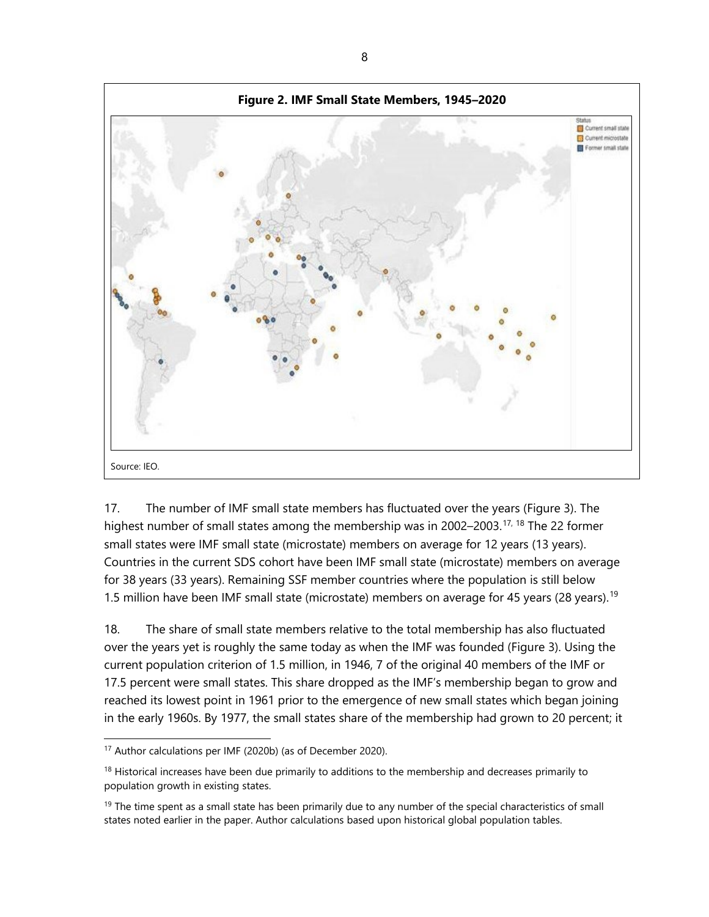**Figure 2. IMF Small State Members, 1945–2020**

Source: IEO.

17. The number of IMF small state members has fluctuated over the years (Figure 3). The highest number of small states among the membership was in 2002–2003.[17, 18] The 22 former small states were IMF small state (microstate) members on average for 12 years (13 years). Countries in the current SDS cohort have been IMF small state (microstate) members on average for 38 years (33 years). Remaining SSF member countries where the population is still below 1.5 million have been IMF small state (microstate) members on average for 45 years (28 years).[19]

18. The share of small state members relative to the total membership has also fluctuated over the years yet is roughly the same today as when the IMF was founded (Figure 3). Using the current population criterion of 1.5 million, in 1946, 7 of the original 40 members of the IMF or 17.5 percent were small states. This share dropped as the IMF's membership began to grow and reached its lowest point in 1961 prior to the emergence of new small states which began joining in the early 1960s. By 1977, the small states share of the membership had grown to 20 percent; it

---

[17] Author calculations per IMF (2020b) (as of December 2020).

[18] Historical increases have been due primarily to additions to the membership and decreases primarily to population growth in existing states.

[19] The time spent as a small state has been primarily due to any number of the special characteristics of small states noted earlier in the paper. Author calculations based upon historical global population tables.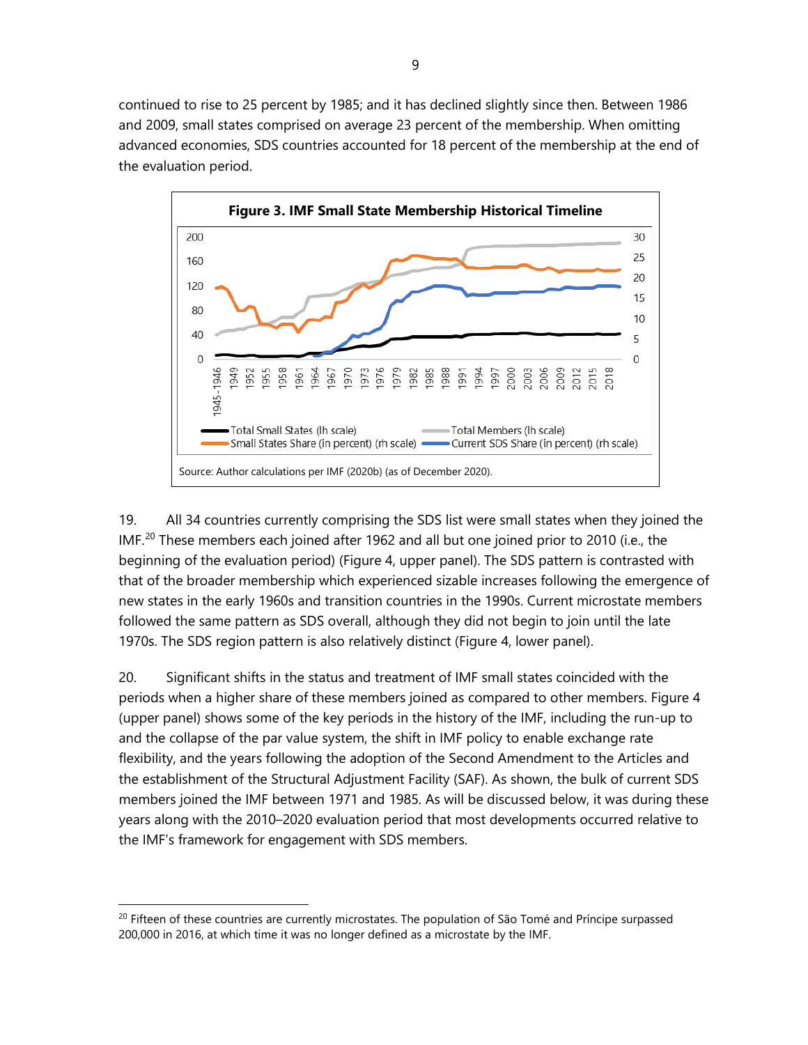continued to rise to 25 percent by 1985; and it has declined slightly since then. Between 1986 and 2009, small states comprised on average 23 percent of the membership. When omitting advanced economies, SDS countries accounted for 18 percent of the membership at the end of the evaluation period.

**Figure 3. IMF Small State Membership Historical Timeline**

Source: Author calculations per IMF (2020b) (as of December 2020).

19. All 34 countries currently comprising the SDS list were small states when they joined the IMF.[20] These members each joined after 1962 and all but one joined prior to 2010 (i.e., the beginning of the evaluation period) (Figure 4, upper panel). The SDS pattern is contrasted with that of the broader membership which experienced sizable increases following the emergence of new states in the early 1960s and transition countries in the 1990s. Current microstate members followed the same pattern as SDS overall, although they did not begin to join until the late 1970s. The SDS region pattern is also relatively distinct (Figure 4, lower panel).

20. Significant shifts in the status and treatment of IMF small states coincided with the periods when a higher share of these members joined as compared to other members. Figure 4 (upper panel) shows some of the key periods in the history of the IMF, including the run-up to and the collapse of the par value system, the shift in IMF policy to enable exchange rate flexibility, and the years following the adoption of the Second Amendment to the Articles and the establishment of the Structural Adjustment Facility (SAF). As shown, the bulk of current SDS members joined the IMF between 1971 and 1985. As will be discussed below, it was during these years along with the 2010–2020 evaluation period that most developments occurred relative to the IMF's framework for engagement with SDS members.

[20] Fifteen of these countries are currently microstates. The population of São Tomé and Príncipe surpassed 200,000 in 2016, at which time it was no longer defined as a microstate by the IMF.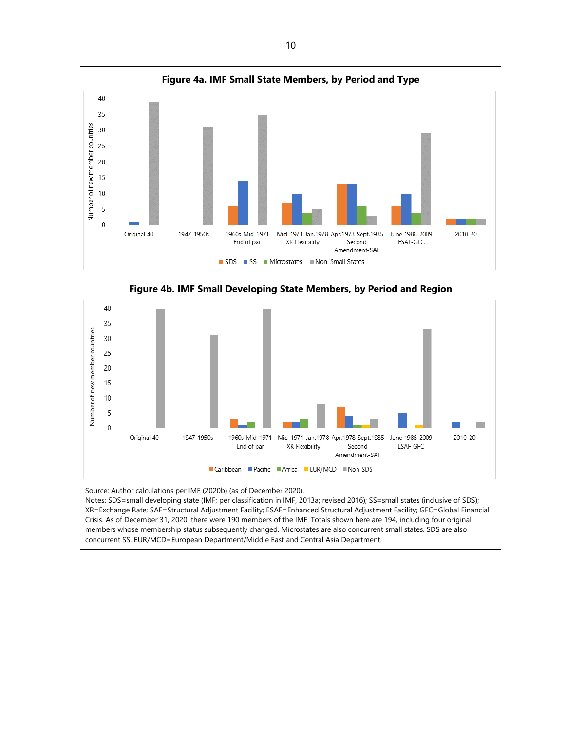**Figure 4a. IMF Small State Members, by Period and Type**

**Figure 4b. IMF Small Developing State Members, by Period and Region**

Source: Author calculations per IMF (2020b) (as of December 2020).

Notes: SDS=small developing state (IMF; per classification in IMF, 2013a; revised 2016); SS=small states (inclusive of SDS); XR=Exchange Rate; SAF=Structural Adjustment Facility; ESAF=Enhanced Structural Adjustment Facility; GFC=Global Financial Crisis. As of December 31, 2020, there were 190 members of the IMF. Totals shown here are 194, including four original members whose membership status subsequently changed. Microstates are also concurrent small states. SDS are also concurrent SS. EUR/MCD=European Department/Middle East and Central Asia Department.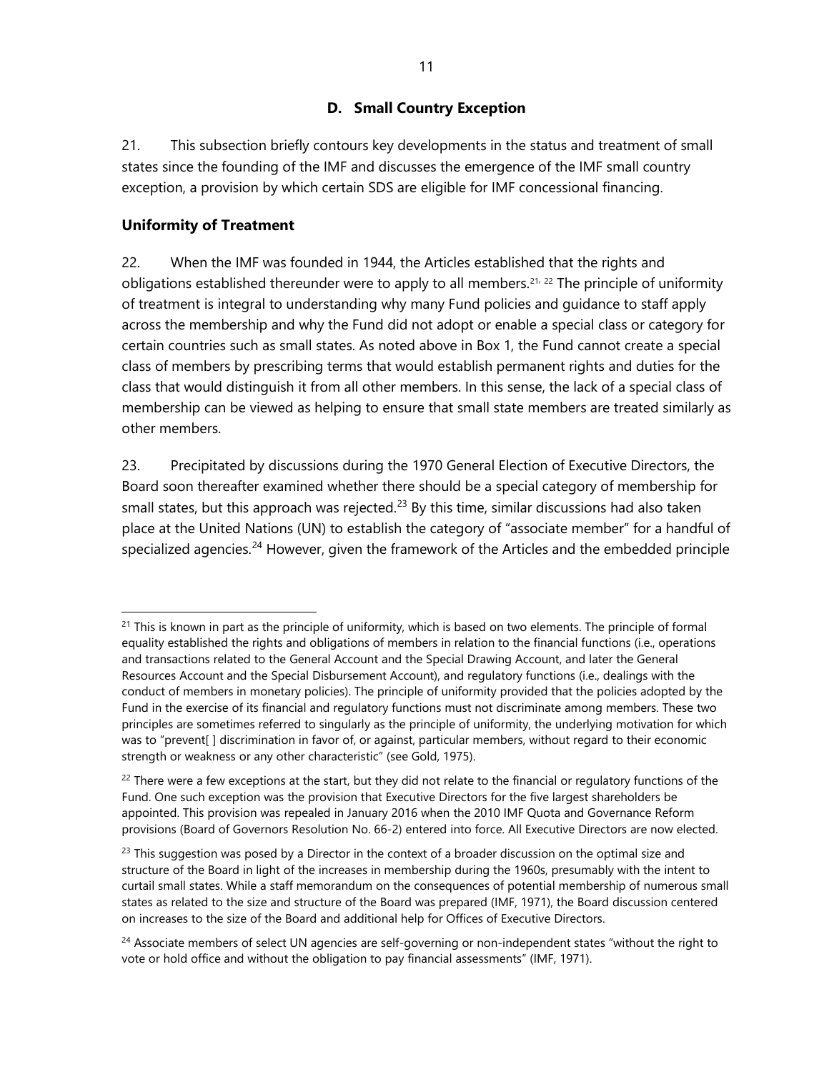## D. Small Country Exception

21. This subsection briefly contours key developments in the status and treatment of small states since the founding of the IMF and discusses the emergence of the IMF small country exception, a provision by which certain SDS are eligible for IMF concessional financing.

### Uniformity of Treatment

22. When the IMF was founded in 1944, the Articles established that the rights and obligations established thereunder were to apply to all members.[21, 22] The principle of uniformity of treatment is integral to understanding why many Fund policies and guidance to staff apply across the membership and why the Fund did not adopt or enable a special class or category for certain countries such as small states. As noted above in Box 1, the Fund cannot create a special class of members by prescribing terms that would establish permanent rights and duties for the class that would distinguish it from all other members. In this sense, the lack of a special class of membership can be viewed as helping to ensure that small state members are treated similarly as other members.

23. Precipitated by discussions during the 1970 General Election of Executive Directors, the Board soon thereafter examined whether there should be a special category of membership for small states, but this approach was rejected.[23] By this time, similar discussions had also taken place at the United Nations (UN) to establish the category of "associate member" for a handful of specialized agencies.[24] However, given the framework of the Articles and the embedded principle

---

[21] This is known in part as the principle of uniformity, which is based on two elements. The principle of formal equality established the rights and obligations of members in relation to the financial functions (i.e., operations and transactions related to the General Account and the Special Drawing Account, and later the General Resources Account and the Special Disbursement Account), and regulatory functions (i.e., dealings with the conduct of members in monetary policies). The principle of uniformity provided that the policies adopted by the Fund in the exercise of its financial and regulatory functions must not discriminate among members. These two principles are sometimes referred to singularly as the principle of uniformity, the underlying motivation for which was to "prevent[ ] discrimination in favor of, or against, particular members, without regard to their economic strength or weakness or any other characteristic" (see Gold, 1975).

[22] There were a few exceptions at the start, but they did not relate to the financial or regulatory functions of the Fund. One such exception was the provision that Executive Directors for the five largest shareholders be appointed. This provision was repealed in January 2016 when the 2010 IMF Quota and Governance Reform provisions (Board of Governors Resolution No. 66-2) entered into force. All Executive Directors are now elected.

[23] This suggestion was posed by a Director in the context of a broader discussion on the optimal size and structure of the Board in light of the increases in membership during the 1960s, presumably with the intent to curtail small states. While a staff memorandum on the consequences of potential membership of numerous small states as related to the size and structure of the Board was prepared (IMF, 1971), the Board discussion centered on increases to the size of the Board and additional help for Offices of Executive Directors.

[24] Associate members of select UN agencies are self-governing or non-independent states "without the right to vote or hold office and without the obligation to pay financial assessments" (IMF, 1971).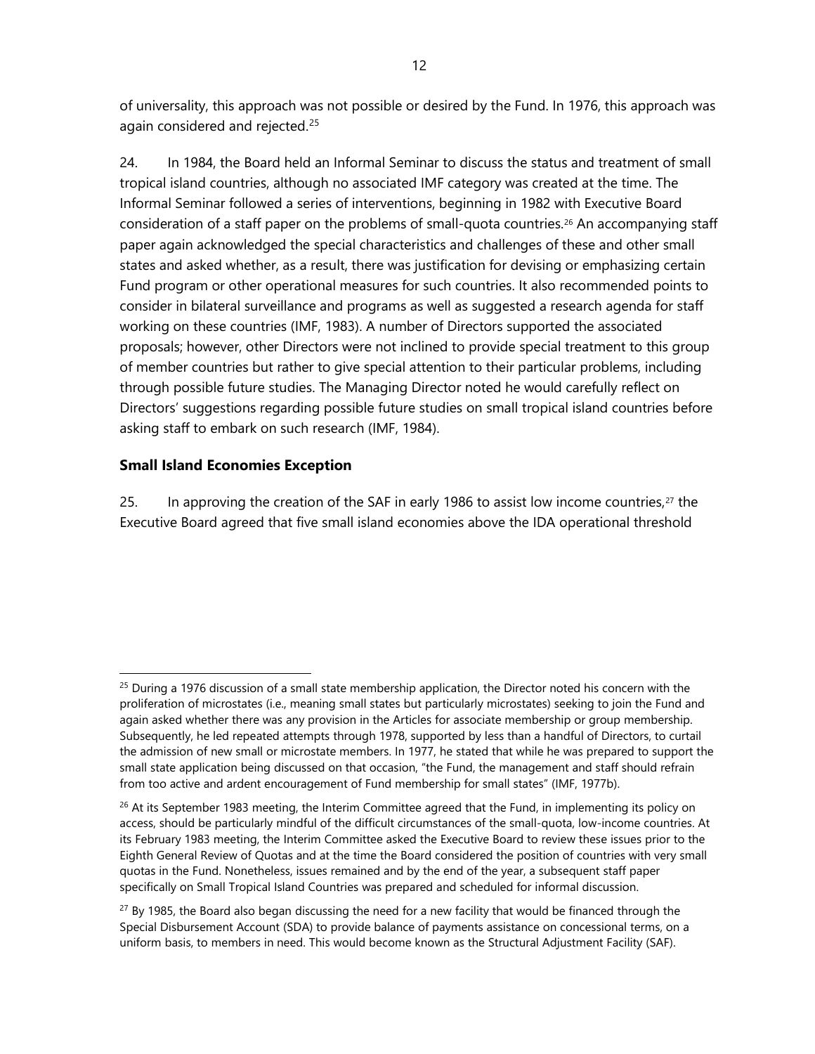of universality, this approach was not possible or desired by the Fund. In 1976, this approach was again considered and rejected.[25]

24. In 1984, the Board held an Informal Seminar to discuss the status and treatment of small tropical island countries, although no associated IMF category was created at the time. The Informal Seminar followed a series of interventions, beginning in 1982 with Executive Board consideration of a staff paper on the problems of small-quota countries.[26] An accompanying staff paper again acknowledged the special characteristics and challenges of these and other small states and asked whether, as a result, there was justification for devising or emphasizing certain Fund program or other operational measures for such countries. It also recommended points to consider in bilateral surveillance and programs as well as suggested a research agenda for staff working on these countries (IMF, 1983). A number of Directors supported the associated proposals; however, other Directors were not inclined to provide special treatment to this group of member countries but rather to give special attention to their particular problems, including through possible future studies. The Managing Director noted he would carefully reflect on Directors' suggestions regarding possible future studies on small tropical island countries before asking staff to embark on such research (IMF, 1984).

### Small Island Economies Exception

25. In approving the creation of the SAF in early 1986 to assist low income countries,[27] the Executive Board agreed that five small island economies above the IDA operational threshold

---

[25] During a 1976 discussion of a small state membership application, the Director noted his concern with the proliferation of microstates (i.e., meaning small states but particularly microstates) seeking to join the Fund and again asked whether there was any provision in the Articles for associate membership or group membership. Subsequently, he led repeated attempts through 1978, supported by less than a handful of Directors, to curtail the admission of new small or microstate members. In 1977, he stated that while he was prepared to support the small state application being discussed on that occasion, "the Fund, the management and staff should refrain from too active and ardent encouragement of Fund membership for small states" (IMF, 1977b).

[26] At its September 1983 meeting, the Interim Committee agreed that the Fund, in implementing its policy on access, should be particularly mindful of the difficult circumstances of the small-quota, low-income countries. At its February 1983 meeting, the Interim Committee asked the Executive Board to review these issues prior to the Eighth General Review of Quotas and at the time the Board considered the position of countries with very small quotas in the Fund. Nonetheless, issues remained and by the end of the year, a subsequent staff paper specifically on Small Tropical Island Countries was prepared and scheduled for informal discussion.

[27] By 1985, the Board also began discussing the need for a new facility that would be financed through the Special Disbursement Account (SDA) to provide balance of payments assistance on concessional terms, on a uniform basis, to members in need. This would become known as the Structural Adjustment Facility (SAF).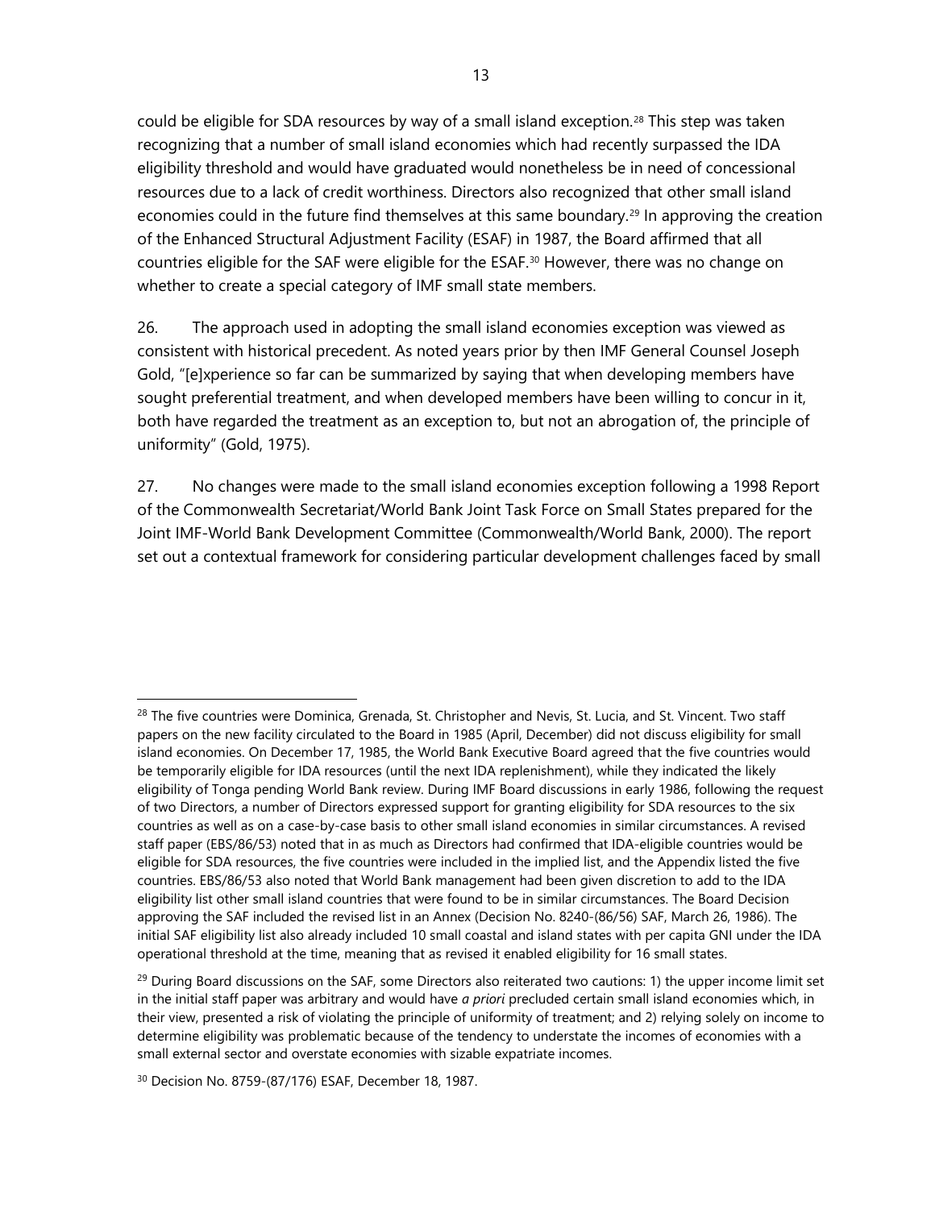could be eligible for SDA resources by way of a small island exception.[28] This step was taken recognizing that a number of small island economies which had recently surpassed the IDA eligibility threshold and would have graduated would nonetheless be in need of concessional resources due to a lack of credit worthiness. Directors also recognized that other small island economies could in the future find themselves at this same boundary.[29] In approving the creation of the Enhanced Structural Adjustment Facility (ESAF) in 1987, the Board affirmed that all countries eligible for the SAF were eligible for the ESAF.[30] However, there was no change on whether to create a special category of IMF small state members.

26. The approach used in adopting the small island economies exception was viewed as consistent with historical precedent. As noted years prior by then IMF General Counsel Joseph Gold, "[e]xperience so far can be summarized by saying that when developing members have sought preferential treatment, and when developed members have been willing to concur in it, both have regarded the treatment as an exception to, but not an abrogation of, the principle of uniformity" (Gold, 1975).

27. No changes were made to the small island economies exception following a 1998 Report of the Commonwealth Secretariat/World Bank Joint Task Force on Small States prepared for the Joint IMF-World Bank Development Committee (Commonwealth/World Bank, 2000). The report set out a contextual framework for considering particular development challenges faced by small

---

[28] The five countries were Dominica, Grenada, St. Christopher and Nevis, St. Lucia, and St. Vincent. Two staff papers on the new facility circulated to the Board in 1985 (April, December) did not discuss eligibility for small island economies. On December 17, 1985, the World Bank Executive Board agreed that the five countries would be temporarily eligible for IDA resources (until the next IDA replenishment), while they indicated the likely eligibility of Tonga pending World Bank review. During IMF Board discussions in early 1986, following the request of two Directors, a number of Directors expressed support for granting eligibility for SDA resources to the six countries as well as on a case-by-case basis to other small island economies in similar circumstances. A revised staff paper (EBS/86/53) noted that in as much as Directors had confirmed that IDA-eligible countries would be eligible for SDA resources, the five countries were included in the implied list, and the Appendix listed the five countries. EBS/86/53 also noted that World Bank management had been given discretion to add to the IDA eligibility list other small island countries that were found to be in similar circumstances. The Board Decision approving the SAF included the revised list in an Annex (Decision No. 8240-(86/56) SAF, March 26, 1986). The initial SAF eligibility list also already included 10 small coastal and island states with per capita GNI under the IDA operational threshold at the time, meaning that as revised it enabled eligibility for 16 small states.

[29] During Board discussions on the SAF, some Directors also reiterated two cautions: 1) the upper income limit set in the initial staff paper was arbitrary and would have *a priori* precluded certain small island economies which, in their view, presented a risk of violating the principle of uniformity of treatment; and 2) relying solely on income to determine eligibility was problematic because of the tendency to understate the incomes of economies with a small external sector and overstate economies with sizable expatriate incomes.

[30] Decision No. 8759-(87/176) ESAF, December 18, 1987.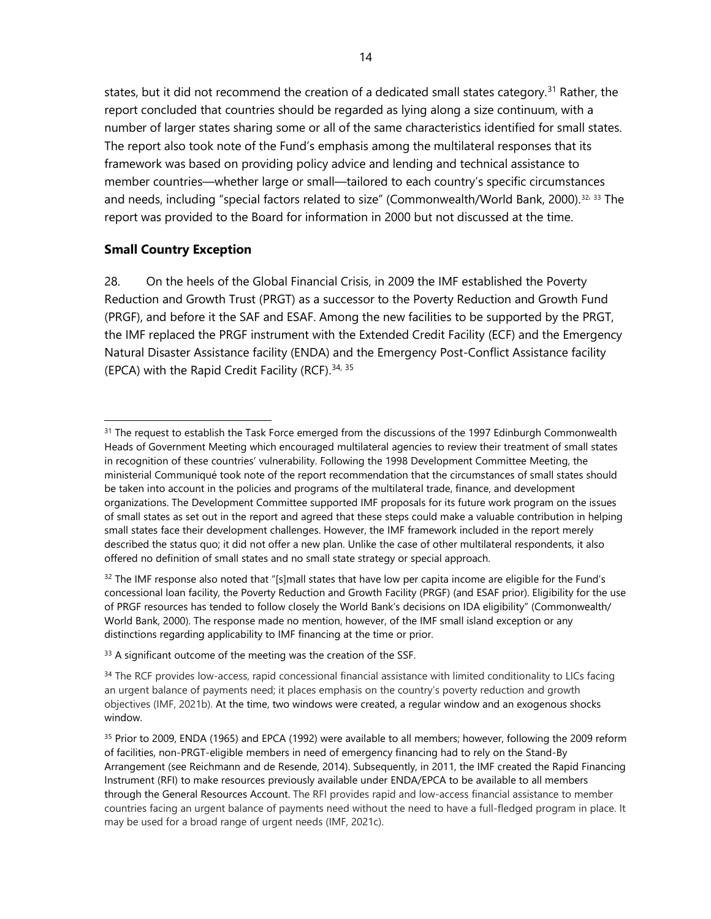states, but it did not recommend the creation of a dedicated small states category.[31] Rather, the report concluded that countries should be regarded as lying along a size continuum, with a number of larger states sharing some or all of the same characteristics identified for small states. The report also took note of the Fund's emphasis among the multilateral responses that its framework was based on providing policy advice and lending and technical assistance to member countries—whether large or small—tailored to each country's specific circumstances and needs, including "special factors related to size" (Commonwealth/World Bank, 2000).[32, 33] The report was provided to the Board for information in 2000 but not discussed at the time.

## Small Country Exception

28. On the heels of the Global Financial Crisis, in 2009 the IMF established the Poverty Reduction and Growth Trust (PRGT) as a successor to the Poverty Reduction and Growth Fund (PRGF), and before it the SAF and ESAF. Among the new facilities to be supported by the PRGT, the IMF replaced the PRGF instrument with the Extended Credit Facility (ECF) and the Emergency Natural Disaster Assistance facility (ENDA) and the Emergency Post-Conflict Assistance facility (EPCA) with the Rapid Credit Facility (RCF).[34, 35]

---

[31] The request to establish the Task Force emerged from the discussions of the 1997 Edinburgh Commonwealth Heads of Government Meeting which encouraged multilateral agencies to review their treatment of small states in recognition of these countries' vulnerability. Following the 1998 Development Committee Meeting, the ministerial Communiqué took note of the report recommendation that the circumstances of small states should be taken into account in the policies and programs of the multilateral trade, finance, and development organizations. The Development Committee supported IMF proposals for its future work program on the issues of small states as set out in the report and agreed that these steps could make a valuable contribution in helping small states face their development challenges. However, the IMF framework included in the report merely described the status quo; it did not offer a new plan. Unlike the case of other multilateral respondents, it also offered no definition of small states and no small state strategy or special approach.

[32] The IMF response also noted that "[s]mall states that have low per capita income are eligible for the Fund's concessional loan facility, the Poverty Reduction and Growth Facility (PRGF) (and ESAF prior). Eligibility for the use of PRGF resources has tended to follow closely the World Bank's decisions on IDA eligibility" (Commonwealth/ World Bank, 2000). The response made no mention, however, of the IMF small island exception or any distinctions regarding applicability to IMF financing at the time or prior.

[33] A significant outcome of the meeting was the creation of the SSF.

[34] The RCF provides low-access, rapid concessional financial assistance with limited conditionality to LICs facing an urgent balance of payments need; it places emphasis on the country's poverty reduction and growth objectives (IMF, 2021b). At the time, two windows were created, a regular window and an exogenous shocks window.

[35] Prior to 2009, ENDA (1965) and EPCA (1992) were available to all members; however, following the 2009 reform of facilities, non-PRGT-eligible members in need of emergency financing had to rely on the Stand-By Arrangement (see Reichmann and de Resende, 2014). Subsequently, in 2011, the IMF created the Rapid Financing Instrument (RFI) to make resources previously available under ENDA/EPCA to be available to all members through the General Resources Account. The RFI provides rapid and low-access financial assistance to member countries facing an urgent balance of payments need without the need to have a full-fledged program in place. It may be used for a broad range of urgent needs (IMF, 2021c).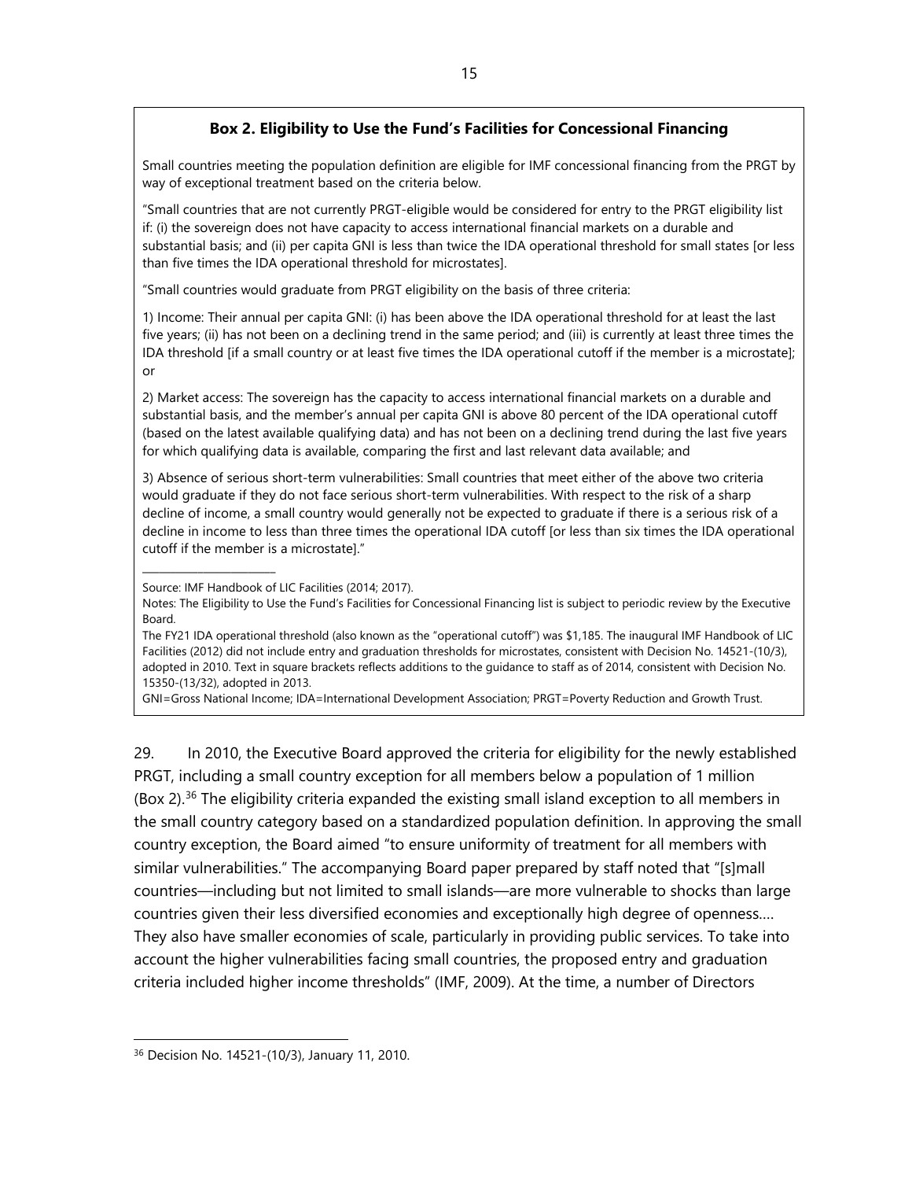### Box 2. Eligibility to Use the Fund's Facilities for Concessional Financing

Small countries meeting the population definition are eligible for IMF concessional financing from the PRGT by way of exceptional treatment based on the criteria below.

"Small countries that are not currently PRGT-eligible would be considered for entry to the PRGT eligibility list if: (i) the sovereign does not have capacity to access international financial markets on a durable and substantial basis; and (ii) per capita GNI is less than twice the IDA operational threshold for small states [or less than five times the IDA operational threshold for microstates].

"Small countries would graduate from PRGT eligibility on the basis of three criteria:

1) Income: Their annual per capita GNI: (i) has been above the IDA operational threshold for at least the last five years; (ii) has not been on a declining trend in the same period; and (iii) is currently at least three times the IDA threshold [if a small country or at least five times the IDA operational cutoff if the member is a microstate]; or

2) Market access: The sovereign has the capacity to access international financial markets on a durable and substantial basis, and the member's annual per capita GNI is above 80 percent of the IDA operational cutoff (based on the latest available qualifying data) and has not been on a declining trend during the last five years for which qualifying data is available, comparing the first and last relevant data available; and

3) Absence of serious short-term vulnerabilities: Small countries that meet either of the above two criteria would graduate if they do not face serious short-term vulnerabilities. With respect to the risk of a sharp decline of income, a small country would generally not be expected to graduate if there is a serious risk of a decline in income to less than three times the operational IDA cutoff [or less than six times the IDA operational cutoff if the member is a microstate]."

---

Source: IMF Handbook of LIC Facilities (2014; 2017).

Notes: The Eligibility to Use the Fund's Facilities for Concessional Financing list is subject to periodic review by the Executive Board.

The FY21 IDA operational threshold (also known as the "operational cutoff") was $1,185. The inaugural IMF Handbook of LIC Facilities (2012) did not include entry and graduation thresholds for microstates, consistent with Decision No. 14521-(10/3), adopted in 2010. Text in square brackets reflects additions to the guidance to staff as of 2014, consistent with Decision No. 15350-(13/32), adopted in 2013.

GNI=Gross National Income; IDA=International Development Association; PRGT=Poverty Reduction and Growth Trust.

29. In 2010, the Executive Board approved the criteria for eligibility for the newly established PRGT, including a small country exception for all members below a population of 1 million (Box 2).[36] The eligibility criteria expanded the existing small island exception to all members in the small country category based on a standardized population definition. In approving the small country exception, the Board aimed "to ensure uniformity of treatment for all members with similar vulnerabilities." The accompanying Board paper prepared by staff noted that "[s]mall countries—including but not limited to small islands—are more vulnerable to shocks than large countries given their less diversified economies and exceptionally high degree of openness.... They also have smaller economies of scale, particularly in providing public services. To take into account the higher vulnerabilities facing small countries, the proposed entry and graduation criteria included higher income thresholds" (IMF, 2009). At the time, a number of Directors

[36] Decision No. 14521-(10/3), January 11, 2010.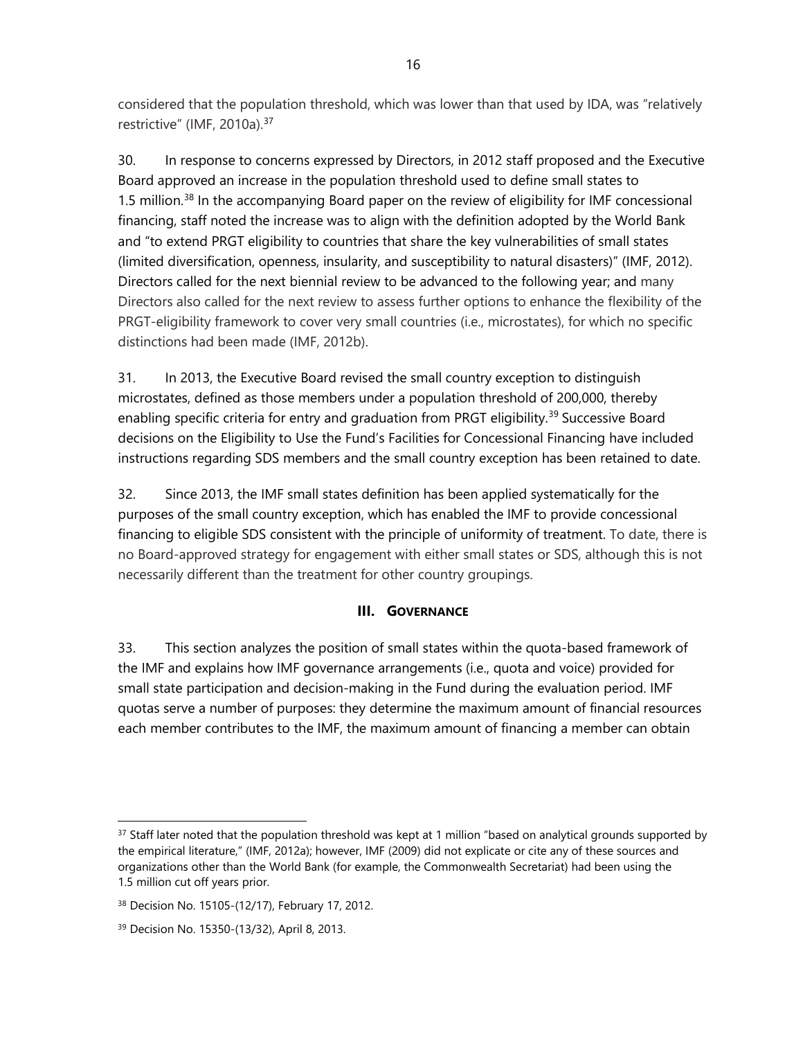considered that the population threshold, which was lower than that used by IDA, was "relatively restrictive" (IMF, 2010a).[37]

30. In response to concerns expressed by Directors, in 2012 staff proposed and the Executive Board approved an increase in the population threshold used to define small states to 1.5 million.[38] In the accompanying Board paper on the review of eligibility for IMF concessional financing, staff noted the increase was to align with the definition adopted by the World Bank and "to extend PRGT eligibility to countries that share the key vulnerabilities of small states (limited diversification, openness, insularity, and susceptibility to natural disasters)" (IMF, 2012). Directors called for the next biennial review to be advanced to the following year; and many Directors also called for the next review to assess further options to enhance the flexibility of the PRGT-eligibility framework to cover very small countries (i.e., microstates), for which no specific distinctions had been made (IMF, 2012b).

31. In 2013, the Executive Board revised the small country exception to distinguish microstates, defined as those members under a population threshold of 200,000, thereby enabling specific criteria for entry and graduation from PRGT eligibility.[39] Successive Board decisions on the Eligibility to Use the Fund's Facilities for Concessional Financing have included instructions regarding SDS members and the small country exception has been retained to date.

32. Since 2013, the IMF small states definition has been applied systematically for the purposes of the small country exception, which has enabled the IMF to provide concessional financing to eligible SDS consistent with the principle of uniformity of treatment. To date, there is no Board-approved strategy for engagement with either small states or SDS, although this is not necessarily different than the treatment for other country groupings.

## III. GOVERNANCE

33. This section analyzes the position of small states within the quota-based framework of the IMF and explains how IMF governance arrangements (i.e., quota and voice) provided for small state participation and decision-making in the Fund during the evaluation period. IMF quotas serve a number of purposes: they determine the maximum amount of financial resources each member contributes to the IMF, the maximum amount of financing a member can obtain

---

[37] Staff later noted that the population threshold was kept at 1 million "based on analytical grounds supported by the empirical literature," (IMF, 2012a); however, IMF (2009) did not explicate or cite any of these sources and organizations other than the World Bank (for example, the Commonwealth Secretariat) had been using the 1.5 million cut off years prior.

[38] Decision No. 15105-(12/17), February 17, 2012.

[39] Decision No. 15350-(13/32), April 8, 2013.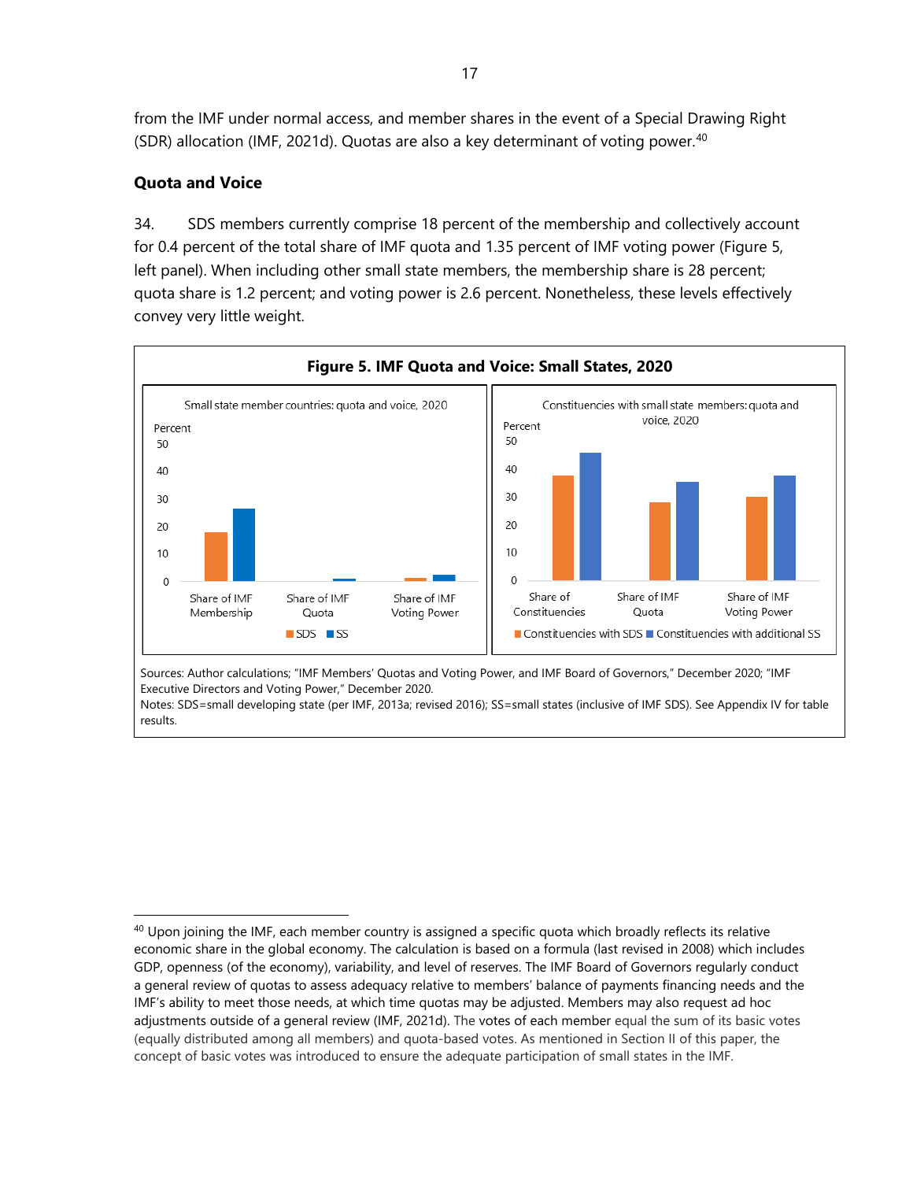from the IMF under normal access, and member shares in the event of a Special Drawing Right (SDR) allocation (IMF, 2021d). Quotas are also a key determinant of voting power.[40]

### Quota and Voice

34. SDS members currently comprise 18 percent of the membership and collectively account for 0.4 percent of the total share of IMF quota and 1.35 percent of IMF voting power (Figure 5, left panel). When including other small state members, the membership share is 28 percent; quota share is 1.2 percent; and voting power is 2.6 percent. Nonetheless, these levels effectively convey very little weight.

**Figure 5. IMF Quota and Voice: Small States, 2020**

Small state member countries: quota and voice, 2020

Constituencies with small state members: quota and voice, 2020

Sources: Author calculations; "IMF Members' Quotas and Voting Power, and IMF Board of Governors," December 2020; "IMF Executive Directors and Voting Power," December 2020.
Notes: SDS=small developing state (per IMF, 2013a; revised 2016); SS=small states (inclusive of IMF SDS). See Appendix IV for table results.

---

[40] Upon joining the IMF, each member country is assigned a specific quota which broadly reflects its relative economic share in the global economy. The calculation is based on a formula (last revised in 2008) which includes GDP, openness (of the economy), variability, and level of reserves. The IMF Board of Governors regularly conduct a general review of quotas to assess adequacy relative to members' balance of payments financing needs and the IMF's ability to meet those needs, at which time quotas may be adjusted. Members may also request ad hoc adjustments outside of a general review (IMF, 2021d). The votes of each member equal the sum of its basic votes (equally distributed among all members) and quota-based votes. As mentioned in Section II of this paper, the concept of basic votes was introduced to ensure the adequate participation of small states in the IMF.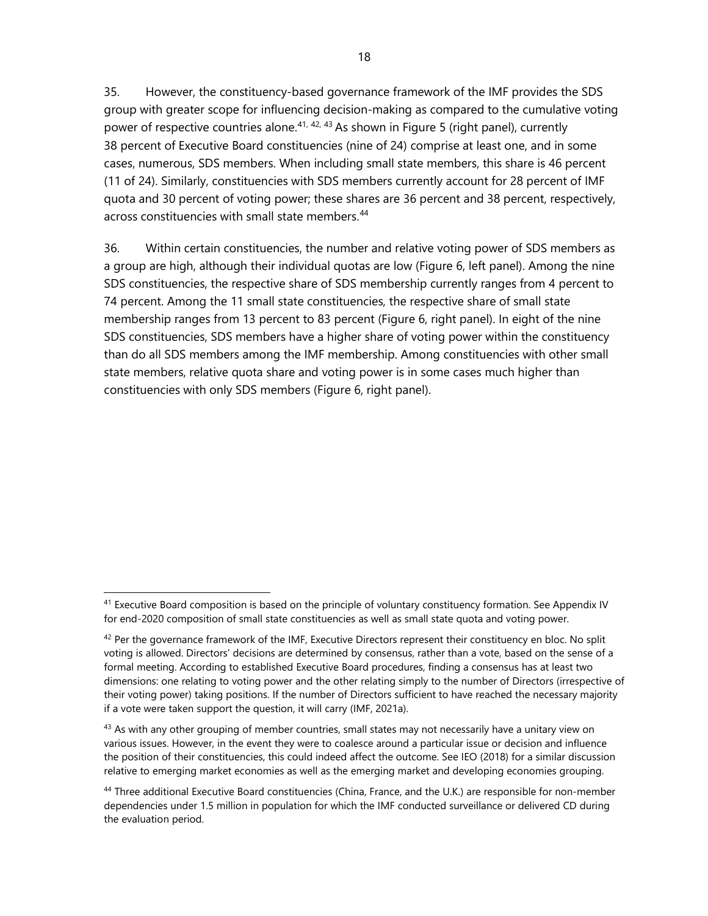35. However, the constituency-based governance framework of the IMF provides the SDS group with greater scope for influencing decision-making as compared to the cumulative voting power of respective countries alone.[41, 42, 43] As shown in Figure 5 (right panel), currently 38 percent of Executive Board constituencies (nine of 24) comprise at least one, and in some cases, numerous, SDS members. When including small state members, this share is 46 percent (11 of 24). Similarly, constituencies with SDS members currently account for 28 percent of IMF quota and 30 percent of voting power; these shares are 36 percent and 38 percent, respectively, across constituencies with small state members.[44]

36. Within certain constituencies, the number and relative voting power of SDS members as a group are high, although their individual quotas are low (Figure 6, left panel). Among the nine SDS constituencies, the respective share of SDS membership currently ranges from 4 percent to 74 percent. Among the 11 small state constituencies, the respective share of small state membership ranges from 13 percent to 83 percent (Figure 6, right panel). In eight of the nine SDS constituencies, SDS members have a higher share of voting power within the constituency than do all SDS members among the IMF membership. Among constituencies with other small state members, relative quota share and voting power is in some cases much higher than constituencies with only SDS members (Figure 6, right panel).

---

[41] Executive Board composition is based on the principle of voluntary constituency formation. See Appendix IV for end-2020 composition of small state constituencies as well as small state quota and voting power.

[42] Per the governance framework of the IMF, Executive Directors represent their constituency en bloc. No split voting is allowed. Directors' decisions are determined by consensus, rather than a vote, based on the sense of a formal meeting. According to established Executive Board procedures, finding a consensus has at least two dimensions: one relating to voting power and the other relating simply to the number of Directors (irrespective of their voting power) taking positions. If the number of Directors sufficient to have reached the necessary majority if a vote were taken support the question, it will carry (IMF, 2021a).

[43] As with any other grouping of member countries, small states may not necessarily have a unitary view on various issues. However, in the event they were to coalesce around a particular issue or decision and influence the position of their constituencies, this could indeed affect the outcome. See IEO (2018) for a similar discussion relative to emerging market economies as well as the emerging market and developing economies grouping.

[44] Three additional Executive Board constituencies (China, France, and the U.K.) are responsible for non-member dependencies under 1.5 million in population for which the IMF conducted surveillance or delivered CD during the evaluation period.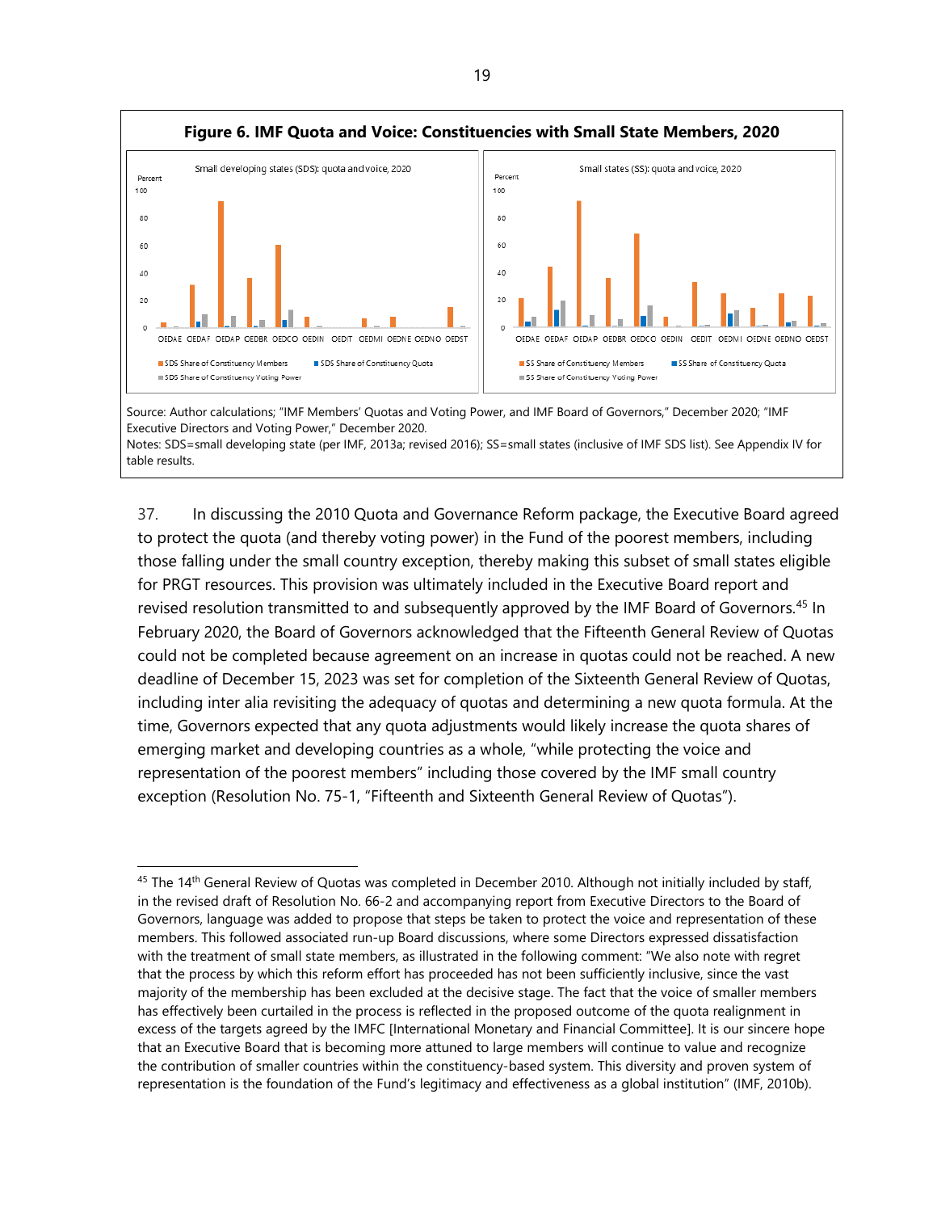**Figure 6. IMF Quota and Voice: Constituencies with Small State Members, 2020**

Source: Author calculations; "IMF Members' Quotas and Voting Power, and IMF Board of Governors," December 2020; "IMF Executive Directors and Voting Power," December 2020.
Notes: SDS=small developing state (per IMF, 2013a; revised 2016); SS=small states (inclusive of IMF SDS list). See Appendix IV for table results.

37. In discussing the 2010 Quota and Governance Reform package, the Executive Board agreed to protect the quota (and thereby voting power) in the Fund of the poorest members, including those falling under the small country exception, thereby making this subset of small states eligible for PRGT resources. This provision was ultimately included in the Executive Board report and revised resolution transmitted to and subsequently approved by the IMF Board of Governors.[45] In February 2020, the Board of Governors acknowledged that the Fifteenth General Review of Quotas could not be completed because agreement on an increase in quotas could not be reached. A new deadline of December 15, 2023 was set for completion of the Sixteenth General Review of Quotas, including inter alia revisiting the adequacy of quotas and determining a new quota formula. At the time, Governors expected that any quota adjustments would likely increase the quota shares of emerging market and developing countries as a whole, "while protecting the voice and representation of the poorest members" including those covered by the IMF small country exception (Resolution No. 75-1, "Fifteenth and Sixteenth General Review of Quotas").

[45] The 14th General Review of Quotas was completed in December 2010. Although not initially included by staff, in the revised draft of Resolution No. 66-2 and accompanying report from Executive Directors to the Board of Governors, language was added to propose that steps be taken to protect the voice and representation of these members. This followed associated run-up Board discussions, where some Directors expressed dissatisfaction with the treatment of small state members, as illustrated in the following comment: "We also note with regret that the process by which this reform effort has proceeded has not been sufficiently inclusive, since the vast majority of the membership has been excluded at the decisive stage. The fact that the voice of smaller members has effectively been curtailed in the process is reflected in the proposed outcome of the quota realignment in excess of the targets agreed by the IMFC [International Monetary and Financial Committee]. It is our sincere hope that an Executive Board that is becoming more attuned to large members will continue to value and recognize the contribution of smaller countries within the constituency-based system. This diversity and proven system of representation is the foundation of the Fund's legitimacy and effectiveness as a global institution" (IMF, 2010b).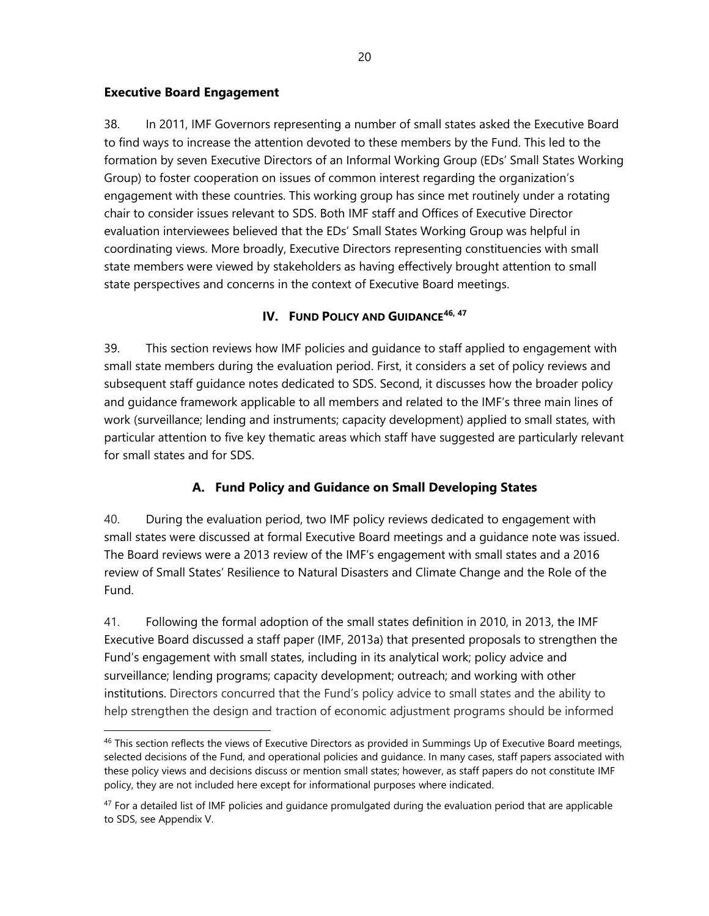### Executive Board Engagement

38. In 2011, IMF Governors representing a number of small states asked the Executive Board to find ways to increase the attention devoted to these members by the Fund. This led to the formation by seven Executive Directors of an Informal Working Group (EDs' Small States Working Group) to foster cooperation on issues of common interest regarding the organization's engagement with these countries. This working group has since met routinely under a rotating chair to consider issues relevant to SDS. Both IMF staff and Offices of Executive Director evaluation interviewees believed that the EDs' Small States Working Group was helpful in coordinating views. More broadly, Executive Directors representing constituencies with small state members were viewed by stakeholders as having effectively brought attention to small state perspectives and concerns in the context of Executive Board meetings.

## IV. FUND POLICY AND GUIDANCE[46, 47]

39. This section reviews how IMF policies and guidance to staff applied to engagement with small state members during the evaluation period. First, it considers a set of policy reviews and subsequent staff guidance notes dedicated to SDS. Second, it discusses how the broader policy and guidance framework applicable to all members and related to the IMF's three main lines of work (surveillance; lending and instruments; capacity development) applied to small states, with particular attention to five key thematic areas which staff have suggested are particularly relevant for small states and for SDS.

### A. Fund Policy and Guidance on Small Developing States

40. During the evaluation period, two IMF policy reviews dedicated to engagement with small states were discussed at formal Executive Board meetings and a guidance note was issued. The Board reviews were a 2013 review of the IMF's engagement with small states and a 2016 review of Small States' Resilience to Natural Disasters and Climate Change and the Role of the Fund.

41. Following the formal adoption of the small states definition in 2010, in 2013, the IMF Executive Board discussed a staff paper (IMF, 2013a) that presented proposals to strengthen the Fund's engagement with small states, including in its analytical work; policy advice and surveillance; lending programs; capacity development; outreach; and working with other institutions. Directors concurred that the Fund's policy advice to small states and the ability to help strengthen the design and traction of economic adjustment programs should be informed

---

[46] This section reflects the views of Executive Directors as provided in Summings Up of Executive Board meetings, selected decisions of the Fund, and operational policies and guidance. In many cases, staff papers associated with these policy views and decisions discuss or mention small states; however, as staff papers do not constitute IMF policy, they are not included here except for informational purposes where indicated.

[47] For a detailed list of IMF policies and guidance promulgated during the evaluation period that are applicable to SDS, see Appendix V.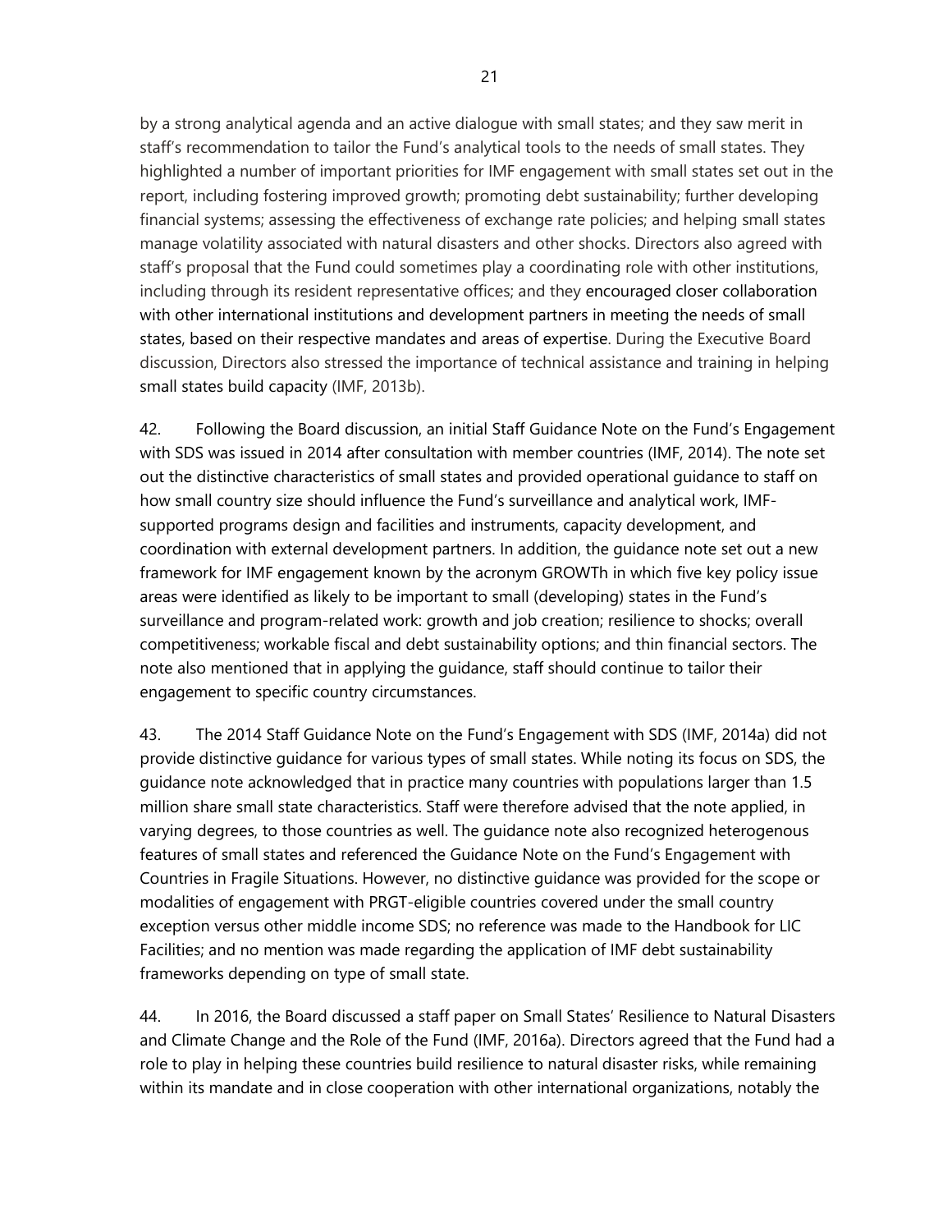by a strong analytical agenda and an active dialogue with small states; and they saw merit in staff's recommendation to tailor the Fund's analytical tools to the needs of small states. They highlighted a number of important priorities for IMF engagement with small states set out in the report, including fostering improved growth; promoting debt sustainability; further developing financial systems; assessing the effectiveness of exchange rate policies; and helping small states manage volatility associated with natural disasters and other shocks. Directors also agreed with staff's proposal that the Fund could sometimes play a coordinating role with other institutions, including through its resident representative offices; and they encouraged closer collaboration with other international institutions and development partners in meeting the needs of small states, based on their respective mandates and areas of expertise. During the Executive Board discussion, Directors also stressed the importance of technical assistance and training in helping small states build capacity (IMF, 2013b).

42. Following the Board discussion, an initial Staff Guidance Note on the Fund's Engagement with SDS was issued in 2014 after consultation with member countries (IMF, 2014). The note set out the distinctive characteristics of small states and provided operational guidance to staff on how small country size should influence the Fund's surveillance and analytical work, IMF-supported programs design and facilities and instruments, capacity development, and coordination with external development partners. In addition, the guidance note set out a new framework for IMF engagement known by the acronym GROWTh in which five key policy issue areas were identified as likely to be important to small (developing) states in the Fund's surveillance and program-related work: growth and job creation; resilience to shocks; overall competitiveness; workable fiscal and debt sustainability options; and thin financial sectors. The note also mentioned that in applying the guidance, staff should continue to tailor their engagement to specific country circumstances.

43. The 2014 Staff Guidance Note on the Fund's Engagement with SDS (IMF, 2014a) did not provide distinctive guidance for various types of small states. While noting its focus on SDS, the guidance note acknowledged that in practice many countries with populations larger than 1.5 million share small state characteristics. Staff were therefore advised that the note applied, in varying degrees, to those countries as well. The guidance note also recognized heterogenous features of small states and referenced the Guidance Note on the Fund's Engagement with Countries in Fragile Situations. However, no distinctive guidance was provided for the scope or modalities of engagement with PRGT-eligible countries covered under the small country exception versus other middle income SDS; no reference was made to the Handbook for LIC Facilities; and no mention was made regarding the application of IMF debt sustainability frameworks depending on type of small state.

44. In 2016, the Board discussed a staff paper on Small States' Resilience to Natural Disasters and Climate Change and the Role of the Fund (IMF, 2016a). Directors agreed that the Fund had a role to play in helping these countries build resilience to natural disaster risks, while remaining within its mandate and in close cooperation with other international organizations, notably the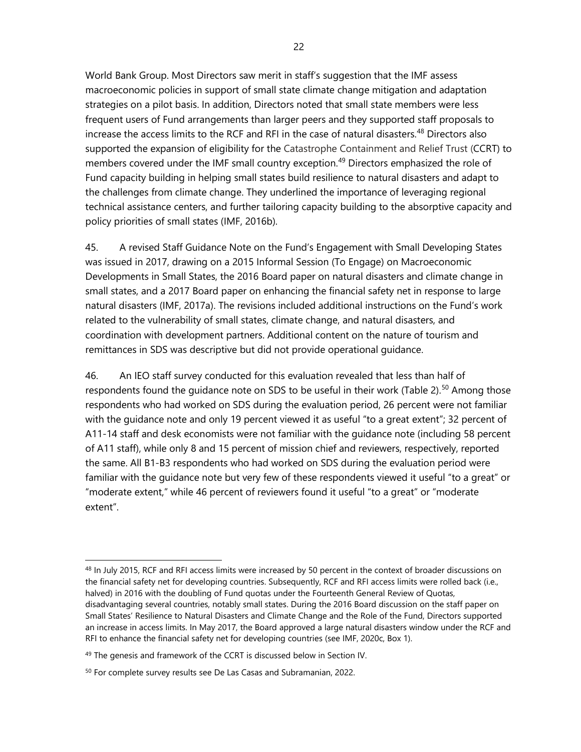World Bank Group. Most Directors saw merit in staff's suggestion that the IMF assess macroeconomic policies in support of small state climate change mitigation and adaptation strategies on a pilot basis. In addition, Directors noted that small state members were less frequent users of Fund arrangements than larger peers and they supported staff proposals to increase the access limits to the RCF and RFI in the case of natural disasters.[48] Directors also supported the expansion of eligibility for the Catastrophe Containment and Relief Trust (CCRT) to members covered under the IMF small country exception.[49] Directors emphasized the role of Fund capacity building in helping small states build resilience to natural disasters and adapt to the challenges from climate change. They underlined the importance of leveraging regional technical assistance centers, and further tailoring capacity building to the absorptive capacity and policy priorities of small states (IMF, 2016b).

45. A revised Staff Guidance Note on the Fund's Engagement with Small Developing States was issued in 2017, drawing on a 2015 Informal Session (To Engage) on Macroeconomic Developments in Small States, the 2016 Board paper on natural disasters and climate change in small states, and a 2017 Board paper on enhancing the financial safety net in response to large natural disasters (IMF, 2017a). The revisions included additional instructions on the Fund's work related to the vulnerability of small states, climate change, and natural disasters, and coordination with development partners. Additional content on the nature of tourism and remittances in SDS was descriptive but did not provide operational guidance.

46. An IEO staff survey conducted for this evaluation revealed that less than half of respondents found the guidance note on SDS to be useful in their work (Table 2).[50] Among those respondents who had worked on SDS during the evaluation period, 26 percent were not familiar with the guidance note and only 19 percent viewed it as useful "to a great extent"; 32 percent of A11-14 staff and desk economists were not familiar with the guidance note (including 58 percent of A11 staff), while only 8 and 15 percent of mission chief and reviewers, respectively, reported the same. All B1-B3 respondents who had worked on SDS during the evaluation period were familiar with the guidance note but very few of these respondents viewed it useful "to a great" or "moderate extent," while 46 percent of reviewers found it useful "to a great" or "moderate extent".

---

[48] In July 2015, RCF and RFI access limits were increased by 50 percent in the context of broader discussions on the financial safety net for developing countries. Subsequently, RCF and RFI access limits were rolled back (i.e., halved) in 2016 with the doubling of Fund quotas under the Fourteenth General Review of Quotas, disadvantaging several countries, notably small states. During the 2016 Board discussion on the staff paper on Small States' Resilience to Natural Disasters and Climate Change and the Role of the Fund, Directors supported an increase in access limits. In May 2017, the Board approved a large natural disasters window under the RCF and RFI to enhance the financial safety net for developing countries (see IMF, 2020c, Box 1).

[49] The genesis and framework of the CCRT is discussed below in Section IV.

[50] For complete survey results see De Las Casas and Subramanian, 2022.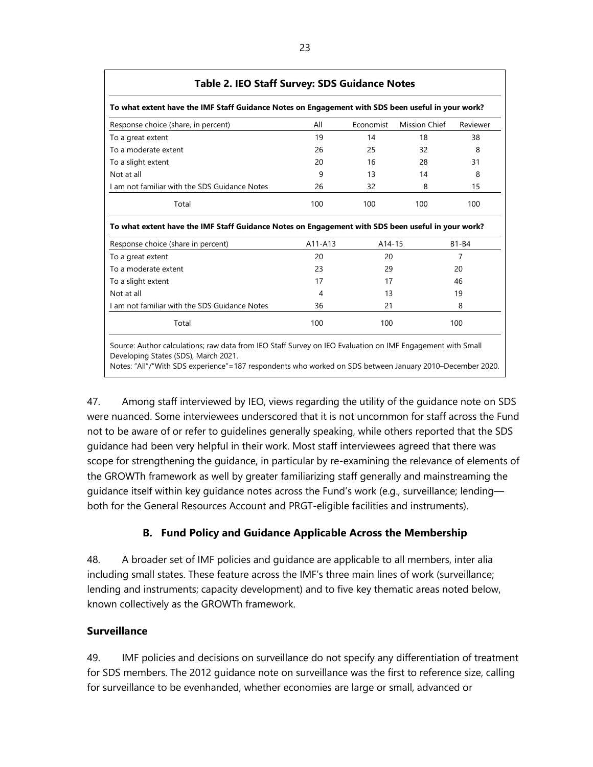**Table 2. IEO Staff Survey: SDS Guidance Notes**

**To what extent have the IMF Staff Guidance Notes on Engagement with SDS been useful in your work?**

| Response choice (share, in percent) | All | Economist | Mission Chief | Reviewer |
|---|---|---|---|---|
| To a great extent | 19 | 14 | 18 | 38 |
| To a moderate extent | 26 | 25 | 32 | 8 |
| To a slight extent | 20 | 16 | 28 | 31 |
| Not at all | 9 | 13 | 14 | 8 |
| I am not familiar with the SDS Guidance Notes | 26 | 32 | 8 | 15 |
| Total | 100 | 100 | 100 | 100 |

**To what extent have the IMF Staff Guidance Notes on Engagement with SDS been useful in your work?**

| Response choice (share in percent) | A11-A13 | A14-15 | B1-B4 |
|---|---|---|---|
| To a great extent | 20 | 20 | 7 |
| To a moderate extent | 23 | 29 | 20 |
| To a slight extent | 17 | 17 | 46 |
| Not at all | 4 | 13 | 19 |
| I am not familiar with the SDS Guidance Notes | 36 | 21 | 8 |
| Total | 100 | 100 | 100 |

Source: Author calculations; raw data from IEO Staff Survey on IEO Evaluation on IMF Engagement with Small Developing States (SDS), March 2021.
Notes: "All"/"With SDS experience"=187 respondents who worked on SDS between January 2010–December 2020.

47. Among staff interviewed by IEO, views regarding the utility of the guidance note on SDS were nuanced. Some interviewees underscored that it is not uncommon for staff across the Fund not to be aware of or refer to guidelines generally speaking, while others reported that the SDS guidance had been very helpful in their work. Most staff interviewees agreed that there was scope for strengthening the guidance, in particular by re-examining the relevance of elements of the GROWTh framework as well by greater familiarizing staff generally and mainstreaming the guidance itself within key guidance notes across the Fund's work (e.g., surveillance; lending—both for the General Resources Account and PRGT-eligible facilities and instruments).

### B. Fund Policy and Guidance Applicable Across the Membership

48. A broader set of IMF policies and guidance are applicable to all members, inter alia including small states. These feature across the IMF's three main lines of work (surveillance; lending and instruments; capacity development) and to five key thematic areas noted below, known collectively as the GROWTh framework.

### Surveillance

49. IMF policies and decisions on surveillance do not specify any differentiation of treatment for SDS members. The 2012 guidance note on surveillance was the first to reference size, calling for surveillance to be evenhanded, whether economies are large or small, advanced or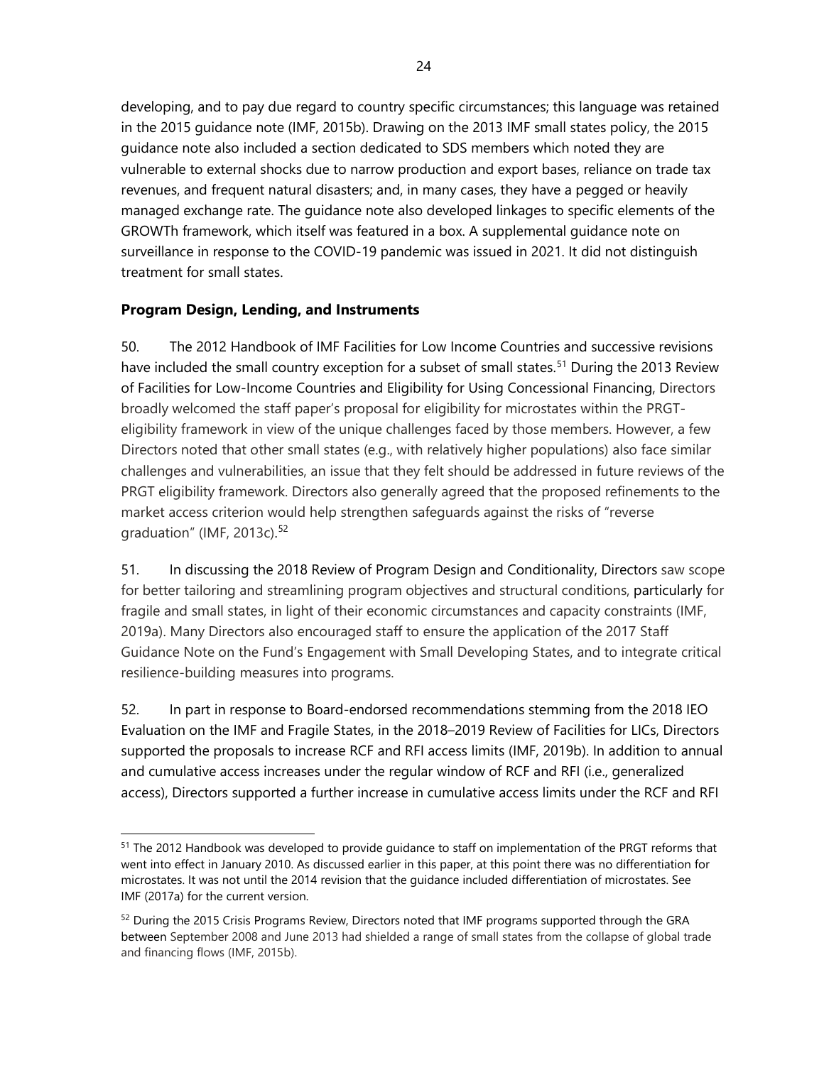developing, and to pay due regard to country specific circumstances; this language was retained in the 2015 guidance note (IMF, 2015b). Drawing on the 2013 IMF small states policy, the 2015 guidance note also included a section dedicated to SDS members which noted they are vulnerable to external shocks due to narrow production and export bases, reliance on trade tax revenues, and frequent natural disasters; and, in many cases, they have a pegged or heavily managed exchange rate. The guidance note also developed linkages to specific elements of the GROWTh framework, which itself was featured in a box. A supplemental guidance note on surveillance in response to the COVID-19 pandemic was issued in 2021. It did not distinguish treatment for small states.

### Program Design, Lending, and Instruments

50. The 2012 Handbook of IMF Facilities for Low Income Countries and successive revisions have included the small country exception for a subset of small states.[51] During the 2013 Review of Facilities for Low-Income Countries and Eligibility for Using Concessional Financing, Directors broadly welcomed the staff paper's proposal for eligibility for microstates within the PRGT-eligibility framework in view of the unique challenges faced by those members. However, a few Directors noted that other small states (e.g., with relatively higher populations) also face similar challenges and vulnerabilities, an issue that they felt should be addressed in future reviews of the PRGT eligibility framework. Directors also generally agreed that the proposed refinements to the market access criterion would help strengthen safeguards against the risks of "reverse graduation" (IMF, 2013c).[52]

51. In discussing the 2018 Review of Program Design and Conditionality, Directors saw scope for better tailoring and streamlining program objectives and structural conditions, particularly for fragile and small states, in light of their economic circumstances and capacity constraints (IMF, 2019a). Many Directors also encouraged staff to ensure the application of the 2017 Staff Guidance Note on the Fund's Engagement with Small Developing States, and to integrate critical resilience-building measures into programs.

52. In part in response to Board-endorsed recommendations stemming from the 2018 IEO Evaluation on the IMF and Fragile States, in the 2018–2019 Review of Facilities for LICs, Directors supported the proposals to increase RCF and RFI access limits (IMF, 2019b). In addition to annual and cumulative access increases under the regular window of RCF and RFI (i.e., generalized access), Directors supported a further increase in cumulative access limits under the RCF and RFI

---

[51] The 2012 Handbook was developed to provide guidance to staff on implementation of the PRGT reforms that went into effect in January 2010. As discussed earlier in this paper, at this point there was no differentiation for microstates. It was not until the 2014 revision that the guidance included differentiation of microstates. See IMF (2017a) for the current version.

[52] During the 2015 Crisis Programs Review, Directors noted that IMF programs supported through the GRA between September 2008 and June 2013 had shielded a range of small states from the collapse of global trade and financing flows (IMF, 2015b).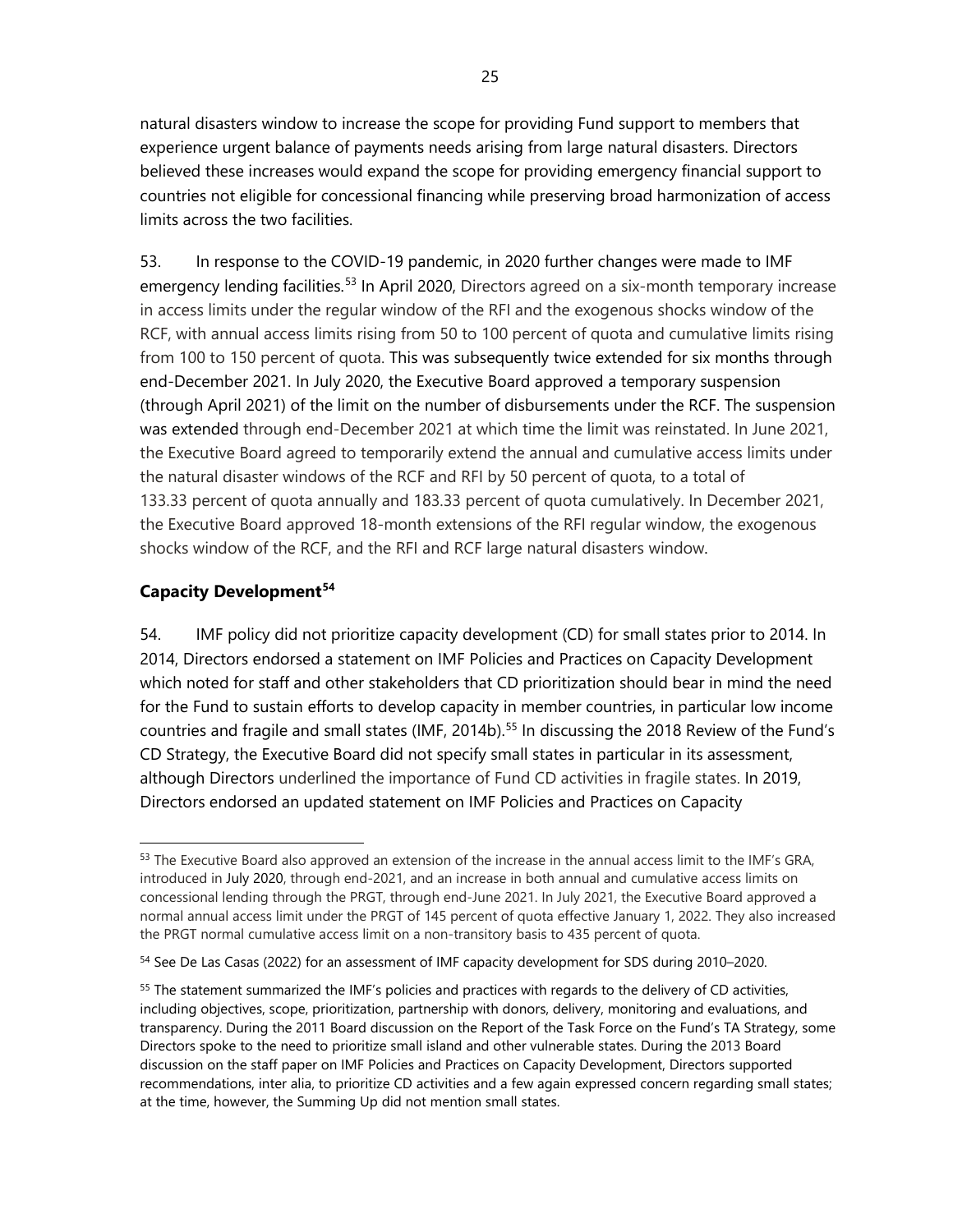natural disasters window to increase the scope for providing Fund support to members that experience urgent balance of payments needs arising from large natural disasters. Directors believed these increases would expand the scope for providing emergency financial support to countries not eligible for concessional financing while preserving broad harmonization of access limits across the two facilities.

53. In response to the COVID-19 pandemic, in 2020 further changes were made to IMF emergency lending facilities.[53] In April 2020, Directors agreed on a six-month temporary increase in access limits under the regular window of the RFI and the exogenous shocks window of the RCF, with annual access limits rising from 50 to 100 percent of quota and cumulative limits rising from 100 to 150 percent of quota. This was subsequently twice extended for six months through end-December 2021. In July 2020, the Executive Board approved a temporary suspension (through April 2021) of the limit on the number of disbursements under the RCF. The suspension was extended through end-December 2021 at which time the limit was reinstated. In June 2021, the Executive Board agreed to temporarily extend the annual and cumulative access limits under the natural disaster windows of the RCF and RFI by 50 percent of quota, to a total of 133.33 percent of quota annually and 183.33 percent of quota cumulatively. In December 2021, the Executive Board approved 18-month extensions of the RFI regular window, the exogenous shocks window of the RCF, and the RFI and RCF large natural disasters window.

## Capacity Development[54]

54. IMF policy did not prioritize capacity development (CD) for small states prior to 2014. In 2014, Directors endorsed a statement on IMF Policies and Practices on Capacity Development which noted for staff and other stakeholders that CD prioritization should bear in mind the need for the Fund to sustain efforts to develop capacity in member countries, in particular low income countries and fragile and small states (IMF, 2014b).[55] In discussing the 2018 Review of the Fund's CD Strategy, the Executive Board did not specify small states in particular in its assessment, although Directors underlined the importance of Fund CD activities in fragile states. In 2019, Directors endorsed an updated statement on IMF Policies and Practices on Capacity

---

[53] The Executive Board also approved an extension of the increase in the annual access limit to the IMF's GRA, introduced in July 2020, through end-2021, and an increase in both annual and cumulative access limits on concessional lending through the PRGT, through end-June 2021. In July 2021, the Executive Board approved a normal annual access limit under the PRGT of 145 percent of quota effective January 1, 2022. They also increased the PRGT normal cumulative access limit on a non-transitory basis to 435 percent of quota.

[54] See De Las Casas (2022) for an assessment of IMF capacity development for SDS during 2010–2020.

[55] The statement summarized the IMF's policies and practices with regards to the delivery of CD activities, including objectives, scope, prioritization, partnership with donors, delivery, monitoring and evaluations, and transparency. During the 2011 Board discussion on the Report of the Task Force on the Fund's TA Strategy, some Directors spoke to the need to prioritize small island and other vulnerable states. During the 2013 Board discussion on the staff paper on IMF Policies and Practices on Capacity Development, Directors supported recommendations, inter alia, to prioritize CD activities and a few again expressed concern regarding small states; at the time, however, the Summing Up did not mention small states.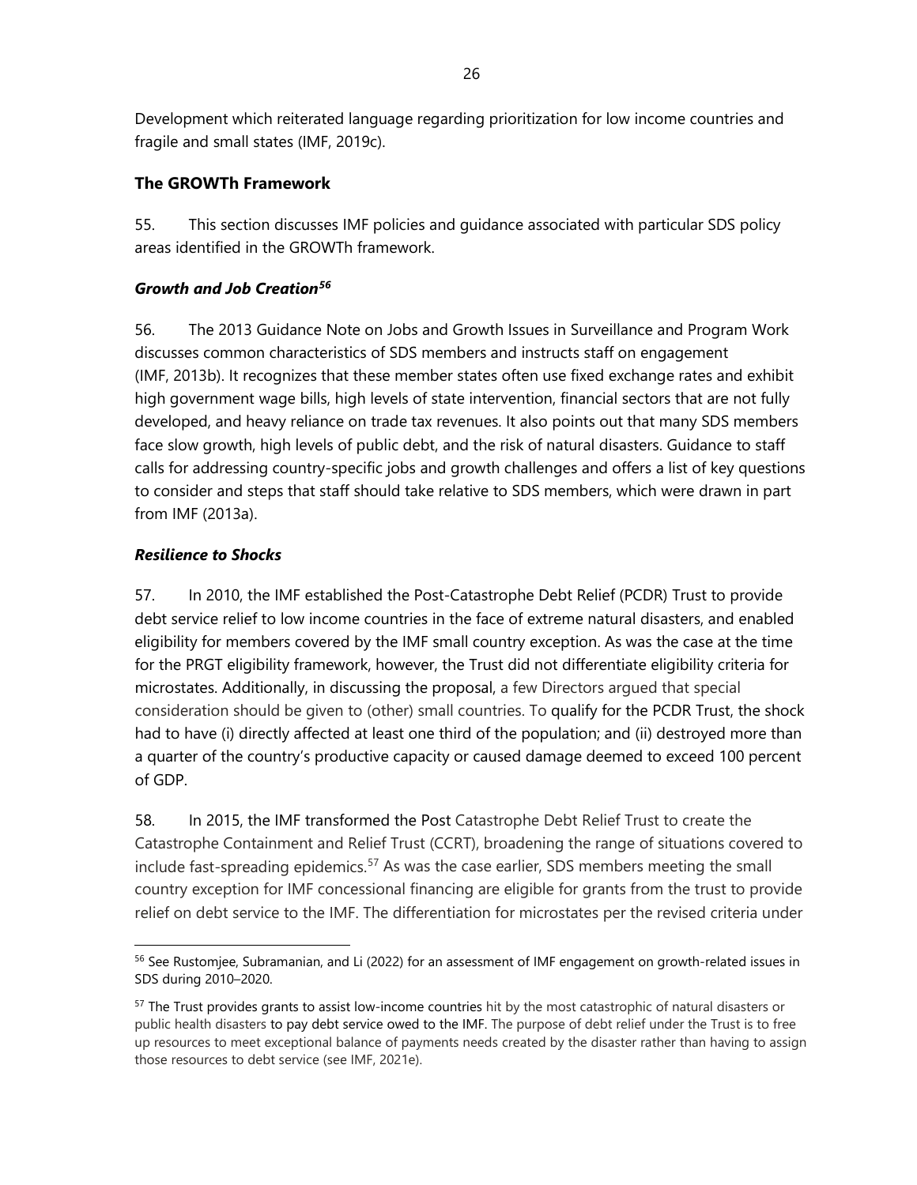Development which reiterated language regarding prioritization for low income countries and fragile and small states (IMF, 2019c).

### The GROWTh Framework

55. This section discusses IMF policies and guidance associated with particular SDS policy areas identified in the GROWTh framework.

#### *Growth and Job Creation*[56]

56. The 2013 Guidance Note on Jobs and Growth Issues in Surveillance and Program Work discusses common characteristics of SDS members and instructs staff on engagement (IMF, 2013b). It recognizes that these member states often use fixed exchange rates and exhibit high government wage bills, high levels of state intervention, financial sectors that are not fully developed, and heavy reliance on trade tax revenues. It also points out that many SDS members face slow growth, high levels of public debt, and the risk of natural disasters. Guidance to staff calls for addressing country-specific jobs and growth challenges and offers a list of key questions to consider and steps that staff should take relative to SDS members, which were drawn in part from IMF (2013a).

#### *Resilience to Shocks*

57. In 2010, the IMF established the Post-Catastrophe Debt Relief (PCDR) Trust to provide debt service relief to low income countries in the face of extreme natural disasters, and enabled eligibility for members covered by the IMF small country exception. As was the case at the time for the PRGT eligibility framework, however, the Trust did not differentiate eligibility criteria for microstates. Additionally, in discussing the proposal, a few Directors argued that special consideration should be given to (other) small countries. To qualify for the PCDR Trust, the shock had to have (i) directly affected at least one third of the population; and (ii) destroyed more than a quarter of the country's productive capacity or caused damage deemed to exceed 100 percent of GDP.

58. In 2015, the IMF transformed the Post Catastrophe Debt Relief Trust to create the Catastrophe Containment and Relief Trust (CCRT), broadening the range of situations covered to include fast-spreading epidemics.[57] As was the case earlier, SDS members meeting the small country exception for IMF concessional financing are eligible for grants from the trust to provide relief on debt service to the IMF. The differentiation for microstates per the revised criteria under

---

[56] See Rustomjee, Subramanian, and Li (2022) for an assessment of IMF engagement on growth-related issues in SDS during 2010–2020.

[57] The Trust provides grants to assist low-income countries hit by the most catastrophic of natural disasters or public health disasters to pay debt service owed to the IMF. The purpose of debt relief under the Trust is to free up resources to meet exceptional balance of payments needs created by the disaster rather than having to assign those resources to debt service (see IMF, 2021e).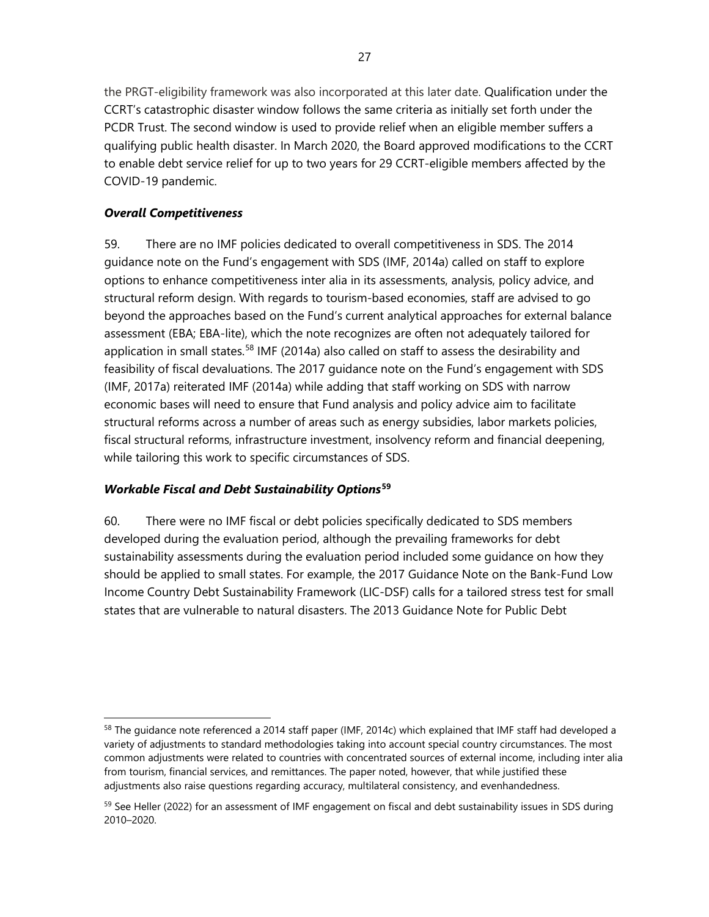the PRGT-eligibility framework was also incorporated at this later date. Qualification under the CCRT's catastrophic disaster window follows the same criteria as initially set forth under the PCDR Trust. The second window is used to provide relief when an eligible member suffers a qualifying public health disaster. In March 2020, the Board approved modifications to the CCRT to enable debt service relief for up to two years for 29 CCRT-eligible members affected by the COVID-19 pandemic.

### *Overall Competitiveness*

59. There are no IMF policies dedicated to overall competitiveness in SDS. The 2014 guidance note on the Fund's engagement with SDS (IMF, 2014a) called on staff to explore options to enhance competitiveness inter alia in its assessments, analysis, policy advice, and structural reform design. With regards to tourism-based economies, staff are advised to go beyond the approaches based on the Fund's current analytical approaches for external balance assessment (EBA; EBA-lite), which the note recognizes are often not adequately tailored for application in small states.[58] IMF (2014a) also called on staff to assess the desirability and feasibility of fiscal devaluations. The 2017 guidance note on the Fund's engagement with SDS (IMF, 2017a) reiterated IMF (2014a) while adding that staff working on SDS with narrow economic bases will need to ensure that Fund analysis and policy advice aim to facilitate structural reforms across a number of areas such as energy subsidies, labor markets policies, fiscal structural reforms, infrastructure investment, insolvency reform and financial deepening, while tailoring this work to specific circumstances of SDS.

### *Workable Fiscal and Debt Sustainability Options*[59]

60. There were no IMF fiscal or debt policies specifically dedicated to SDS members developed during the evaluation period, although the prevailing frameworks for debt sustainability assessments during the evaluation period included some guidance on how they should be applied to small states. For example, the 2017 Guidance Note on the Bank-Fund Low Income Country Debt Sustainability Framework (LIC-DSF) calls for a tailored stress test for small states that are vulnerable to natural disasters. The 2013 Guidance Note for Public Debt

---

[58] The guidance note referenced a 2014 staff paper (IMF, 2014c) which explained that IMF staff had developed a variety of adjustments to standard methodologies taking into account special country circumstances. The most common adjustments were related to countries with concentrated sources of external income, including inter alia from tourism, financial services, and remittances. The paper noted, however, that while justified these adjustments also raise questions regarding accuracy, multilateral consistency, and evenhandedness.

[59] See Heller (2022) for an assessment of IMF engagement on fiscal and debt sustainability issues in SDS during 2010–2020.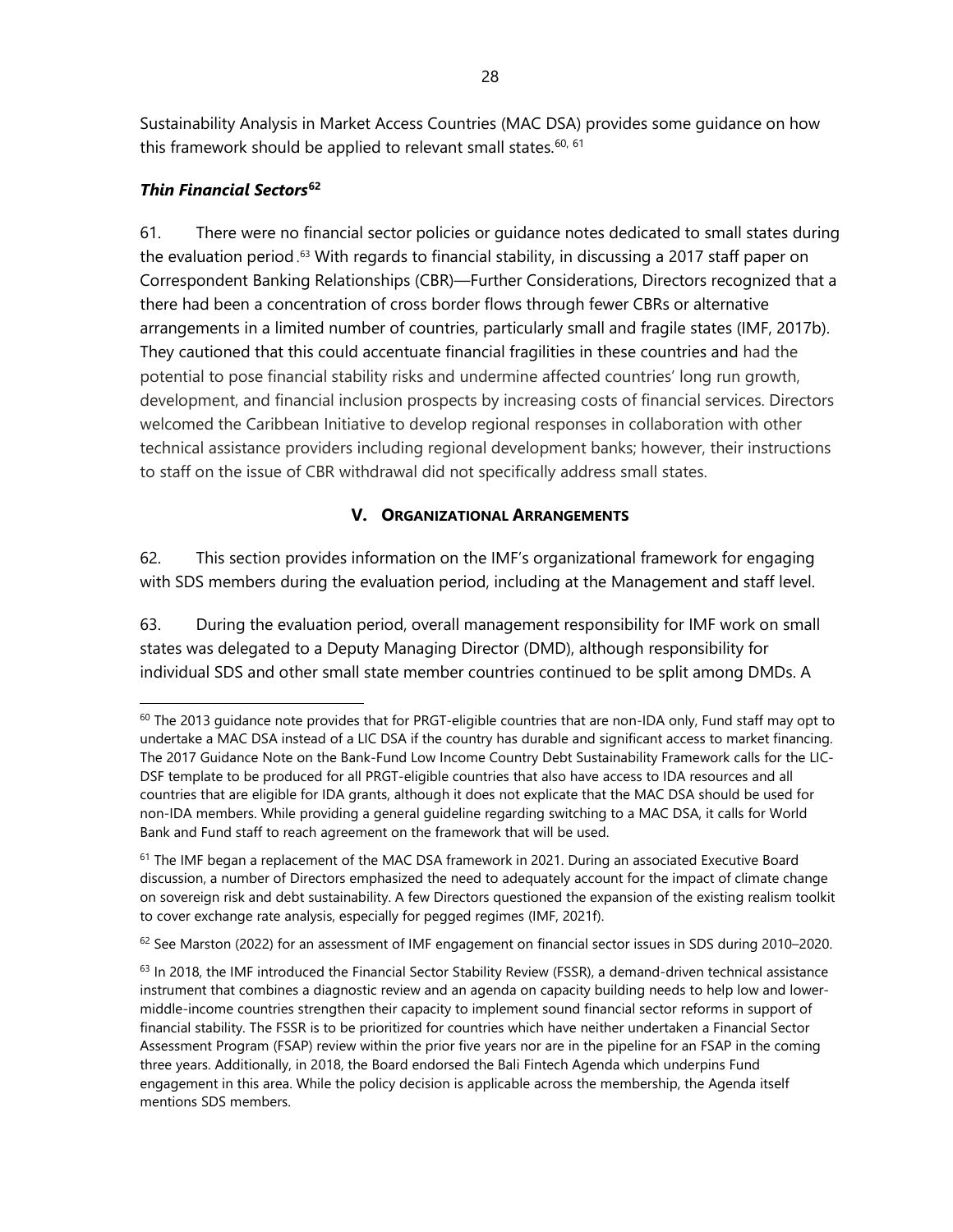Sustainability Analysis in Market Access Countries (MAC DSA) provides some guidance on how this framework should be applied to relevant small states.[60, 61]

### *Thin Financial Sectors*[62]

61. There were no financial sector policies or guidance notes dedicated to small states during the evaluation period.[63] With regards to financial stability, in discussing a 2017 staff paper on Correspondent Banking Relationships (CBR)—Further Considerations, Directors recognized that a there had been a concentration of cross border flows through fewer CBRs or alternative arrangements in a limited number of countries, particularly small and fragile states (IMF, 2017b). They cautioned that this could accentuate financial fragilities in these countries and had the potential to pose financial stability risks and undermine affected countries' long run growth, development, and financial inclusion prospects by increasing costs of financial services. Directors welcomed the Caribbean Initiative to develop regional responses in collaboration with other technical assistance providers including regional development banks; however, their instructions to staff on the issue of CBR withdrawal did not specifically address small states.

## V. ORGANIZATIONAL ARRANGEMENTS

62. This section provides information on the IMF's organizational framework for engaging with SDS members during the evaluation period, including at the Management and staff level.

63. During the evaluation period, overall management responsibility for IMF work on small states was delegated to a Deputy Managing Director (DMD), although responsibility for individual SDS and other small state member countries continued to be split among DMDs. A

---

[60] The 2013 guidance note provides that for PRGT-eligible countries that are non-IDA only, Fund staff may opt to undertake a MAC DSA instead of a LIC DSA if the country has durable and significant access to market financing. The 2017 Guidance Note on the Bank-Fund Low Income Country Debt Sustainability Framework calls for the LIC-DSF template to be produced for all PRGT-eligible countries that also have access to IDA resources and all countries that are eligible for IDA grants, although it does not explicate that the MAC DSA should be used for non-IDA members. While providing a general guideline regarding switching to a MAC DSA, it calls for World Bank and Fund staff to reach agreement on the framework that will be used.

[61] The IMF began a replacement of the MAC DSA framework in 2021. During an associated Executive Board discussion, a number of Directors emphasized the need to adequately account for the impact of climate change on sovereign risk and debt sustainability. A few Directors questioned the expansion of the existing realism toolkit to cover exchange rate analysis, especially for pegged regimes (IMF, 2021f).

[62] See Marston (2022) for an assessment of IMF engagement on financial sector issues in SDS during 2010–2020.

[63] In 2018, the IMF introduced the Financial Sector Stability Review (FSSR), a demand-driven technical assistance instrument that combines a diagnostic review and an agenda on capacity building needs to help low and lower-middle-income countries strengthen their capacity to implement sound financial sector reforms in support of financial stability. The FSSR is to be prioritized for countries which have neither undertaken a Financial Sector Assessment Program (FSAP) review within the prior five years nor are in the pipeline for an FSAP in the coming three years. Additionally, in 2018, the Board endorsed the Bali Fintech Agenda which underpins Fund engagement in this area. While the policy decision is applicable across the membership, the Agenda itself mentions SDS members.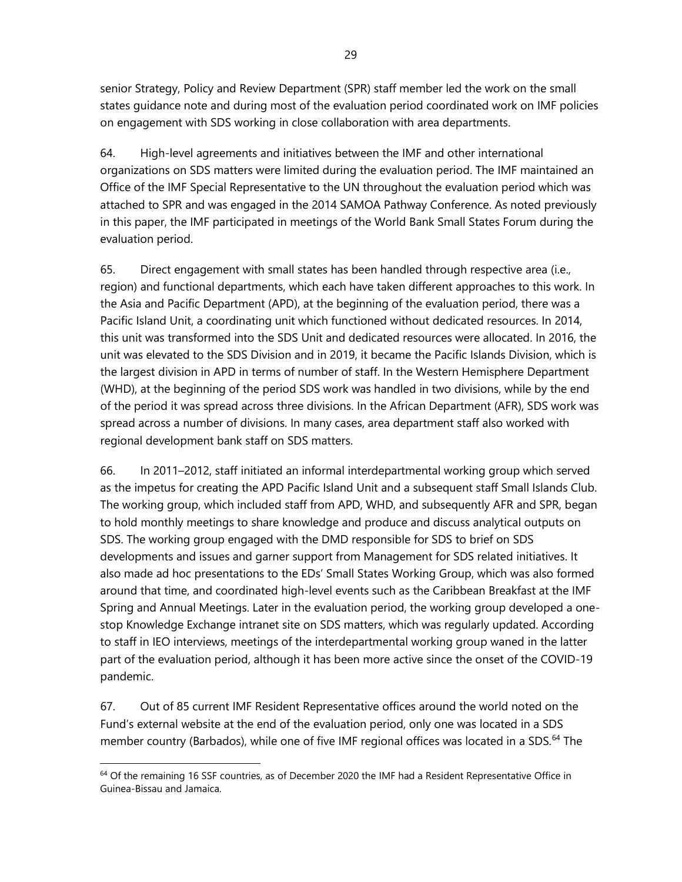senior Strategy, Policy and Review Department (SPR) staff member led the work on the small states guidance note and during most of the evaluation period coordinated work on IMF policies on engagement with SDS working in close collaboration with area departments.

64. High-level agreements and initiatives between the IMF and other international organizations on SDS matters were limited during the evaluation period. The IMF maintained an Office of the IMF Special Representative to the UN throughout the evaluation period which was attached to SPR and was engaged in the 2014 SAMOA Pathway Conference. As noted previously in this paper, the IMF participated in meetings of the World Bank Small States Forum during the evaluation period.

65. Direct engagement with small states has been handled through respective area (i.e., region) and functional departments, which each have taken different approaches to this work. In the Asia and Pacific Department (APD), at the beginning of the evaluation period, there was a Pacific Island Unit, a coordinating unit which functioned without dedicated resources. In 2014, this unit was transformed into the SDS Unit and dedicated resources were allocated. In 2016, the unit was elevated to the SDS Division and in 2019, it became the Pacific Islands Division, which is the largest division in APD in terms of number of staff. In the Western Hemisphere Department (WHD), at the beginning of the period SDS work was handled in two divisions, while by the end of the period it was spread across three divisions. In the African Department (AFR), SDS work was spread across a number of divisions. In many cases, area department staff also worked with regional development bank staff on SDS matters.

66. In 2011–2012, staff initiated an informal interdepartmental working group which served as the impetus for creating the APD Pacific Island Unit and a subsequent staff Small Islands Club. The working group, which included staff from APD, WHD, and subsequently AFR and SPR, began to hold monthly meetings to share knowledge and produce and discuss analytical outputs on SDS. The working group engaged with the DMD responsible for SDS to brief on SDS developments and issues and garner support from Management for SDS related initiatives. It also made ad hoc presentations to the EDs' Small States Working Group, which was also formed around that time, and coordinated high-level events such as the Caribbean Breakfast at the IMF Spring and Annual Meetings. Later in the evaluation period, the working group developed a one-stop Knowledge Exchange intranet site on SDS matters, which was regularly updated. According to staff in IEO interviews, meetings of the interdepartmental working group waned in the latter part of the evaluation period, although it has been more active since the onset of the COVID-19 pandemic.

67. Out of 85 current IMF Resident Representative offices around the world noted on the Fund's external website at the end of the evaluation period, only one was located in a SDS member country (Barbados), while one of five IMF regional offices was located in a SDS.[64] The

[64] Of the remaining 16 SSF countries, as of December 2020 the IMF had a Resident Representative Office in Guinea-Bissau and Jamaica.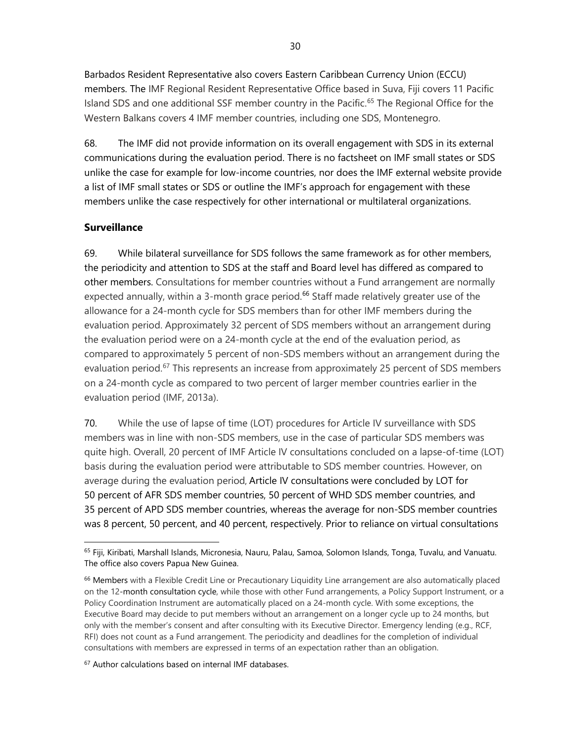Barbados Resident Representative also covers Eastern Caribbean Currency Union (ECCU) members. The IMF Regional Resident Representative Office based in Suva, Fiji covers 11 Pacific Island SDS and one additional SSF member country in the Pacific.[65] The Regional Office for the Western Balkans covers 4 IMF member countries, including one SDS, Montenegro.

68. The IMF did not provide information on its overall engagement with SDS in its external communications during the evaluation period. There is no factsheet on IMF small states or SDS unlike the case for example for low-income countries, nor does the IMF external website provide a list of IMF small states or SDS or outline the IMF's approach for engagement with these members unlike the case respectively for other international or multilateral organizations.

## Surveillance

69. While bilateral surveillance for SDS follows the same framework as for other members, the periodicity and attention to SDS at the staff and Board level has differed as compared to other members. Consultations for member countries without a Fund arrangement are normally expected annually, within a 3-month grace period.[66] Staff made relatively greater use of the allowance for a 24-month cycle for SDS members than for other IMF members during the evaluation period. Approximately 32 percent of SDS members without an arrangement during the evaluation period were on a 24-month cycle at the end of the evaluation period, as compared to approximately 5 percent of non-SDS members without an arrangement during the evaluation period.[67] This represents an increase from approximately 25 percent of SDS members on a 24-month cycle as compared to two percent of larger member countries earlier in the evaluation period (IMF, 2013a).

70. While the use of lapse of time (LOT) procedures for Article IV surveillance with SDS members was in line with non-SDS members, use in the case of particular SDS members was quite high. Overall, 20 percent of IMF Article IV consultations concluded on a lapse-of-time (LOT) basis during the evaluation period were attributable to SDS member countries. However, on average during the evaluation period, Article IV consultations were concluded by LOT for 50 percent of AFR SDS member countries, 50 percent of WHD SDS member countries, and 35 percent of APD SDS member countries, whereas the average for non-SDS member countries was 8 percent, 50 percent, and 40 percent, respectively. Prior to reliance on virtual consultations

[65] Fiji, Kiribati, Marshall Islands, Micronesia, Nauru, Palau, Samoa, Solomon Islands, Tonga, Tuvalu, and Vanuatu. The office also covers Papua New Guinea.

[66] Members with a Flexible Credit Line or Precautionary Liquidity Line arrangement are also automatically placed on the 12-month consultation cycle, while those with other Fund arrangements, a Policy Support Instrument, or a Policy Coordination Instrument are automatically placed on a 24-month cycle. With some exceptions, the Executive Board may decide to put members without an arrangement on a longer cycle up to 24 months, but only with the member's consent and after consulting with its Executive Director. Emergency lending (e.g., RCF, RFI) does not count as a Fund arrangement. The periodicity and deadlines for the completion of individual consultations with members are expressed in terms of an expectation rather than an obligation.

[67] Author calculations based on internal IMF databases.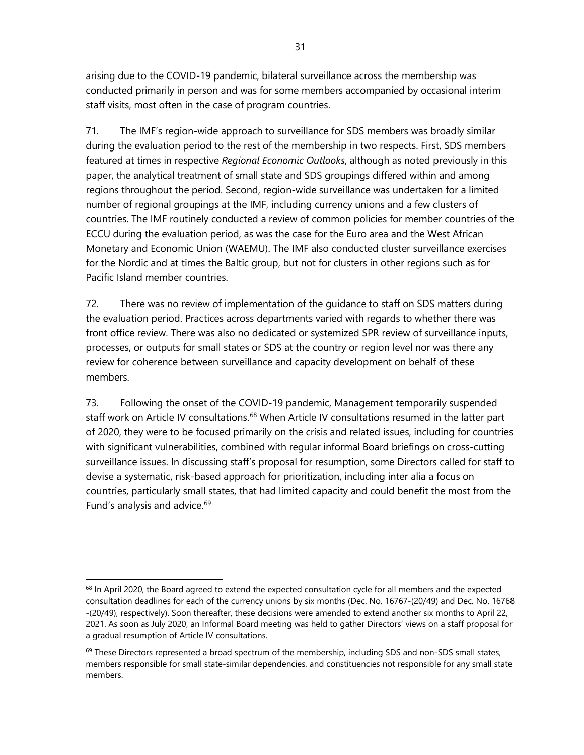arising due to the COVID-19 pandemic, bilateral surveillance across the membership was conducted primarily in person and was for some members accompanied by occasional interim staff visits, most often in the case of program countries.

71. The IMF's region-wide approach to surveillance for SDS members was broadly similar during the evaluation period to the rest of the membership in two respects. First, SDS members featured at times in respective *Regional Economic Outlooks*, although as noted previously in this paper, the analytical treatment of small state and SDS groupings differed within and among regions throughout the period. Second, region-wide surveillance was undertaken for a limited number of regional groupings at the IMF, including currency unions and a few clusters of countries. The IMF routinely conducted a review of common policies for member countries of the ECCU during the evaluation period, as was the case for the Euro area and the West African Monetary and Economic Union (WAEMU). The IMF also conducted cluster surveillance exercises for the Nordic and at times the Baltic group, but not for clusters in other regions such as for Pacific Island member countries.

72. There was no review of implementation of the guidance to staff on SDS matters during the evaluation period. Practices across departments varied with regards to whether there was front office review. There was also no dedicated or systemized SPR review of surveillance inputs, processes, or outputs for small states or SDS at the country or region level nor was there any review for coherence between surveillance and capacity development on behalf of these members.

73. Following the onset of the COVID-19 pandemic, Management temporarily suspended staff work on Article IV consultations.[68] When Article IV consultations resumed in the latter part of 2020, they were to be focused primarily on the crisis and related issues, including for countries with significant vulnerabilities, combined with regular informal Board briefings on cross-cutting surveillance issues. In discussing staff's proposal for resumption, some Directors called for staff to devise a systematic, risk-based approach for prioritization, including inter alia a focus on countries, particularly small states, that had limited capacity and could benefit the most from the Fund's analysis and advice.[69]

---

[68] In April 2020, the Board agreed to extend the expected consultation cycle for all members and the expected consultation deadlines for each of the currency unions by six months (Dec. No. 16767-(20/49) and Dec. No. 16768 -(20/49), respectively). Soon thereafter, these decisions were amended to extend another six months to April 22, 2021. As soon as July 2020, an Informal Board meeting was held to gather Directors' views on a staff proposal for a gradual resumption of Article IV consultations.

[69] These Directors represented a broad spectrum of the membership, including SDS and non-SDS small states, members responsible for small state-similar dependencies, and constituencies not responsible for any small state members.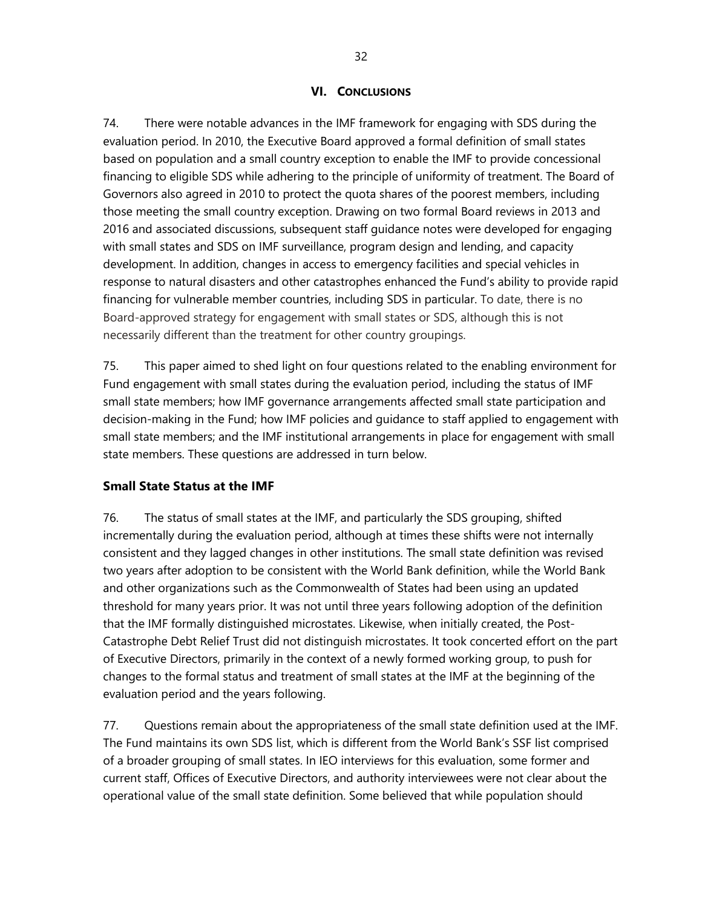## VI. CONCLUSIONS

74. There were notable advances in the IMF framework for engaging with SDS during the evaluation period. In 2010, the Executive Board approved a formal definition of small states based on population and a small country exception to enable the IMF to provide concessional financing to eligible SDS while adhering to the principle of uniformity of treatment. The Board of Governors also agreed in 2010 to protect the quota shares of the poorest members, including those meeting the small country exception. Drawing on two formal Board reviews in 2013 and 2016 and associated discussions, subsequent staff guidance notes were developed for engaging with small states and SDS on IMF surveillance, program design and lending, and capacity development. In addition, changes in access to emergency facilities and special vehicles in response to natural disasters and other catastrophes enhanced the Fund's ability to provide rapid financing for vulnerable member countries, including SDS in particular. To date, there is no Board-approved strategy for engagement with small states or SDS, although this is not necessarily different than the treatment for other country groupings.

75. This paper aimed to shed light on four questions related to the enabling environment for Fund engagement with small states during the evaluation period, including the status of IMF small state members; how IMF governance arrangements affected small state participation and decision-making in the Fund; how IMF policies and guidance to staff applied to engagement with small state members; and the IMF institutional arrangements in place for engagement with small state members. These questions are addressed in turn below.

### Small State Status at the IMF

76. The status of small states at the IMF, and particularly the SDS grouping, shifted incrementally during the evaluation period, although at times these shifts were not internally consistent and they lagged changes in other institutions. The small state definition was revised two years after adoption to be consistent with the World Bank definition, while the World Bank and other organizations such as the Commonwealth of States had been using an updated threshold for many years prior. It was not until three years following adoption of the definition that the IMF formally distinguished microstates. Likewise, when initially created, the Post-Catastrophe Debt Relief Trust did not distinguish microstates. It took concerted effort on the part of Executive Directors, primarily in the context of a newly formed working group, to push for changes to the formal status and treatment of small states at the IMF at the beginning of the evaluation period and the years following.

77. Questions remain about the appropriateness of the small state definition used at the IMF. The Fund maintains its own SDS list, which is different from the World Bank's SSF list comprised of a broader grouping of small states. In IEO interviews for this evaluation, some former and current staff, Offices of Executive Directors, and authority interviewees were not clear about the operational value of the small state definition. Some believed that while population should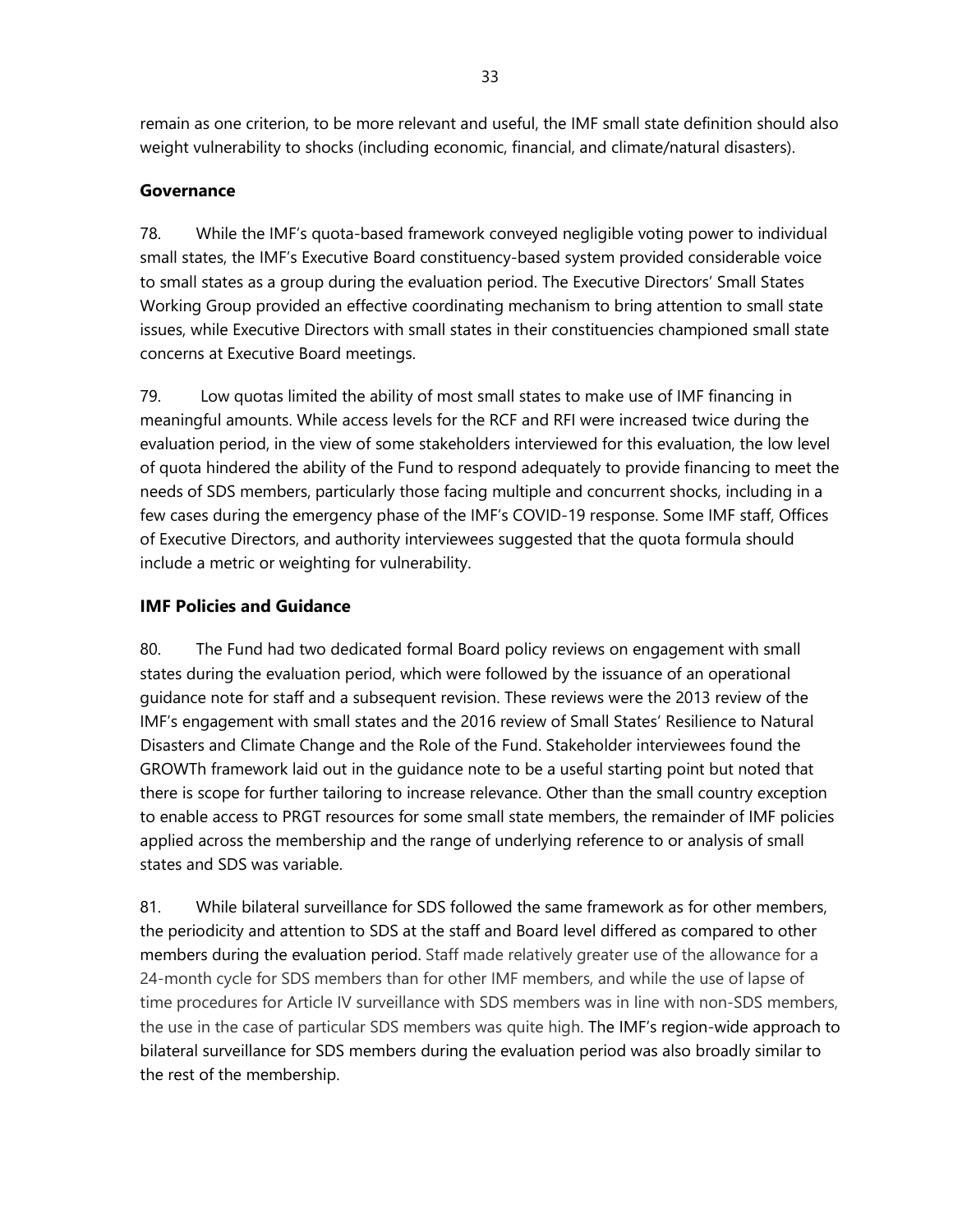remain as one criterion, to be more relevant and useful, the IMF small state definition should also weight vulnerability to shocks (including economic, financial, and climate/natural disasters).

## Governance

78. While the IMF's quota-based framework conveyed negligible voting power to individual small states, the IMF's Executive Board constituency-based system provided considerable voice to small states as a group during the evaluation period. The Executive Directors' Small States Working Group provided an effective coordinating mechanism to bring attention to small state issues, while Executive Directors with small states in their constituencies championed small state concerns at Executive Board meetings.

79. Low quotas limited the ability of most small states to make use of IMF financing in meaningful amounts. While access levels for the RCF and RFI were increased twice during the evaluation period, in the view of some stakeholders interviewed for this evaluation, the low level of quota hindered the ability of the Fund to respond adequately to provide financing to meet the needs of SDS members, particularly those facing multiple and concurrent shocks, including in a few cases during the emergency phase of the IMF's COVID-19 response. Some IMF staff, Offices of Executive Directors, and authority interviewees suggested that the quota formula should include a metric or weighting for vulnerability.

## IMF Policies and Guidance

80. The Fund had two dedicated formal Board policy reviews on engagement with small states during the evaluation period, which were followed by the issuance of an operational guidance note for staff and a subsequent revision. These reviews were the 2013 review of the IMF's engagement with small states and the 2016 review of Small States' Resilience to Natural Disasters and Climate Change and the Role of the Fund. Stakeholder interviewees found the GROWTh framework laid out in the guidance note to be a useful starting point but noted that there is scope for further tailoring to increase relevance. Other than the small country exception to enable access to PRGT resources for some small state members, the remainder of IMF policies applied across the membership and the range of underlying reference to or analysis of small states and SDS was variable.

81. While bilateral surveillance for SDS followed the same framework as for other members, the periodicity and attention to SDS at the staff and Board level differed as compared to other members during the evaluation period. Staff made relatively greater use of the allowance for a 24-month cycle for SDS members than for other IMF members, and while the use of lapse of time procedures for Article IV surveillance with SDS members was in line with non-SDS members, the use in the case of particular SDS members was quite high. The IMF's region-wide approach to bilateral surveillance for SDS members during the evaluation period was also broadly similar to the rest of the membership.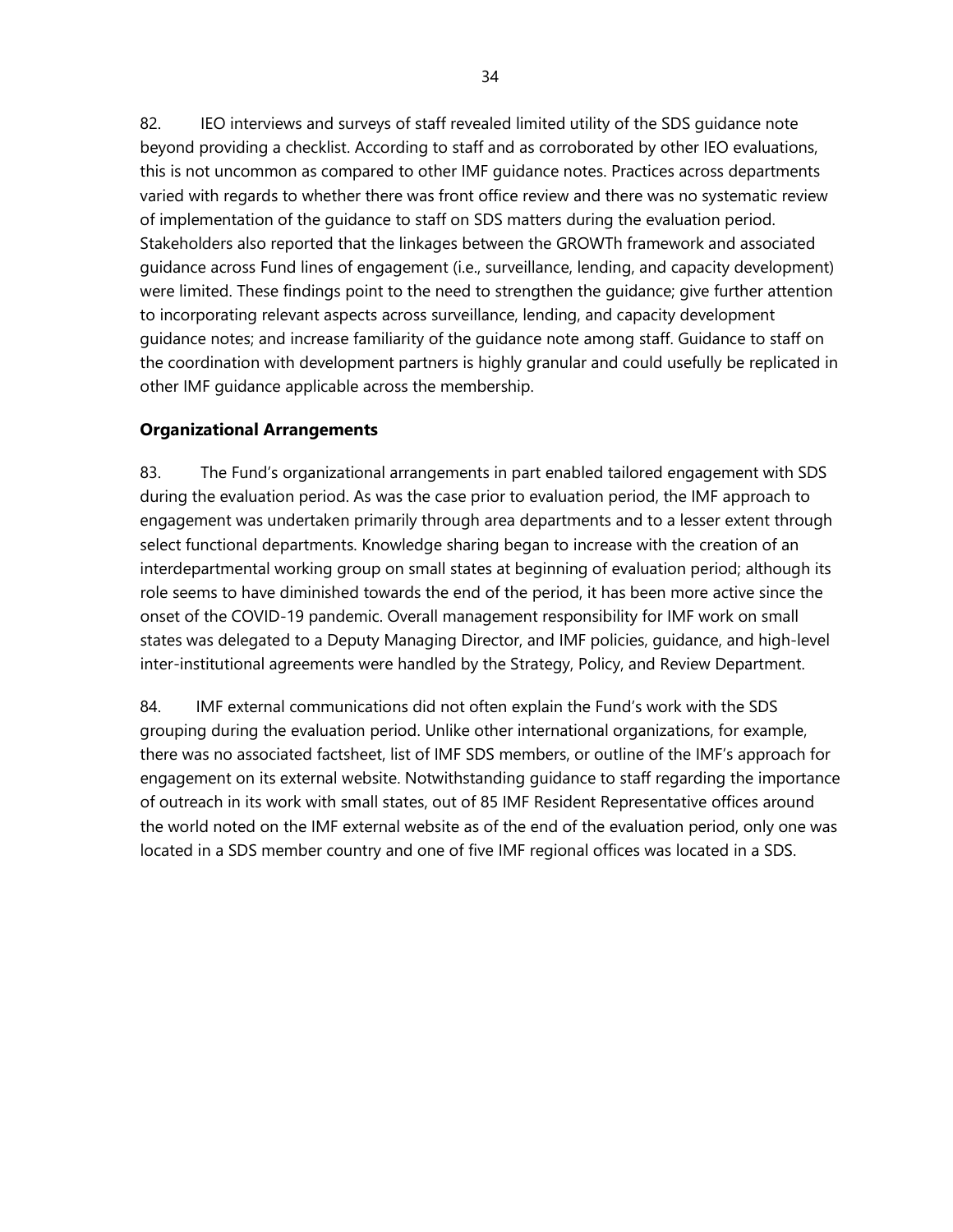82. IEO interviews and surveys of staff revealed limited utility of the SDS guidance note beyond providing a checklist. According to staff and as corroborated by other IEO evaluations, this is not uncommon as compared to other IMF guidance notes. Practices across departments varied with regards to whether there was front office review and there was no systematic review of implementation of the guidance to staff on SDS matters during the evaluation period. Stakeholders also reported that the linkages between the GROWTh framework and associated guidance across Fund lines of engagement (i.e., surveillance, lending, and capacity development) were limited. These findings point to the need to strengthen the guidance; give further attention to incorporating relevant aspects across surveillance, lending, and capacity development guidance notes; and increase familiarity of the guidance note among staff. Guidance to staff on the coordination with development partners is highly granular and could usefully be replicated in other IMF guidance applicable across the membership.

**Organizational Arrangements**

83. The Fund's organizational arrangements in part enabled tailored engagement with SDS during the evaluation period. As was the case prior to evaluation period, the IMF approach to engagement was undertaken primarily through area departments and to a lesser extent through select functional departments. Knowledge sharing began to increase with the creation of an interdepartmental working group on small states at beginning of evaluation period; although its role seems to have diminished towards the end of the period, it has been more active since the onset of the COVID-19 pandemic. Overall management responsibility for IMF work on small states was delegated to a Deputy Managing Director, and IMF policies, guidance, and high-level inter-institutional agreements were handled by the Strategy, Policy, and Review Department.

84. IMF external communications did not often explain the Fund's work with the SDS grouping during the evaluation period. Unlike other international organizations, for example, there was no associated factsheet, list of IMF SDS members, or outline of the IMF's approach for engagement on its external website. Notwithstanding guidance to staff regarding the importance of outreach in its work with small states, out of 85 IMF Resident Representative offices around the world noted on the IMF external website as of the end of the evaluation period, only one was located in a SDS member country and one of five IMF regional offices was located in a SDS.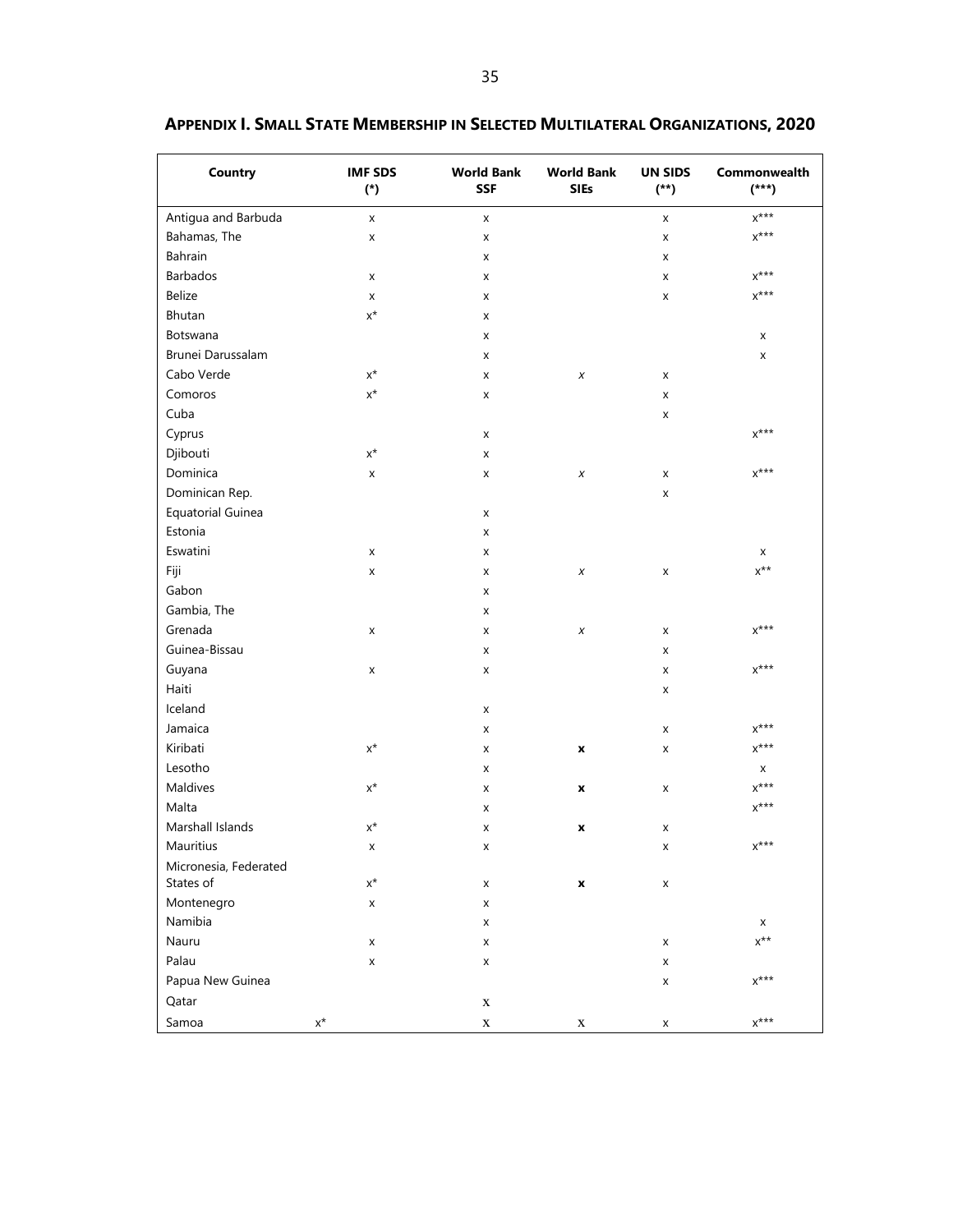## APPENDIX I. SMALL STATE MEMBERSHIP IN SELECTED MULTILATERAL ORGANIZATIONS, 2020

| Country | IMF SDS (*) | World Bank SSF | World Bank SIEs | UN SIDS (**) | Commonwealth (***) |
|---|---|---|---|---|---|
| Antigua and Barbuda | x | x | | x | x*** |
| Bahamas, The | x | x | | x | x*** |
| Bahrain | | x | | x | |
| Barbados | x | x | | x | x*** |
| Belize | x | x | | x | x*** |
| Bhutan | x* | x | | | |
| Botswana | | x | | | x |
| Brunei Darussalam | | x | | | x |
| Cabo Verde | x* | x | x | x | |
| Comoros | x* | x | | x | |
| Cuba | | | | x | |
| Cyprus | | x | | | x*** |
| Djibouti | x* | x | | | |
| Dominica | x | x | x | x | x*** |
| Dominican Rep. | | | | x | |
| Equatorial Guinea | | x | | | |
| Estonia | | x | | | |
| Eswatini | x | x | | | x |
| Fiji | x | x | x | x | x** |
| Gabon | | x | | | |
| Gambia, The | | x | | | |
| Grenada | x | x | x | x | x*** |
| Guinea-Bissau | | x | | x | |
| Guyana | x | x | | x | x*** |
| Haiti | | | | x | |
| Iceland | | x | | | |
| Jamaica | | x | | x | x*** |
| Kiribati | x* | x | **x** | x | x*** |
| Lesotho | | x | | | x |
| Maldives | x* | x | **x** | x | x*** |
| Malta | | x | | | x*** |
| Marshall Islands | x* | x | **x** | x | |
| Mauritius | x | x | | x | x*** |
| Micronesia, Federated States of | x* | x | **x** | x | |
| Montenegro | x | x | | | |
| Namibia | | x | | | x |
| Nauru | x | x | | x | x** |
| Palau | x | x | | x | |
| Papua New Guinea | | | | x | x*** |
| Qatar | | x | | | |
| Samoa | x* | x | x | x | x*** |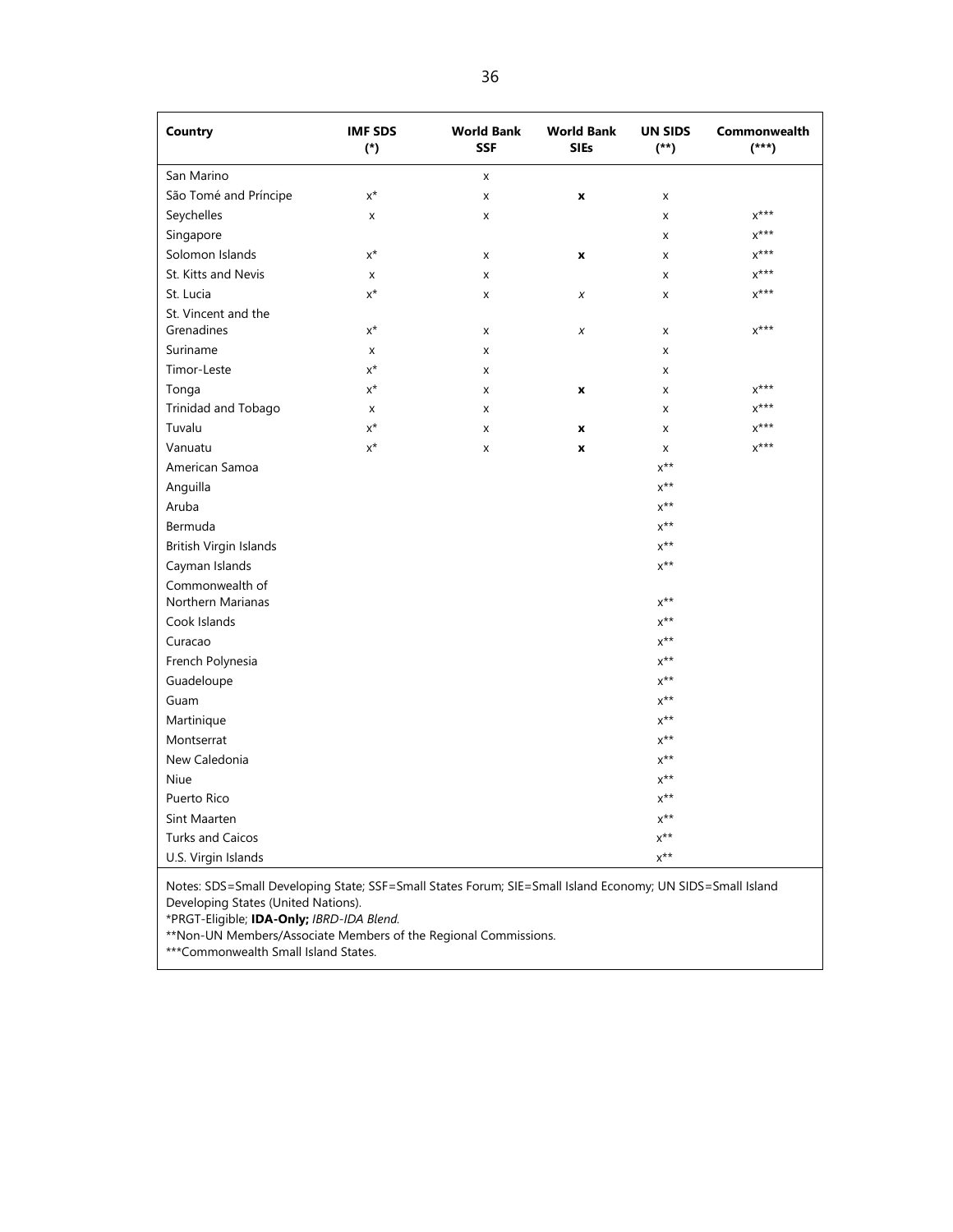| Country | IMF SDS (*) | World Bank SSF | World Bank SIEs | UN SIDS (**) | Commonwealth (***) |
|---|---|---|---|---|---|
| San Marino | | x | | | |
| São Tomé and Príncipe | x* | x | **x** | x | |
| Seychelles | x | x | | x | x*** |
| Singapore | | | | x | x*** |
| Solomon Islands | x* | x | **x** | x | x*** |
| St. Kitts and Nevis | x | x | | x | x*** |
| St. Lucia | x* | x | *x* | x | x*** |
| St. Vincent and the Grenadines | x* | x | *x* | x | x*** |
| Suriname | x | x | | x | |
| Timor-Leste | x* | x | | x | |
| Tonga | x* | x | **x** | x | x*** |
| Trinidad and Tobago | x | x | | x | x*** |
| Tuvalu | x* | x | **x** | x | x*** |
| Vanuatu | x* | x | **x** | x | x*** |
| American Samoa | | | | x** | |
| Anguilla | | | | x** | |
| Aruba | | | | x** | |
| Bermuda | | | | x** | |
| British Virgin Islands | | | | x** | |
| Cayman Islands | | | | x** | |
| Commonwealth of Northern Marianas | | | | x** | |
| Cook Islands | | | | x** | |
| Curacao | | | | x** | |
| French Polynesia | | | | x** | |
| Guadeloupe | | | | x** | |
| Guam | | | | x** | |
| Martinique | | | | x** | |
| Montserrat | | | | x** | |
| New Caledonia | | | | x** | |
| Niue | | | | x** | |
| Puerto Rico | | | | x** | |
| Sint Maarten | | | | x** | |
| Turks and Caicos | | | | x** | |
| U.S. Virgin Islands | | | | x** | |

Notes: SDS=Small Developing State; SSF=Small States Forum; SIE=Small Island Economy; UN SIDS=Small Island Developing States (United Nations).
*PRGT-Eligible; **IDA-Only;** *IBRD-IDA Blend.*
**Non-UN Members/Associate Members of the Regional Commissions.
***Commonwealth Small Island States.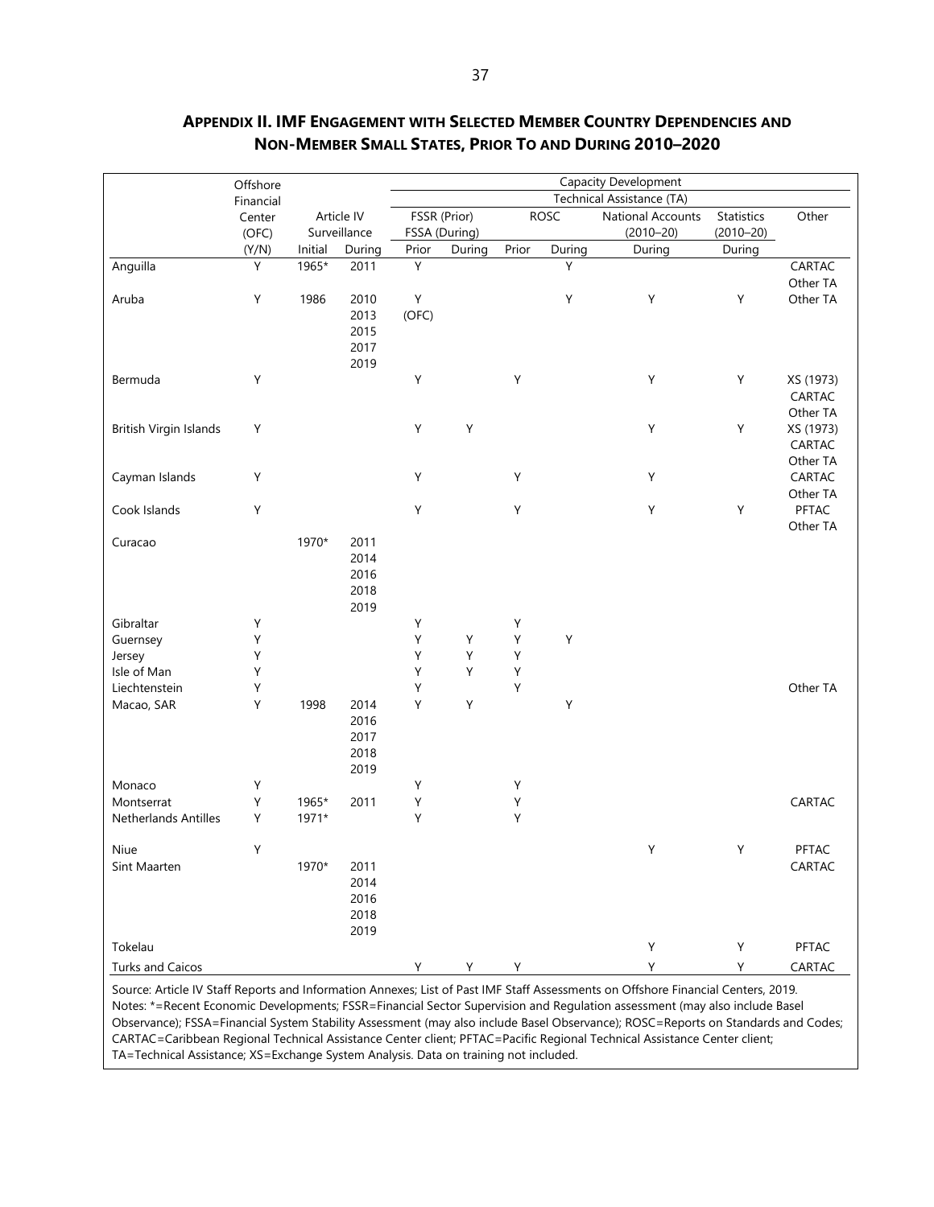## APPENDIX II. IMF ENGAGEMENT WITH SELECTED MEMBER COUNTRY DEPENDENCIES AND NON-MEMBER SMALL STATES, PRIOR TO AND DURING 2010–2020

| | Offshore Financial Center (OFC) | Article IV Surveillance | | Capacity Development | | | | | | |
|---|---|---|---|---|---|---|---|---|---|---|
| | | | | Technical Assistance (TA) | | | | | | |
| | | | | FSSR (Prior) FSSA (During) | | ROSC | | National Accounts (2010–20) | Statistics (2010–20) | Other |
| | (Y/N) | Initial | During | Prior | During | Prior | During | During | During | |
| Anguilla | Y | 1965* | 2011 | Y | | | Y | | | CARTAC Other TA |
| Aruba | Y | 1986 | 2010 2013 2015 2017 2019 | Y (OFC) | | | Y | Y | Y | Other TA |
| Bermuda | Y | | | Y | | Y | | Y | Y | XS (1973) CARTAC Other TA |
| British Virgin Islands | Y | | | Y | Y | | | Y | Y | XS (1973) CARTAC Other TA |
| Cayman Islands | Y | | | Y | | Y | | Y | | CARTAC Other TA |
| Cook Islands | Y | | | Y | | Y | | Y | Y | PFTAC Other TA |
| Curacao | | 1970* | 2011 2014 2016 2018 2019 | | | | | | | |
| Gibraltar | Y | | | Y | | Y | | | | |
| Guernsey | Y | | | Y | Y | Y | Y | | | |
| Jersey | Y | | | Y | Y | Y | | | | |
| Isle of Man | Y | | | Y | Y | Y | | | | |
| Liechtenstein | Y | | | Y | | Y | | | | Other TA |
| Macao, SAR | Y | 1998 | 2014 2016 2017 2018 2019 | Y | Y | | Y | | | |
| Monaco | Y | | | Y | | Y | | | | |
| Montserrat | Y | 1965* | 2011 | Y | | Y | | | | CARTAC |
| Netherlands Antilles | Y | 1971* | | Y | | Y | | | | |
| Niue | Y | | | | | | | Y | Y | PFTAC |
| Sint Maarten | | 1970* | 2011 2014 2016 2018 2019 | | | | | | | CARTAC |
| Tokelau | | | | | | | | Y | Y | PFTAC |
| Turks and Caicos | | | | Y | Y | Y | | Y | Y | CARTAC |

Source: Article IV Staff Reports and Information Annexes; List of Past IMF Staff Assessments on Offshore Financial Centers, 2019.
Notes: *=Recent Economic Developments; FSSR=Financial Sector Supervision and Regulation assessment (may also include Basel Observance); FSSA=Financial System Stability Assessment (may also include Basel Observance); ROSC=Reports on Standards and Codes; CARTAC=Caribbean Regional Technical Assistance Center client; PFTAC=Pacific Regional Technical Assistance Center client; TA=Technical Assistance; XS=Exchange System Analysis. Data on training not included.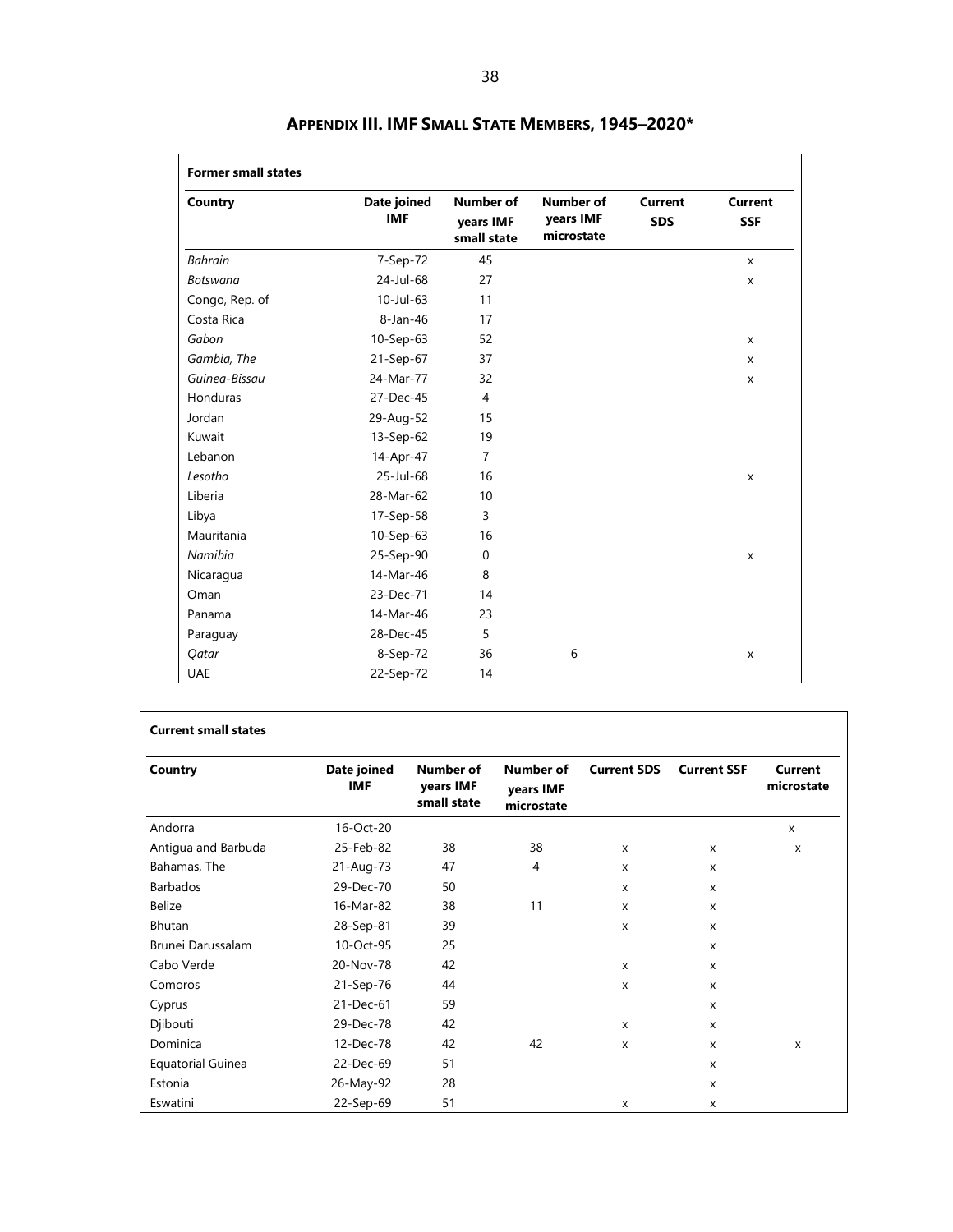## APPENDIX III. IMF SMALL STATE MEMBERS, 1945–2020*

**Former small states**

| Country | Date joined IMF | Number of years IMF small state | Number of years IMF microstate | Current SDS | Current SSF |
|---|---|---|---|---|---|
| *Bahrain* | 7-Sep-72 | 45 | | | x |
| *Botswana* | 24-Jul-68 | 27 | | | x |
| Congo, Rep. of | 10-Jul-63 | 11 | | | |
| Costa Rica | 8-Jan-46 | 17 | | | |
| *Gabon* | 10-Sep-63 | 52 | | | x |
| *Gambia, The* | 21-Sep-67 | 37 | | | x |
| *Guinea-Bissau* | 24-Mar-77 | 32 | | | x |
| Honduras | 27-Dec-45 | 4 | | | |
| Jordan | 29-Aug-52 | 15 | | | |
| Kuwait | 13-Sep-62 | 19 | | | |
| Lebanon | 14-Apr-47 | 7 | | | |
| *Lesotho* | 25-Jul-68 | 16 | | | x |
| Liberia | 28-Mar-62 | 10 | | | |
| Libya | 17-Sep-58 | 3 | | | |
| Mauritania | 10-Sep-63 | 16 | | | |
| *Namibia* | 25-Sep-90 | 0 | | | x |
| Nicaragua | 14-Mar-46 | 8 | | | |
| Oman | 23-Dec-71 | 14 | | | |
| Panama | 14-Mar-46 | 23 | | | |
| Paraguay | 28-Dec-45 | 5 | | | |
| *Qatar* | 8-Sep-72 | 36 | 6 | | x |
| UAE | 22-Sep-72 | 14 | | | |

**Current small states**

| Country | Date joined IMF | Number of years IMF small state | Number of years IMF microstate | Current SDS | Current SSF | Current microstate |
|---|---|---|---|---|---|---|
| Andorra | 16-Oct-20 | | | | | x |
| Antigua and Barbuda | 25-Feb-82 | 38 | 38 | x | x | x |
| Bahamas, The | 21-Aug-73 | 47 | 4 | x | x | |
| Barbados | 29-Dec-70 | 50 | | x | x | |
| Belize | 16-Mar-82 | 38 | 11 | x | x | |
| Bhutan | 28-Sep-81 | 39 | | x | x | |
| Brunei Darussalam | 10-Oct-95 | 25 | | | x | |
| Cabo Verde | 20-Nov-78 | 42 | | x | x | |
| Comoros | 21-Sep-76 | 44 | | x | x | |
| Cyprus | 21-Dec-61 | 59 | | | x | |
| Djibouti | 29-Dec-78 | 42 | | x | x | |
| Dominica | 12-Dec-78 | 42 | 42 | x | x | x |
| Equatorial Guinea | 22-Dec-69 | 51 | | | x | |
| Estonia | 26-May-92 | 28 | | | x | |
| Eswatini | 22-Sep-69 | 51 | | x | x | |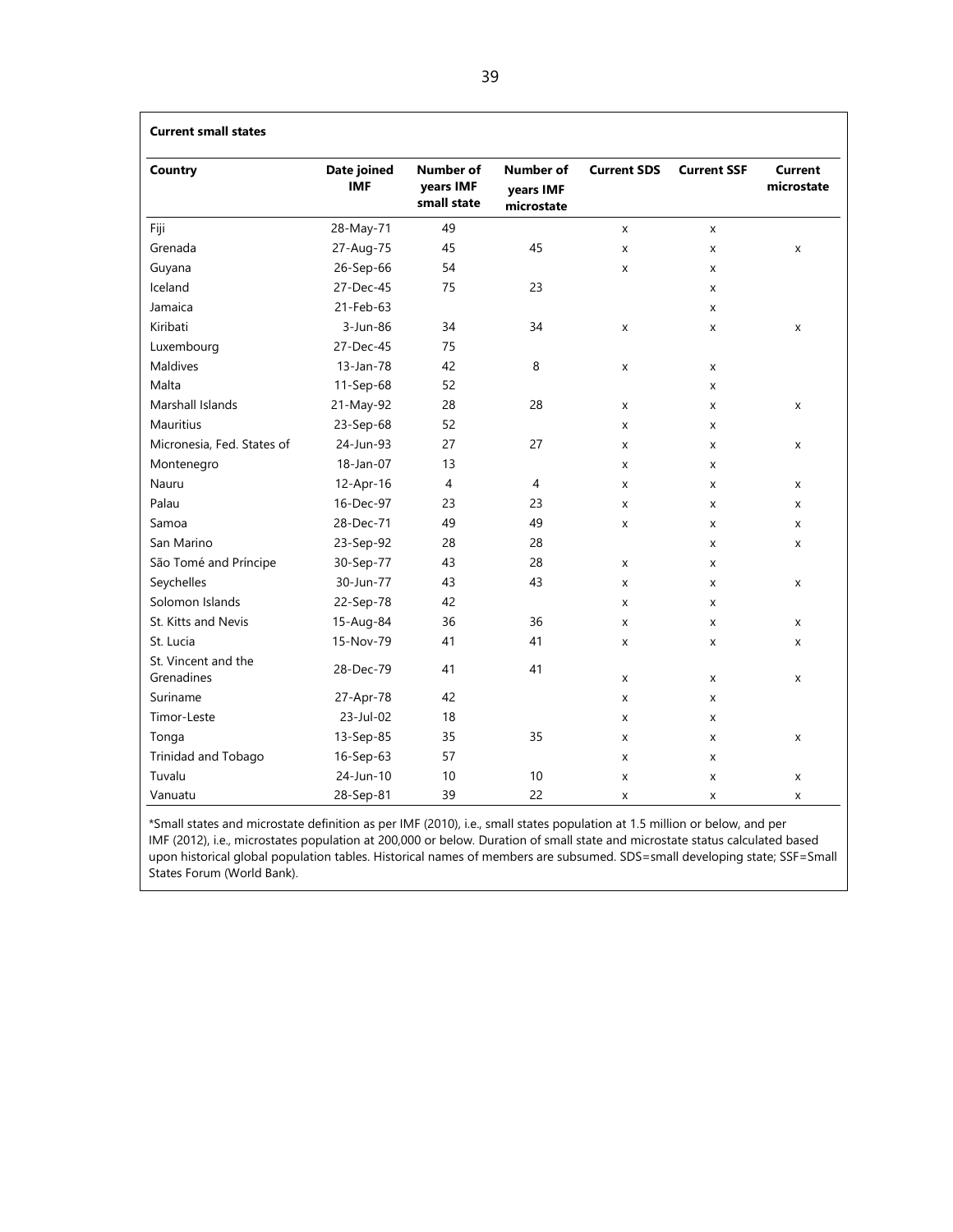**Current small states**

| Country | Date joined IMF | Number of years IMF small state | Number of years IMF microstate | Current SDS | Current SSF | Current microstate |
|---|---|---|---|---|---|---|
| Fiji | 28-May-71 | 49 | | x | x | |
| Grenada | 27-Aug-75 | 45 | 45 | x | x | x |
| Guyana | 26-Sep-66 | 54 | | x | x | |
| Iceland | 27-Dec-45 | 75 | 23 | | x | |
| Jamaica | 21-Feb-63 | | | | x | |
| Kiribati | 3-Jun-86 | 34 | 34 | x | x | x |
| Luxembourg | 27-Dec-45 | 75 | | | | |
| Maldives | 13-Jan-78 | 42 | 8 | x | x | |
| Malta | 11-Sep-68 | 52 | | | x | |
| Marshall Islands | 21-May-92 | 28 | 28 | x | x | x |
| Mauritius | 23-Sep-68 | 52 | | x | x | |
| Micronesia, Fed. States of | 24-Jun-93 | 27 | 27 | x | x | x |
| Montenegro | 18-Jan-07 | 13 | | x | x | |
| Nauru | 12-Apr-16 | 4 | 4 | x | x | x |
| Palau | 16-Dec-97 | 23 | 23 | x | x | x |
| Samoa | 28-Dec-71 | 49 | 49 | x | x | x |
| San Marino | 23-Sep-92 | 28 | 28 | | x | x |
| São Tomé and Príncipe | 30-Sep-77 | 43 | 28 | x | x | |
| Seychelles | 30-Jun-77 | 43 | 43 | x | x | x |
| Solomon Islands | 22-Sep-78 | 42 | | x | x | |
| St. Kitts and Nevis | 15-Aug-84 | 36 | 36 | x | x | x |
| St. Lucia | 15-Nov-79 | 41 | 41 | x | x | x |
| St. Vincent and the Grenadines | 28-Dec-79 | 41 | 41 | x | x | x |
| Suriname | 27-Apr-78 | 42 | | x | x | |
| Timor-Leste | 23-Jul-02 | 18 | | x | x | |
| Tonga | 13-Sep-85 | 35 | 35 | x | x | x |
| Trinidad and Tobago | 16-Sep-63 | 57 | | x | x | |
| Tuvalu | 24-Jun-10 | 10 | 10 | x | x | x |
| Vanuatu | 28-Sep-81 | 39 | 22 | x | x | x |

*Small states and microstate definition as per IMF (2010), i.e., small states population at 1.5 million or below, and per IMF (2012), i.e., microstates population at 200,000 or below. Duration of small state and microstate status calculated based upon historical global population tables. Historical names of members are subsumed. SDS=small developing state; SSF=Small States Forum (World Bank).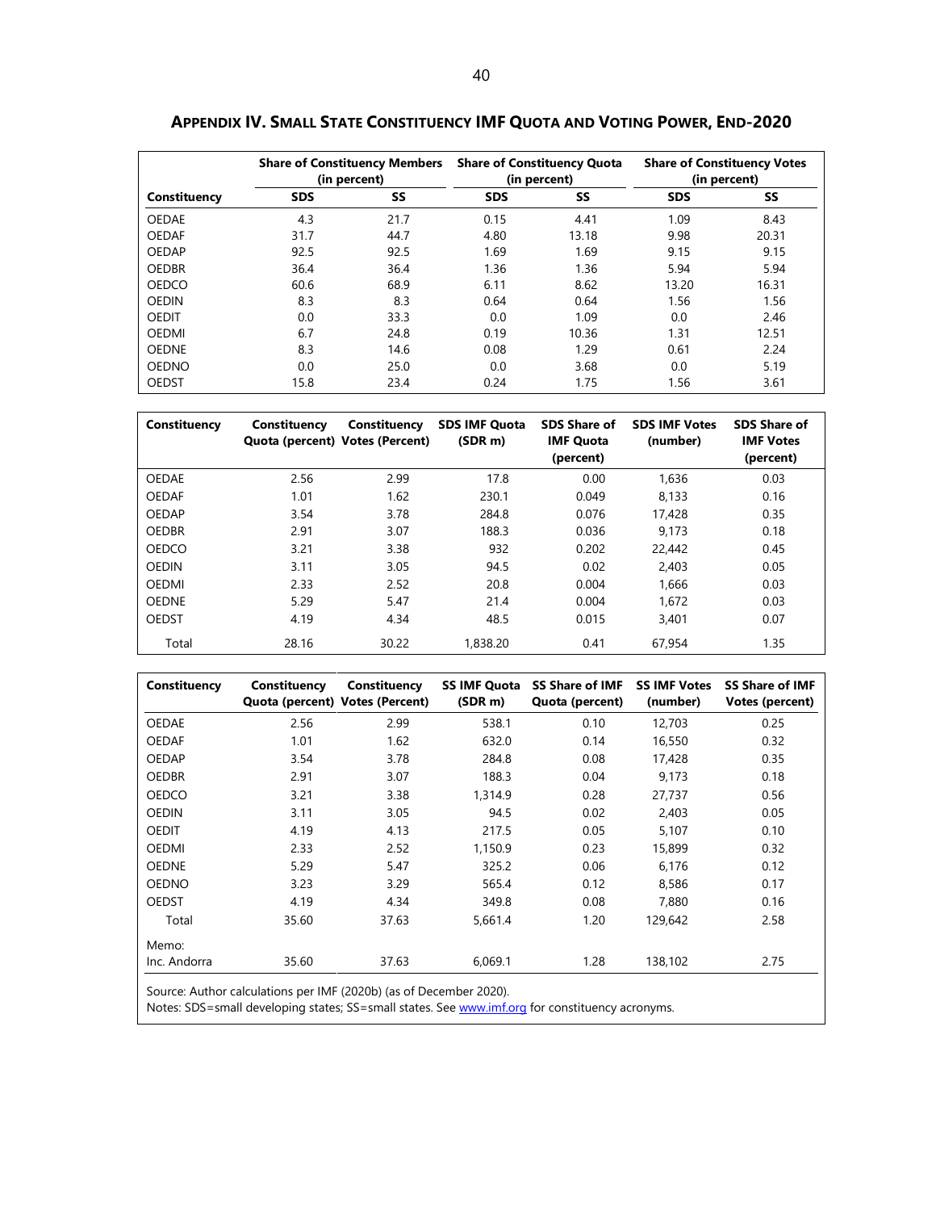## APPENDIX IV. SMALL STATE CONSTITUENCY IMF QUOTA AND VOTING POWER, END-2020

| Constituency | Share of Constituency Members (in percent) | | Share of Constituency Quota (in percent) | | Share of Constituency Votes (in percent) | |
|---|---|---|---|---|---|---|
| | SDS | SS | SDS | SS | SDS | SS |
| OEDAE | 4.3 | 21.7 | 0.15 | 4.41 | 1.09 | 8.43 |
| OEDAF | 31.7 | 44.7 | 4.80 | 13.18 | 9.98 | 20.31 |
| OEDAP | 92.5 | 92.5 | 1.69 | 1.69 | 9.15 | 9.15 |
| OEDBR | 36.4 | 36.4 | 1.36 | 1.36 | 5.94 | 5.94 |
| OEDCO | 60.6 | 68.9 | 6.11 | 8.62 | 13.20 | 16.31 |
| OEDIN | 8.3 | 8.3 | 0.64 | 0.64 | 1.56 | 1.56 |
| OEDIT | 0.0 | 33.3 | 0.0 | 1.09 | 0.0 | 2.46 |
| OEDMI | 6.7 | 24.8 | 0.19 | 10.36 | 1.31 | 12.51 |
| OEDNE | 8.3 | 14.6 | 0.08 | 1.29 | 0.61 | 2.24 |
| OEDNO | 0.0 | 25.0 | 0.0 | 3.68 | 0.0 | 5.19 |
| OEDST | 15.8 | 23.4 | 0.24 | 1.75 | 1.56 | 3.61 |

| Constituency | Constituency Quota (percent) | Constituency Votes (Percent) | SDS IMF Quota (SDR m) | SDS Share of IMF Quota (percent) | SDS IMF Votes (number) | SDS Share of IMF Votes (percent) |
|---|---|---|---|---|---|---|
| OEDAE | 2.56 | 2.99 | 17.8 | 0.00 | 1,636 | 0.03 |
| OEDAF | 1.01 | 1.62 | 230.1 | 0.049 | 8,133 | 0.16 |
| OEDAP | 3.54 | 3.78 | 284.8 | 0.076 | 17,428 | 0.35 |
| OEDBR | 2.91 | 3.07 | 188.3 | 0.036 | 9,173 | 0.18 |
| OEDCO | 3.21 | 3.38 | 932 | 0.202 | 22,442 | 0.45 |
| OEDIN | 3.11 | 3.05 | 94.5 | 0.02 | 2,403 | 0.05 |
| OEDMI | 2.33 | 2.52 | 20.8 | 0.004 | 1,666 | 0.03 |
| OEDNE | 5.29 | 5.47 | 21.4 | 0.004 | 1,672 | 0.03 |
| OEDST | 4.19 | 4.34 | 48.5 | 0.015 | 3,401 | 0.07 |
| Total | 28.16 | 30.22 | 1,838.20 | 0.41 | 67,954 | 1.35 |

| Constituency | Constituency Quota (percent) | Constituency Votes (Percent) | SS IMF Quota (SDR m) | SS Share of IMF Quota (percent) | SS IMF Votes (number) | SS Share of IMF Votes (percent) |
|---|---|---|---|---|---|---|
| OEDAE | 2.56 | 2.99 | 538.1 | 0.10 | 12,703 | 0.25 |
| OEDAF | 1.01 | 1.62 | 632.0 | 0.14 | 16,550 | 0.32 |
| OEDAP | 3.54 | 3.78 | 284.8 | 0.08 | 17,428 | 0.35 |
| OEDBR | 2.91 | 3.07 | 188.3 | 0.04 | 9,173 | 0.18 |
| OEDCO | 3.21 | 3.38 | 1,314.9 | 0.28 | 27,737 | 0.56 |
| OEDIN | 3.11 | 3.05 | 94.5 | 0.02 | 2,403 | 0.05 |
| OEDIT | 4.19 | 4.13 | 217.5 | 0.05 | 5,107 | 0.10 |
| OEDMI | 2.33 | 2.52 | 1,150.9 | 0.23 | 15,899 | 0.32 |
| OEDNE | 5.29 | 5.47 | 325.2 | 0.06 | 6,176 | 0.12 |
| OEDNO | 3.23 | 3.29 | 565.4 | 0.12 | 8,586 | 0.17 |
| OEDST | 4.19 | 4.34 | 349.8 | 0.08 | 7,880 | 0.16 |
| Total | 35.60 | 37.63 | 5,661.4 | 1.20 | 129,642 | 2.58 |
| Memo: | | | | | | |
| Inc. Andorra | 35.60 | 37.63 | 6,069.1 | 1.28 | 138,102 | 2.75 |

Source: Author calculations per IMF (2020b) (as of December 2020).

Notes: SDS=small developing states; SS=small states. See www.imf.org for constituency acronyms.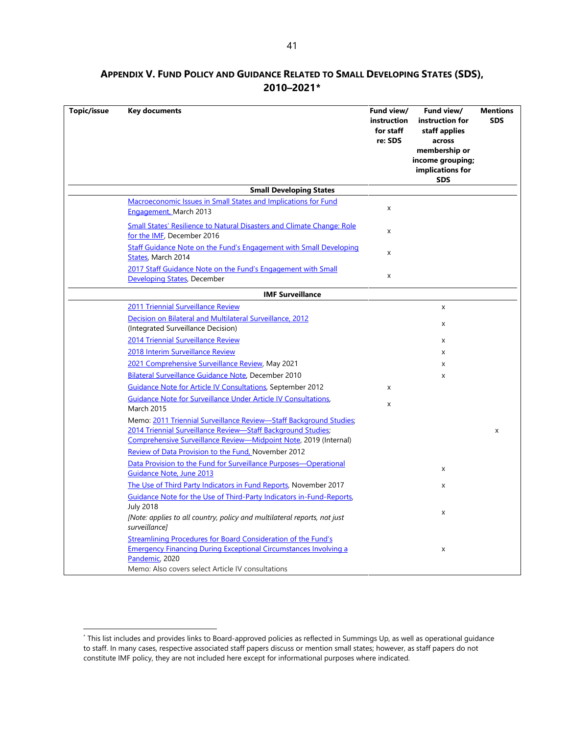## Appendix V. Fund Policy and Guidance Related to Small Developing States (SDS), 2010–2021*

| Topic/issue | Key documents | Fund view/ instruction for staff re: SDS | Fund view/ instruction for staff applies across membership or income grouping; implications for SDS | Mentions SDS |
|---|---|---|---|---|
| | **Small Developing States** | | | |
| | Macroeconomic Issues in Small States and Implications for Fund Engagement, March 2013 | x | | |
| | Small States' Resilience to Natural Disasters and Climate Change: Role for the IMF, December 2016 | x | | |
| | Staff Guidance Note on the Fund's Engagement with Small Developing States, March 2014 | x | | |
| | 2017 Staff Guidance Note on the Fund's Engagement with Small Developing States, December | x | | |
| | **IMF Surveillance** | | | |
| | 2011 Triennial Surveillance Review | | x | |
| | Decision on Bilateral and Multilateral Surveillance, 2012 (Integrated Surveillance Decision) | | x | |
| | 2014 Triennial Surveillance Review | | x | |
| | 2018 Interim Surveillance Review | | x | |
| | 2021 Comprehensive Surveillance Review, May 2021 | | x | |
| | Bilateral Surveillance Guidance Note, December 2010 | | x | |
| | Guidance Note for Article IV Consultations, September 2012 | x | | |
| | Guidance Note for Surveillance Under Article IV Consultations, March 2015 | x | | |
| | Memo: 2011 Triennial Surveillance Review—Staff Background Studies; 2014 Triennial Surveillance Review—Staff Background Studies; Comprehensive Surveillance Review—Midpoint Note, 2019 (Internal) | | | x |
| | Review of Data Provision to the Fund, November 2012 | | | |
| | Data Provision to the Fund for Surveillance Purposes—Operational Guidance Note, June 2013 | | x | |
| | The Use of Third Party Indicators in Fund Reports, November 2017 | | x | |
| | Guidance Note for the Use of Third-Party Indicators in-Fund-Reports, July 2018 *[Note: applies to all country, policy and multilateral reports, not just surveillance]* | | x | |
| | Streamlining Procedures for Board Consideration of the Fund's Emergency Financing During Exceptional Circumstances Involving a Pandemic, 2020 Memo: Also covers select Article IV consultations | | x | |

* This list includes and provides links to Board-approved policies as reflected in Summings Up, as well as operational guidance to staff. In many cases, respective associated staff papers discuss or mention small states; however, as staff papers do not constitute IMF policy, they are not included here except for informational purposes where indicated.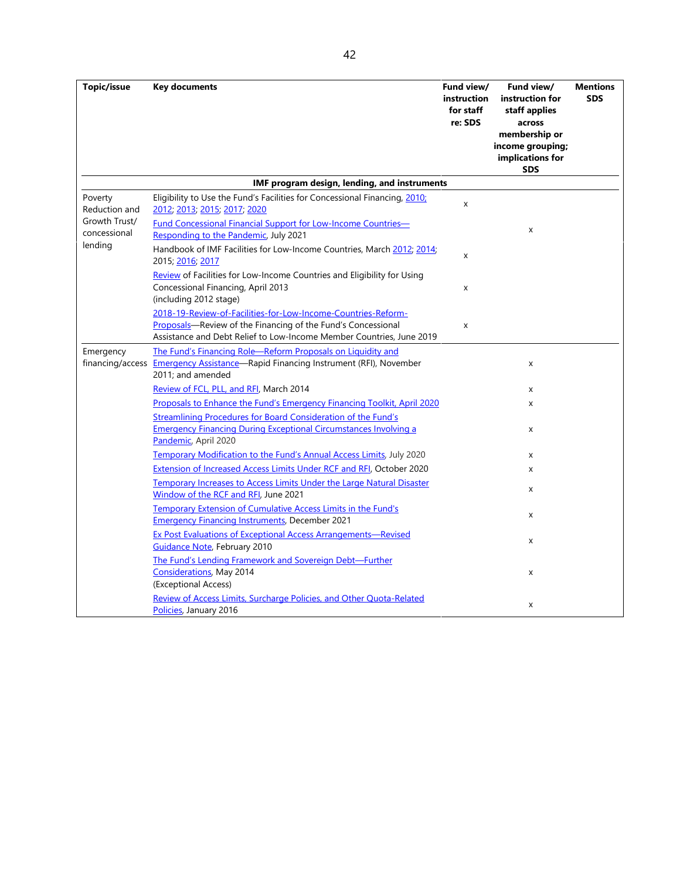| Topic/issue | Key documents | Fund view/ instruction for staff re: SDS | Fund view/ instruction for staff applies across membership or income grouping; implications for SDS | Mentions SDS |
|---|---|---|---|---|
| | **IMF program design, lending, and instruments** | | | |
| Poverty Reduction and Growth Trust/ concessional lending | Eligibility to Use the Fund's Facilities for Concessional Financing, 2010; 2012; 2013; 2015; 2017; 2020 | x | | |
| | Fund Concessional Financial Support for Low-Income Countries—Responding to the Pandemic, July 2021 | | x | |
| | Handbook of IMF Facilities for Low-Income Countries, March 2012; 2014; 2015; 2016; 2017 | x | | |
| | Review of Facilities for Low-Income Countries and Eligibility for Using Concessional Financing, April 2013 (including 2012 stage) | x | | |
| | 2018-19-Review-of-Facilities-for-Low-Income-Countries-Reform-Proposals—Review of the Financing of the Fund's Concessional Assistance and Debt Relief to Low-Income Member Countries, June 2019 | x | | |
| Emergency financing/access | The Fund's Financing Role—Reform Proposals on Liquidity and Emergency Assistance—Rapid Financing Instrument (RFI), November 2011; and amended | | x | |
| | Review of FCL, PLL, and RFI, March 2014 | | x | |
| | Proposals to Enhance the Fund's Emergency Financing Toolkit, April 2020 | | x | |
| | Streamlining Procedures for Board Consideration of the Fund's Emergency Financing During Exceptional Circumstances Involving a Pandemic, April 2020 | | x | |
| | Temporary Modification to the Fund's Annual Access Limits, July 2020 | | x | |
| | Extension of Increased Access Limits Under RCF and RFI, October 2020 | | x | |
| | Temporary Increases to Access Limits Under the Large Natural Disaster Window of the RCF and RFI, June 2021 | | x | |
| | Temporary Extension of Cumulative Access Limits in the Fund's Emergency Financing Instruments, December 2021 | | x | |
| | Ex Post Evaluations of Exceptional Access Arrangements—Revised Guidance Note, February 2010 | | x | |
| | The Fund's Lending Framework and Sovereign Debt—Further Considerations, May 2014 (Exceptional Access) | | x | |
| | Review of Access Limits, Surcharge Policies, and Other Quota-Related Policies, January 2016 | | x | |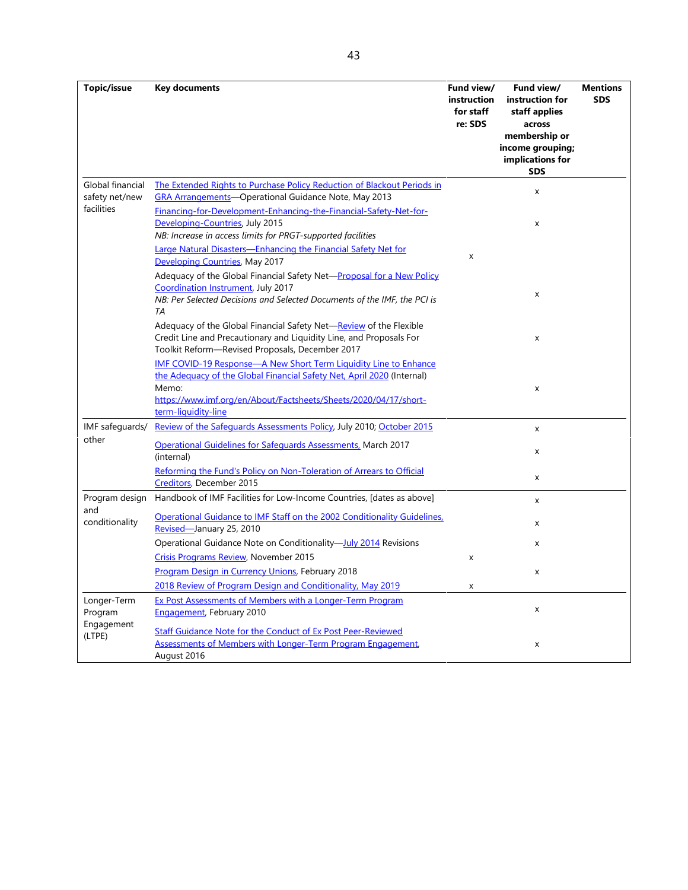| Topic/issue | Key documents | Fund view/ instruction for staff re: SDS | Fund view/ instruction for staff applies across membership or income grouping; implications for SDS | Mentions SDS |
|---|---|---|---|---|
| Global financial safety net/new facilities | The Extended Rights to Purchase Policy Reduction of Blackout Periods in GRA Arrangements—Operational Guidance Note, May 2013 | | x | |
| | Financing-for-Development-Enhancing-the-Financial-Safety-Net-for-Developing-Countries, July 2015<br>*NB: Increase in access limits for PRGT-supported facilities* | | x | |
| | Large Natural Disasters—Enhancing the Financial Safety Net for Developing Countries, May 2017 | x | | |
| | Adequacy of the Global Financial Safety Net—Proposal for a New Policy Coordination Instrument, July 2017<br>*NB: Per Selected Decisions and Selected Documents of the IMF, the PCI is TA* | | x | |
| | Adequacy of the Global Financial Safety Net—Review of the Flexible Credit Line and Precautionary and Liquidity Line, and Proposals For Toolkit Reform—Revised Proposals, December 2017 | | x | |
| | IMF COVID-19 Response—A New Short Term Liquidity Line to Enhance the Adequacy of the Global Financial Safety Net, April 2020 (Internal) Memo: https://www.imf.org/en/About/Factsheets/Sheets/2020/04/17/short-term-liquidity-line | | x | |
| IMF safeguards/ other | Review of the Safeguards Assessments Policy, July 2010; October 2015 | | x | |
| | Operational Guidelines for Safeguards Assessments, March 2017 (internal) | | x | |
| | Reforming the Fund's Policy on Non-Toleration of Arrears to Official Creditors, December 2015 | | x | |
| Program design and conditionality | Handbook of IMF Facilities for Low-Income Countries, [dates as above] | | x | |
| | Operational Guidance to IMF Staff on the 2002 Conditionality Guidelines, Revised—January 25, 2010 | | x | |
| | Operational Guidance Note on Conditionality—July 2014 Revisions | | x | |
| | Crisis Programs Review, November 2015 | x | | |
| | Program Design in Currency Unions, February 2018 | | x | |
| | 2018 Review of Program Design and Conditionality, May 2019 | x | | |
| Longer-Term Program Engagement (LTPE) | Ex Post Assessments of Members with a Longer-Term Program Engagement, February 2010 | | x | |
| | Staff Guidance Note for the Conduct of Ex Post Peer-Reviewed Assessments of Members with Longer-Term Program Engagement, August 2016 | | x | |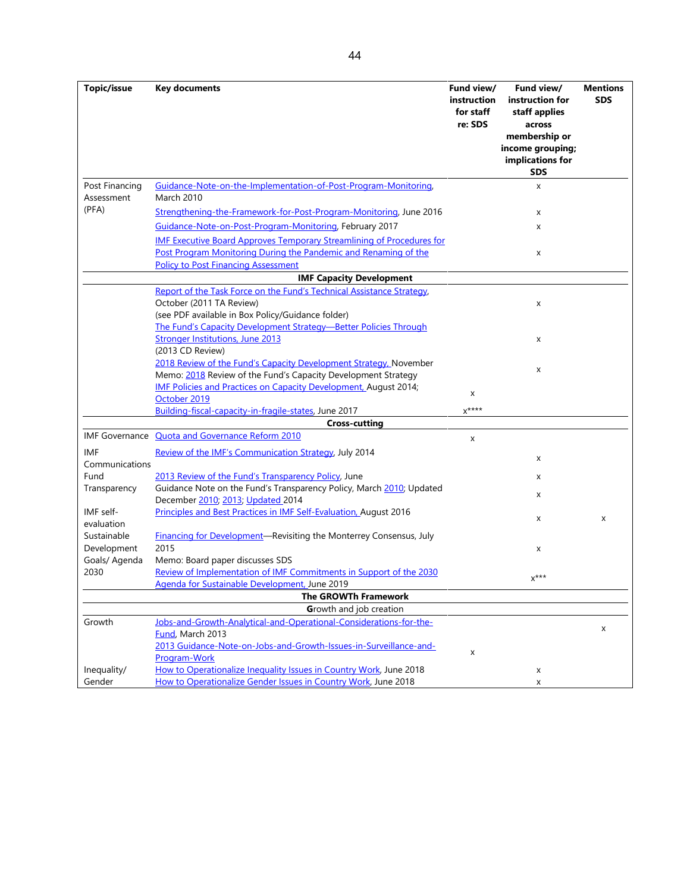| Topic/issue | Key documents | Fund view/ instruction for staff re: SDS | Fund view/ instruction for staff applies across membership or income grouping; implications for SDS | Mentions SDS |
|---|---|---|---|---|
| Post Financing Assessment (PFA) | Guidance-Note-on-the-Implementation-of-Post-Program-Monitoring, March 2010 | | x | |
| | Strengthening-the-Framework-for-Post-Program-Monitoring, June 2016 | | x | |
| | Guidance-Note-on-Post-Program-Monitoring, February 2017 | | x | |
| | IMF Executive Board Approves Temporary Streamlining of Procedures for Post Program Monitoring During the Pandemic and Renaming of the Policy to Post Financing Assessment | | x | |
| | **IMF Capacity Development** | | | |
| | Report of the Task Force on the Fund's Technical Assistance Strategy, October (2011 TA Review) (see PDF available in Box Policy/Guidance folder) | | x | |
| | The Fund's Capacity Development Strategy—Better Policies Through Stronger Institutions, June 2013 (2013 CD Review) | | x | |
| | 2018 Review of the Fund's Capacity Development Strategy, November Memo: 2018 Review of the Fund's Capacity Development Strategy | | x | |
| | IMF Policies and Practices on Capacity Development, August 2014; October 2019 | x | | |
| | Building-fiscal-capacity-in-fragile-states, June 2017 | x**** | | |
| | **Cross-cutting** | | | |
| IMF Governance | Quota and Governance Reform 2010 | x | | |
| IMF Communications | Review of the IMF's Communication Strategy, July 2014 | | x | |
| Fund Transparency | 2013 Review of the Fund's Transparency Policy, June | | x | |
| | Guidance Note on the Fund's Transparency Policy, March 2010; Updated December 2010; 2013; Updated 2014 | | x | |
| IMF self-evaluation | Principles and Best Practices in IMF Self-Evaluation, August 2016 | | x | x |
| Sustainable Development Goals/ Agenda 2030 | Financing for Development—Revisiting the Monterrey Consensus, July 2015 Memo: Board paper discusses SDS | | x | |
| | Review of Implementation of IMF Commitments in Support of the 2030 Agenda for Sustainable Development, June 2019 | | x*** | |
| | **The GROWTh Framework** | | | |
| | Growth and job creation | | | |
| Growth | Jobs-and-Growth-Analytical-and-Operational-Considerations-for-the-Fund, March 2013 | | | x |
| | 2013 Guidance-Note-on-Jobs-and-Growth-Issues-in-Surveillance-and-Program-Work | x | | |
| Inequality/ Gender | How to Operationalize Inequality Issues in Country Work, June 2018 | | x | |
| | How to Operationalize Gender Issues in Country Work, June 2018 | | x | |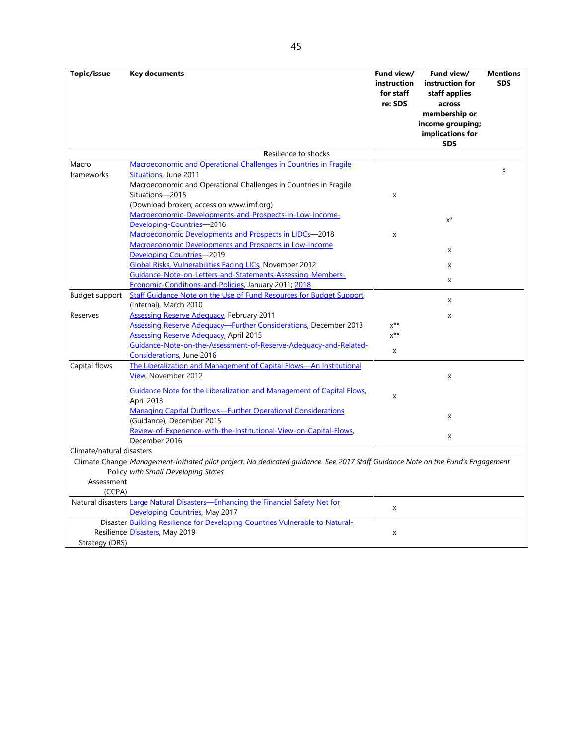| Topic/issue | Key documents | Fund view/ instruction for staff re: SDS | Fund view/ instruction for staff applies across membership or income grouping; implications for SDS | Mentions SDS |
|---|---|---|---|---|
| | **R**esilience to shocks | | | |
| Macro frameworks | Macroeconomic and Operational Challenges in Countries in Fragile Situations, June 2011 | | | x |
| | Macroeconomic and Operational Challenges in Countries in Fragile Situations—2015 (Download broken; access on www.imf.org) | x | | |
| | Macroeconomic-Developments-and-Prospects-in-Low-Income-Developing-Countries—2016 | | x* | |
| | Macroeconomic Developments and Prospects in LIDCs—2018 | x | | |
| | Macroeconomic Developments and Prospects in Low-Income Developing Countries—2019 | | x | |
| | Global Risks, Vulnerabilities Facing LICs, November 2012 | | x | |
| | Guidance-Note-on-Letters-and-Statements-Assessing-Members-Economic-Conditions-and-Policies, January 2011; 2018 | | x | |
| Budget support | Staff Guidance Note on the Use of Fund Resources for Budget Support (Internal), March 2010 | | x | |
| Reserves | Assessing Reserve Adequacy, February 2011 | | x | |
| | Assessing Reserve Adequacy—Further Considerations, December 2013 | x** | | |
| | Assessing Reserve Adequacy, April 2015 | x** | | |
| | Guidance-Note-on-the-Assessment-of-Reserve-Adequacy-and-Related-Considerations, June 2016 | x | | |
| Capital flows | The Liberalization and Management of Capital Flows—An Institutional View, November 2012 | | x | |
| | Guidance Note for the Liberalization and Management of Capital Flows, April 2013 | x | | |
| | Managing Capital Outflows—Further Operational Considerations (Guidance), December 2015 | | x | |
| | Review-of-Experience-with-the-Institutional-View-on-Capital-Flows, December 2016 | | x | |
| Climate/natural disasters | | | | |
| Climate Change Policy Assessment (CCPA) | *Management-initiated pilot project. No dedicated guidance. See 2017 Staff Guidance Note on the Fund's Engagement with Small Developing States* | | | |
| Natural disasters | Large Natural Disasters—Enhancing the Financial Safety Net for Developing Countries, May 2017 | x | | |
| Disaster Resilience Strategy (DRS) | Building Resilience for Developing Countries Vulnerable to Natural-Disasters, May 2019 | x | | |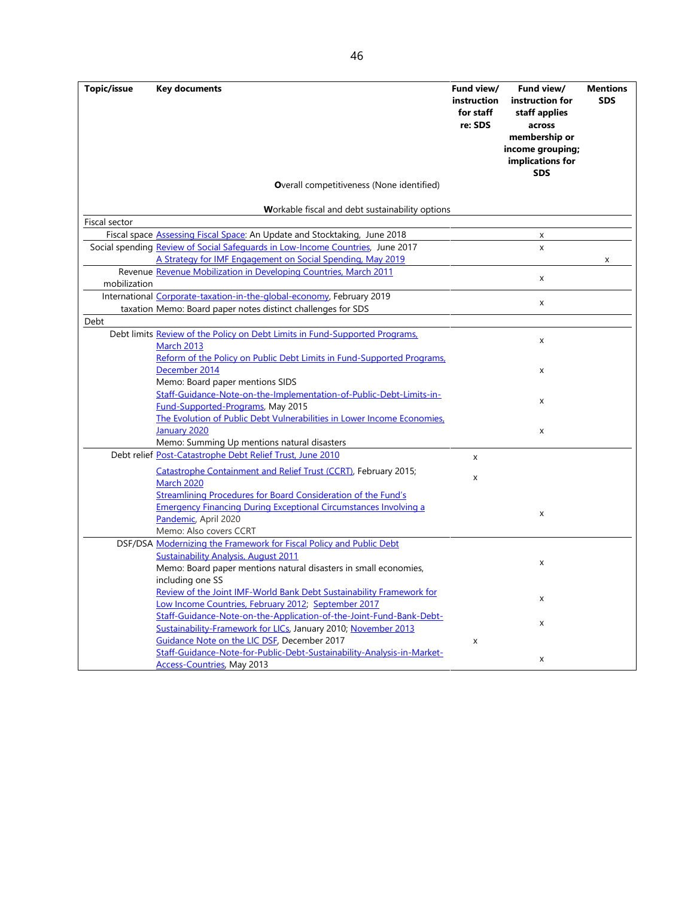| Topic/issue | Key documents | Fund view/ instruction for staff re: SDS | Fund view/ instruction for staff applies across membership or income grouping; implications for SDS | Mentions SDS |
|---|---|---|---|---|
| | **O**verall competitiveness (None identified) | | | |
| | **W**orkable fiscal and debt sustainability options | | | |
| Fiscal sector | | | | |
| Fiscal space | Assessing Fiscal Space: An Update and Stocktaking, June 2018 | | x | |
| Social spending | Review of Social Safeguards in Low-Income Countries, June 2017 | | x | |
| | A Strategy for IMF Engagement on Social Spending, May 2019 | | | x |
| Revenue mobilization | Revenue Mobilization in Developing Countries, March 2011 | | x | |
| International taxation | Corporate-taxation-in-the-global-economy, February 2019<br>Memo: Board paper notes distinct challenges for SDS | | x | |
| Debt | | | | |
| Debt limits | Review of the Policy on Debt Limits in Fund-Supported Programs, March 2013 | | x | |
| | Reform of the Policy on Public Debt Limits in Fund-Supported Programs, December 2014<br>Memo: Board paper mentions SIDS | | x | |
| | Staff-Guidance-Note-on-the-Implementation-of-Public-Debt-Limits-in-Fund-Supported-Programs, May 2015 | | x | |
| | The Evolution of Public Debt Vulnerabilities in Lower Income Economies, January 2020<br>Memo: Summing Up mentions natural disasters | | x | |
| Debt relief | Post-Catastrophe Debt Relief Trust, June 2010 | x | | |
| | Catastrophe Containment and Relief Trust (CCRT), February 2015; March 2020 | x | | |
| | Streamlining Procedures for Board Consideration of the Fund's Emergency Financing During Exceptional Circumstances Involving a Pandemic, April 2020<br>Memo: Also covers CCRT | | x | |
| DSF/DSA | Modernizing the Framework for Fiscal Policy and Public Debt Sustainability Analysis, August 2011<br>Memo: Board paper mentions natural disasters in small economies, including one SS | | x | |
| | Review of the Joint IMF-World Bank Debt Sustainability Framework for Low Income Countries, February 2012; September 2017 | | x | |
| | Staff-Guidance-Note-on-the-Application-of-the-Joint-Fund-Bank-Debt-Sustainability-Framework-for LICs, January 2010; November 2013 | | x | |
| | Guidance Note on the LIC DSF, December 2017 | x | | |
| | Staff-Guidance-Note-for-Public-Debt-Sustainability-Analysis-in-Market-Access-Countries, May 2013 | | x | |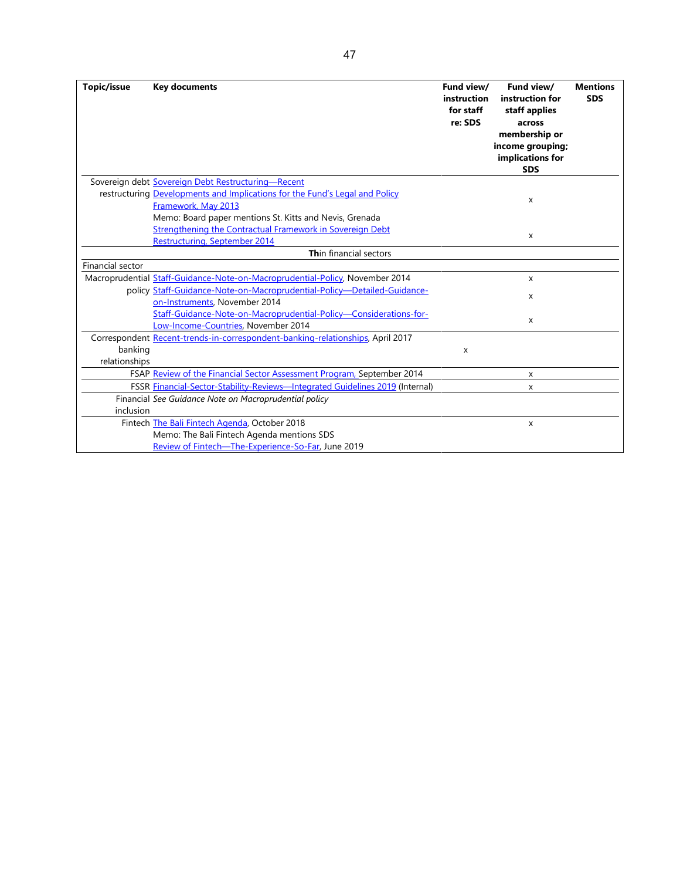| Topic/issue | Key documents | Fund view/ instruction for staff re: SDS | Fund view/ instruction for staff applies across membership or income grouping; implications for SDS | Mentions SDS |
|---|---|---|---|---|
| Sovereign debt restructuring | Sovereign Debt Restructuring—Recent Developments and Implications for the Fund's Legal and Policy Framework, May 2013 | | x | |
| | Memo: Board paper mentions St. Kitts and Nevis, Grenada | | | |
| | Strengthening the Contractual Framework in Sovereign Debt Restructuring, September 2014 | | x | |
| | **Th**in financial sectors | | | |
| Financial sector | | | | |
| Macroprudential policy | Staff-Guidance-Note-on-Macroprudential-Policy, November 2014 | | x | |
| | Staff-Guidance-Note-on-Macroprudential-Policy—Detailed-Guidance-on-Instruments, November 2014 | | x | |
| | Staff-Guidance-Note-on-Macroprudential-Policy—Considerations-for-Low-Income-Countries, November 2014 | | x | |
| Correspondent banking relationships | Recent-trends-in-correspondent-banking-relationships, April 2017 | x | | |
| FSAP | Review of the Financial Sector Assessment Program, September 2014 | | x | |
| FSSR | Financial-Sector-Stability-Reviews—Integrated Guidelines 2019 (Internal) | | x | |
| Financial inclusion | *See Guidance Note on Macroprudential policy* | | | |
| Fintech | The Bali Fintech Agenda, October 2018 | | x | |
| | Memo: The Bali Fintech Agenda mentions SDS | | | |
| | Review of Fintech—The-Experience-So-Far, June 2019 | | | |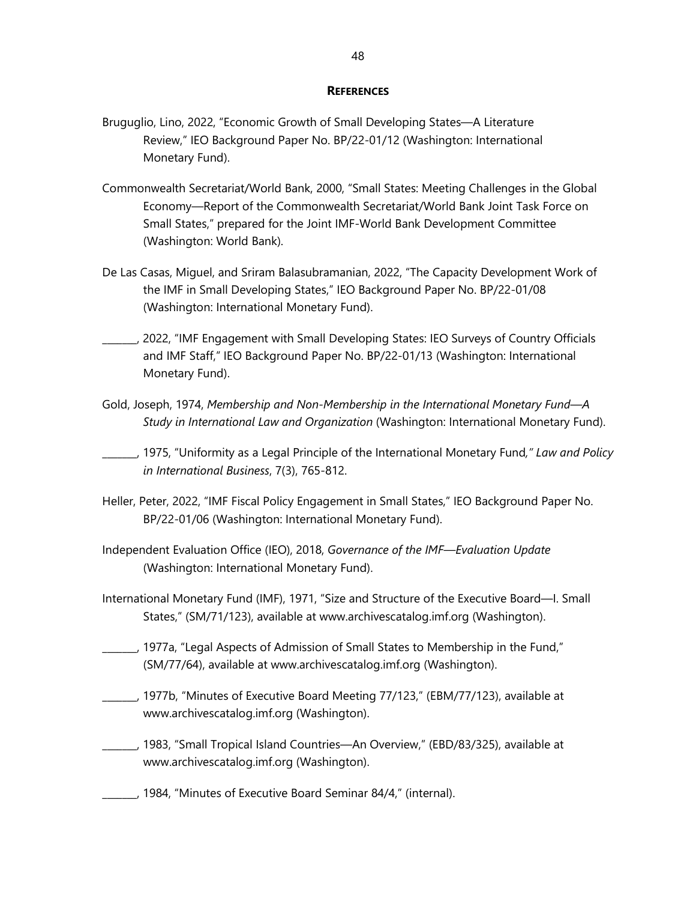# REFERENCES

Bruguglio, Lino, 2022, "Economic Growth of Small Developing States—A Literature Review," IEO Background Paper No. BP/22-01/12 (Washington: International Monetary Fund).

Commonwealth Secretariat/World Bank, 2000, "Small States: Meeting Challenges in the Global Economy—Report of the Commonwealth Secretariat/World Bank Joint Task Force on Small States," prepared for the Joint IMF-World Bank Development Committee (Washington: World Bank).

De Las Casas, Miguel, and Sriram Balasubramanian, 2022, "The Capacity Development Work of the IMF in Small Developing States," IEO Background Paper No. BP/22-01/08 (Washington: International Monetary Fund).

_______, 2022, "IMF Engagement with Small Developing States: IEO Surveys of Country Officials and IMF Staff," IEO Background Paper No. BP/22-01/13 (Washington: International Monetary Fund).

Gold, Joseph, 1974, *Membership and Non-Membership in the International Monetary Fund—A Study in International Law and Organization* (Washington: International Monetary Fund).

_______, 1975, "Uniformity as a Legal Principle of the International Monetary Fund," *Law and Policy in International Business*, 7(3), 765-812.

Heller, Peter, 2022, "IMF Fiscal Policy Engagement in Small States," IEO Background Paper No. BP/22-01/06 (Washington: International Monetary Fund).

Independent Evaluation Office (IEO), 2018, *Governance of the IMF—Evaluation Update* (Washington: International Monetary Fund).

International Monetary Fund (IMF), 1971, "Size and Structure of the Executive Board—I. Small States," (SM/71/123), available at www.archivescatalog.imf.org (Washington).

_______, 1977a, "Legal Aspects of Admission of Small States to Membership in the Fund," (SM/77/64), available at www.archivescatalog.imf.org (Washington).

_______, 1977b, "Minutes of Executive Board Meeting 77/123," (EBM/77/123), available at www.archivescatalog.imf.org (Washington).

_______, 1983, "Small Tropical Island Countries—An Overview," (EBD/83/325), available at www.archivescatalog.imf.org (Washington).

_______, 1984, "Minutes of Executive Board Seminar 84/4," (internal).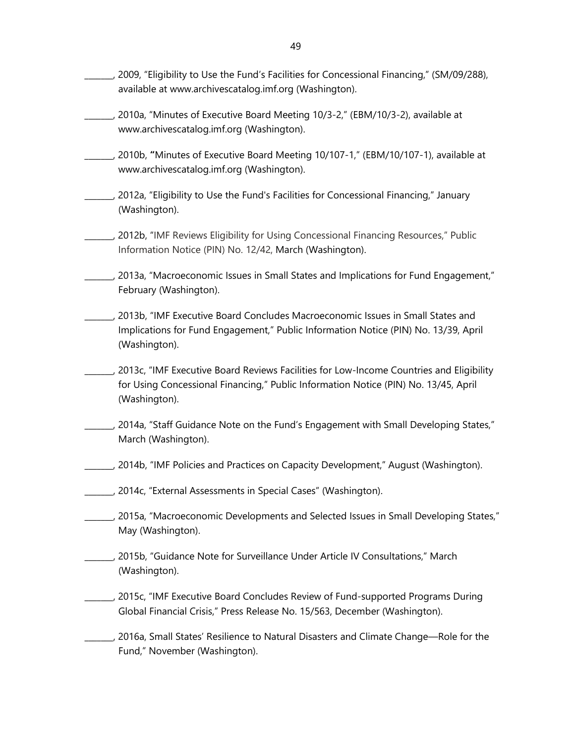_______, 2009, "Eligibility to Use the Fund's Facilities for Concessional Financing," (SM/09/288), available at www.archivescatalog.imf.org (Washington).

_______, 2010a, "Minutes of Executive Board Meeting 10/3-2," (EBM/10/3-2), available at www.archivescatalog.imf.org (Washington).

_______, 2010b, "Minutes of Executive Board Meeting 10/107-1," (EBM/10/107-1), available at www.archivescatalog.imf.org (Washington).

_______, 2012a, "Eligibility to Use the Fund's Facilities for Concessional Financing," January (Washington).

_______, 2012b, "IMF Reviews Eligibility for Using Concessional Financing Resources," Public Information Notice (PIN) No. 12/42, March (Washington).

_______, 2013a, "Macroeconomic Issues in Small States and Implications for Fund Engagement," February (Washington).

_______, 2013b, "IMF Executive Board Concludes Macroeconomic Issues in Small States and Implications for Fund Engagement," Public Information Notice (PIN) No. 13/39, April (Washington).

_______, 2013c, "IMF Executive Board Reviews Facilities for Low-Income Countries and Eligibility for Using Concessional Financing," Public Information Notice (PIN) No. 13/45, April (Washington).

_______, 2014a, "Staff Guidance Note on the Fund's Engagement with Small Developing States," March (Washington).

_______, 2014b, "IMF Policies and Practices on Capacity Development," August (Washington).

_______, 2014c, "External Assessments in Special Cases" (Washington).

_______, 2015a, "Macroeconomic Developments and Selected Issues in Small Developing States," May (Washington).

_______, 2015b, "Guidance Note for Surveillance Under Article IV Consultations," March (Washington).

_______, 2015c, "IMF Executive Board Concludes Review of Fund-supported Programs During Global Financial Crisis," Press Release No. 15/563, December (Washington).

_______, 2016a, Small States' Resilience to Natural Disasters and Climate Change—Role for the Fund," November (Washington).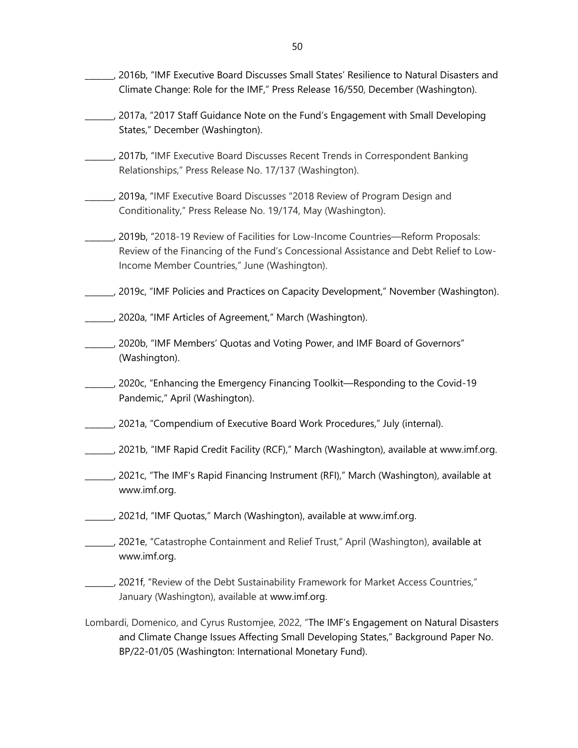_______, 2016b, "IMF Executive Board Discusses Small States' Resilience to Natural Disasters and Climate Change: Role for the IMF," Press Release 16/550, December (Washington).

_______, 2017a, "2017 Staff Guidance Note on the Fund's Engagement with Small Developing States," December (Washington).

_______, 2017b, "IMF Executive Board Discusses Recent Trends in Correspondent Banking Relationships," Press Release No. 17/137 (Washington).

_______, 2019a, "IMF Executive Board Discusses "2018 Review of Program Design and Conditionality," Press Release No. 19/174, May (Washington).

_______, 2019b, "2018-19 Review of Facilities for Low-Income Countries—Reform Proposals: Review of the Financing of the Fund's Concessional Assistance and Debt Relief to Low-Income Member Countries," June (Washington).

_______, 2019c, "IMF Policies and Practices on Capacity Development," November (Washington).

_______, 2020a, "IMF Articles of Agreement," March (Washington).

_______, 2020b, "IMF Members' Quotas and Voting Power, and IMF Board of Governors" (Washington).

_______, 2020c, "Enhancing the Emergency Financing Toolkit—Responding to the Covid-19 Pandemic," April (Washington).

_______, 2021a, "Compendium of Executive Board Work Procedures," July (internal).

_______, 2021b, "IMF Rapid Credit Facility (RCF)," March (Washington), available at www.imf.org.

_______, 2021c, "The IMF's Rapid Financing Instrument (RFI)," March (Washington), available at www.imf.org.

_______, 2021d, "IMF Quotas," March (Washington), available at www.imf.org.

_______, 2021e, "Catastrophe Containment and Relief Trust," April (Washington), available at www.imf.org.

_______, 2021f, "Review of the Debt Sustainability Framework for Market Access Countries," January (Washington), available at www.imf.org.

Lombardi, Domenico, and Cyrus Rustomjee, 2022, "The IMF's Engagement on Natural Disasters and Climate Change Issues Affecting Small Developing States," Background Paper No. BP/22-01/05 (Washington: International Monetary Fund).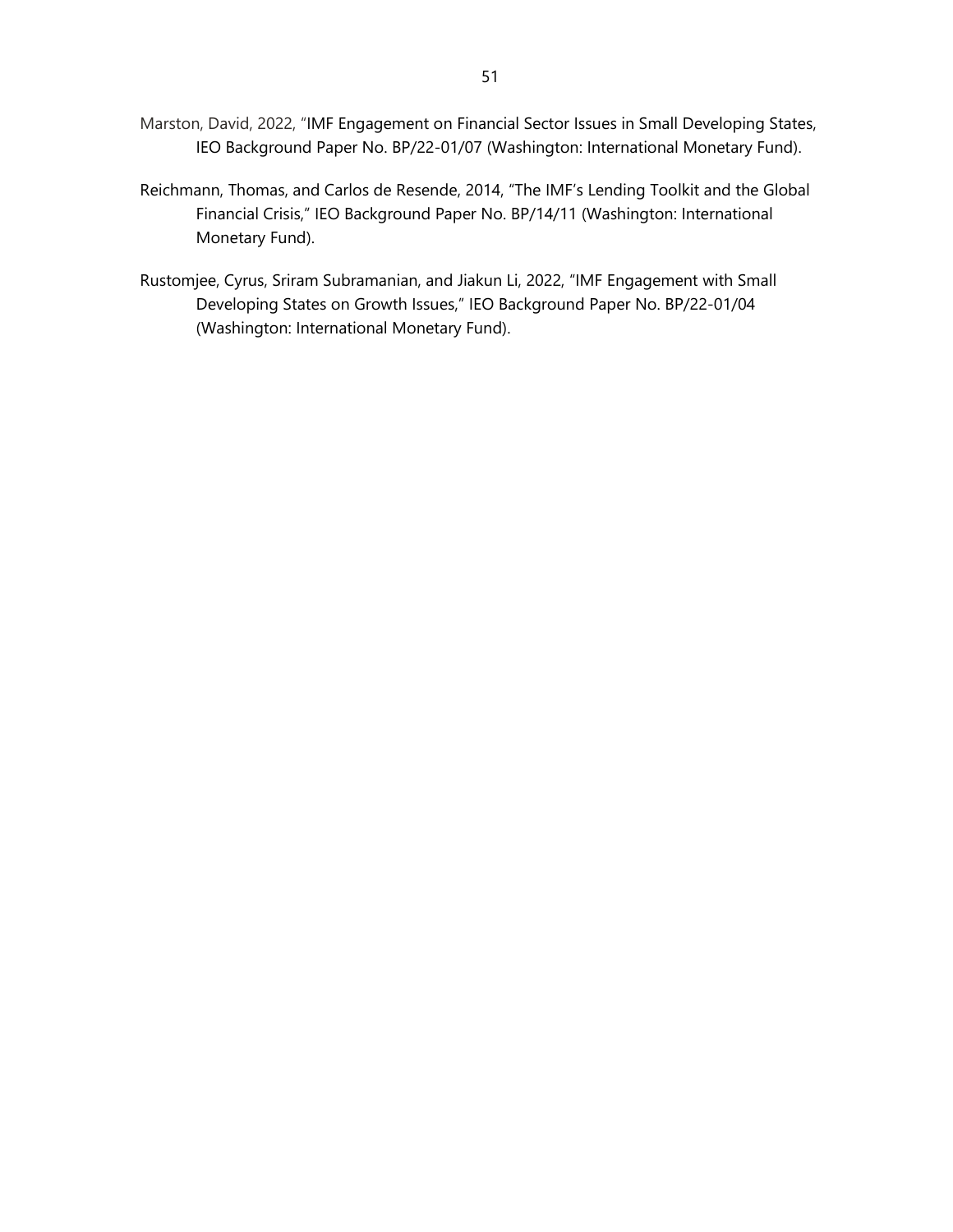Marston, David, 2022, "IMF Engagement on Financial Sector Issues in Small Developing States, IEO Background Paper No. BP/22-01/07 (Washington: International Monetary Fund).

Reichmann, Thomas, and Carlos de Resende, 2014, "The IMF's Lending Toolkit and the Global Financial Crisis," IEO Background Paper No. BP/14/11 (Washington: International Monetary Fund).

Rustomjee, Cyrus, Sriram Subramanian, and Jiakun Li, 2022, "IMF Engagement with Small Developing States on Growth Issues," IEO Background Paper No. BP/22-01/04 (Washington: International Monetary Fund).